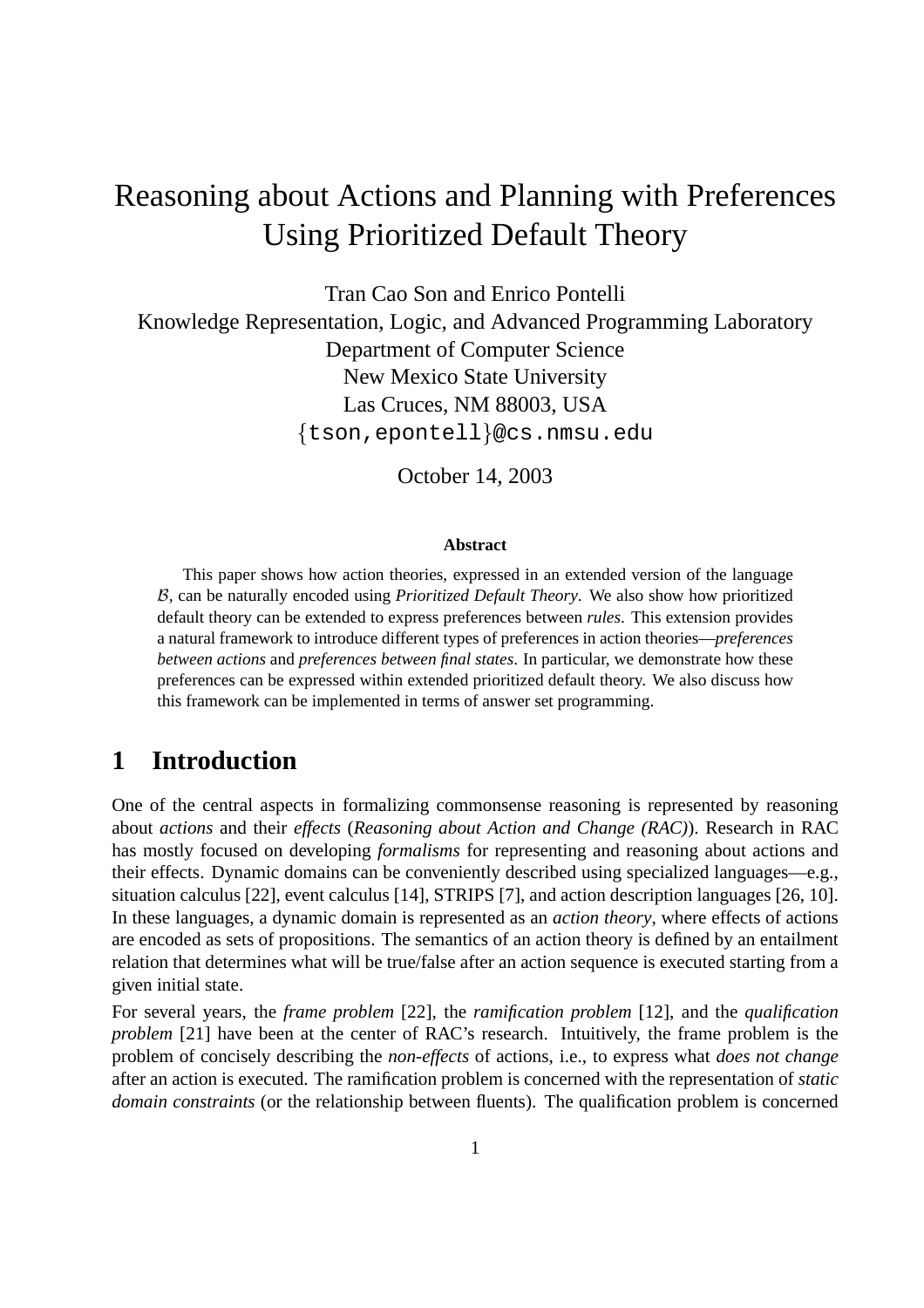# Reasoning about Actions and Planning with Preferences Using Prioritized Default Theory

Tran Cao Son and Enrico Pontelli

Knowledge Representation, Logic, and Advanced Programming Laboratory

Department of Computer Science

New Mexico State University

Las Cruces, NM 88003, USA

{tson,epontell}@cs.nmsu.edu

October 14, 2003

### Abstract

This paper shows how action theories, expressed in an extended version of the language $\mathcal{B}$, can be naturally encoded using *Prioritized Default Theory*. We also show how prioritized default theory can be extended to express preferences between *rules*. This extension provides a natural framework to introduce different types of preferences in action theories—*preferences between actions* and *preferences between final states*. In particular, we demonstrate how these preferences can be expressed within extended prioritized default theory. We also discuss how this framework can be implemented in terms of answer set programming.

## 1 Introduction

One of the central aspects in formalizing commonsense reasoning is represented by reasoning about *actions* and their *effects* (*Reasoning about Action and Change (RAC)*). Research in RAC has mostly focused on developing *formalisms* for representing and reasoning about actions and their effects. Dynamic domains can be conveniently described using specialized languages—e.g., situation calculus [22], event calculus [14], STRIPS [7], and action description languages [26, 10]. In these languages, a dynamic domain is represented as an *action theory*, where effects of actions are encoded as sets of propositions. The semantics of an action theory is defined by an entailment relation that determines what will be true/false after an action sequence is executed starting from a given initial state.

For several years, the *frame problem* [22], the *ramification problem* [12], and the *qualification problem* [21] have been at the center of RAC's research. Intuitively, the frame problem is the problem of concisely describing the *non-effects* of actions, i.e., to express what *does not change* after an action is executed. The ramification problem is concerned with the representation of *static domain constraints* (or the relationship between fluents). The qualification problem is concerned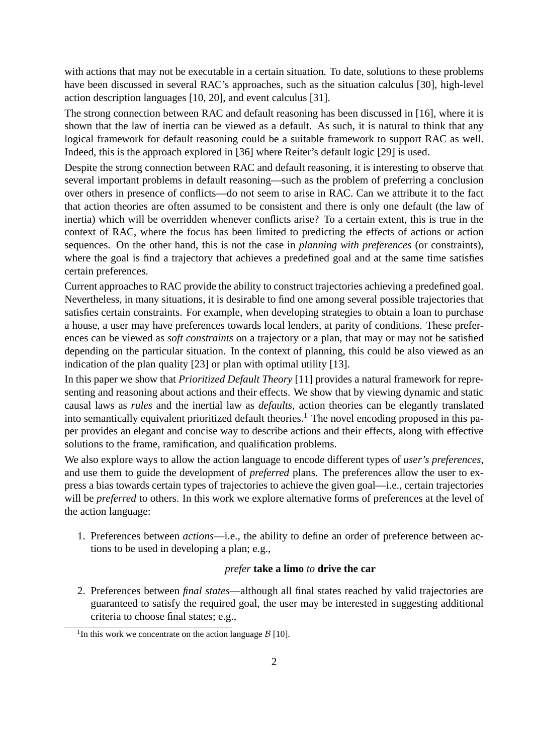with actions that may not be executable in a certain situation. To date, solutions to these problems have been discussed in several RAC's approaches, such as the situation calculus [30], high-level action description languages [10, 20], and event calculus [31].

The strong connection between RAC and default reasoning has been discussed in [16], where it is shown that the law of inertia can be viewed as a default. As such, it is natural to think that any logical framework for default reasoning could be a suitable framework to support RAC as well. Indeed, this is the approach explored in [36] where Reiter's default logic [29] is used.

Despite the strong connection between RAC and default reasoning, it is interesting to observe that several important problems in default reasoning—such as the problem of preferring a conclusion over others in presence of conflicts—do not seem to arise in RAC. Can we attribute it to the fact that action theories are often assumed to be consistent and there is only one default (the law of inertia) which will be overridden whenever conflicts arise? To a certain extent, this is true in the context of RAC, where the focus has been limited to predicting the effects of actions or action sequences. On the other hand, this is not the case in *planning with preferences* (or constraints), where the goal is find a trajectory that achieves a predefined goal and at the same time satisfies certain preferences.

Current approaches to RAC provide the ability to construct trajectories achieving a predefined goal. Nevertheless, in many situations, it is desirable to find one among several possible trajectories that satisfies certain constraints. For example, when developing strategies to obtain a loan to purchase a house, a user may have preferences towards local lenders, at parity of conditions. These preferences can be viewed as *soft constraints* on a trajectory or a plan, that may or may not be satisfied depending on the particular situation. In the context of planning, this could be also viewed as an indication of the plan quality [23] or plan with optimal utility [13].

In this paper we show that *Prioritized Default Theory* [11] provides a natural framework for representing and reasoning about actions and their effects. We show that by viewing dynamic and static causal laws as *rules* and the inertial law as *defaults*, action theories can be elegantly translated into semantically equivalent prioritized default theories.[1] The novel encoding proposed in this paper provides an elegant and concise way to describe actions and their effects, along with effective solutions to the frame, ramification, and qualification problems.

We also explore ways to allow the action language to encode different types of *user's preferences*, and use them to guide the development of *preferred* plans. The preferences allow the user to express a bias towards certain types of trajectories to achieve the given goal—i.e., certain trajectories will be *preferred* to others. In this work we explore alternative forms of preferences at the level of the action language:

1. Preferences between *actions*—i.e., the ability to define an order of preference between actions to be used in developing a plan; e.g.,

   *prefer* **take a limo** *to* **drive the car**

2. Preferences between *final states*—although all final states reached by valid trajectories are guaranteed to satisfy the required goal, the user may be interested in suggesting additional criteria to choose final states; e.g.,

[1] In this work we concentrate on the action language $\mathcal{B}$ [10].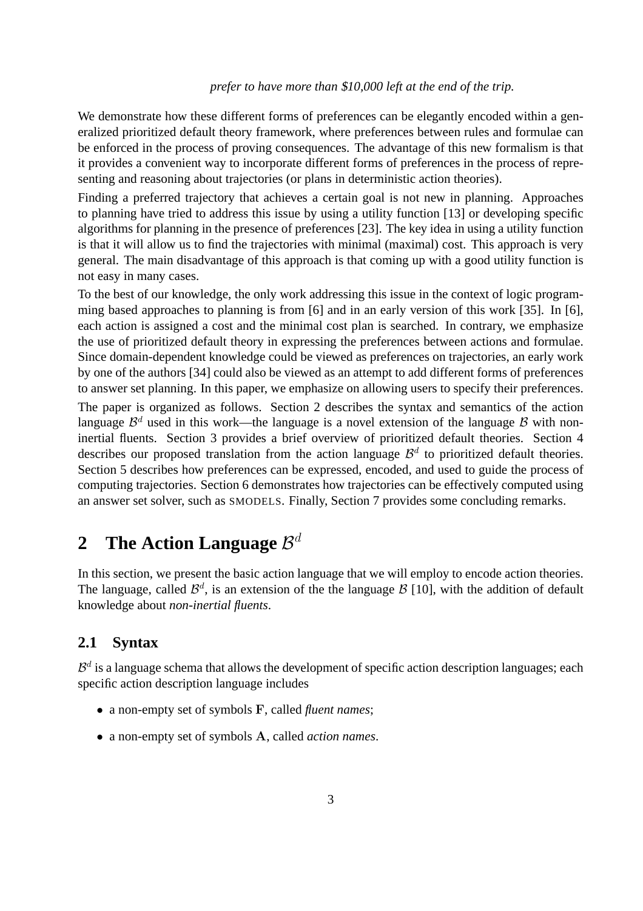*prefer to have more than $10,000 left at the end of the trip.*

We demonstrate how these different forms of preferences can be elegantly encoded within a generalized prioritized default theory framework, where preferences between rules and formulae can be enforced in the process of proving consequences. The advantage of this new formalism is that it provides a convenient way to incorporate different forms of preferences in the process of representing and reasoning about trajectories (or plans in deterministic action theories).

Finding a preferred trajectory that achieves a certain goal is not new in planning. Approaches to planning have tried to address this issue by using a utility function [13] or developing specific algorithms for planning in the presence of preferences [23]. The key idea in using a utility function is that it will allow us to find the trajectories with minimal (maximal) cost. This approach is very general. The main disadvantage of this approach is that coming up with a good utility function is not easy in many cases.

To the best of our knowledge, the only work addressing this issue in the context of logic programming based approaches to planning is from [6] and in an early version of this work [35]. In [6], each action is assigned a cost and the minimal cost plan is searched. In contrary, we emphasize the use of prioritized default theory in expressing the preferences between actions and formulae. Since domain-dependent knowledge could be viewed as preferences on trajectories, an early work by one of the authors [34] could also be viewed as an attempt to add different forms of preferences to answer set planning. In this paper, we emphasize on allowing users to specify their preferences.

The paper is organized as follows. Section 2 describes the syntax and semantics of the action language $\mathcal{B}^d$ used in this work—the language is a novel extension of the language $\mathcal{B}$ with non-inertial fluents. Section 3 provides a brief overview of prioritized default theories. Section 4 describes our proposed translation from the action language $\mathcal{B}^d$ to prioritized default theories. Section 5 describes how preferences can be expressed, encoded, and used to guide the process of computing trajectories. Section 6 demonstrates how trajectories can be effectively computed using an answer set solver, such as SMODELS. Finally, Section 7 provides some concluding remarks.

# 2 The Action Language $\mathcal{B}^d$

In this section, we present the basic action language that we will employ to encode action theories. The language, called $\mathcal{B}^d$, is an extension of the the language $\mathcal{B}$ [10], with the addition of default knowledge about *non-inertial fluents*.

## 2.1 Syntax

$\mathcal{B}^d$ is a language schema that allows the development of specific action description languages; each specific action description language includes

- a non-empty set of symbols $\mathbf{F}$, called *fluent names*;
- a non-empty set of symbols $\mathbf{A}$, called *action names*.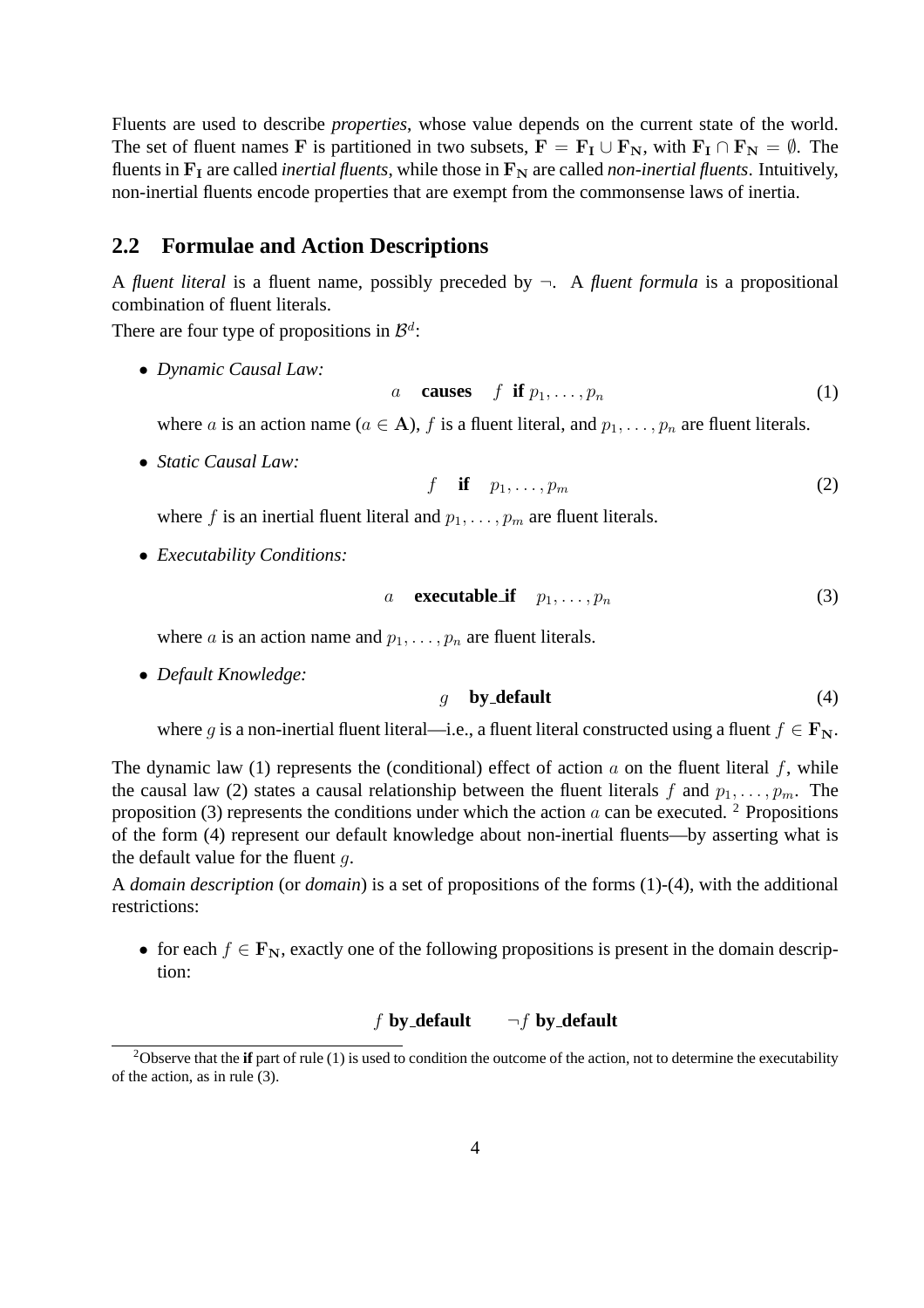Fluents are used to describe *properties*, whose value depends on the current state of the world. The set of fluent names $\mathbf{F}$ is partitioned in two subsets, $\mathbf{F} = \mathbf{F_I} \cup \mathbf{F_N}$, with $\mathbf{F_I} \cap \mathbf{F_N} = \emptyset$. The fluents in $\mathbf{F_I}$ are called *inertial fluents*, while those in $\mathbf{F_N}$ are called *non-inertial fluents*. Intuitively, non-inertial fluents encode properties that are exempt from the commonsense laws of inertia.

## 2.2 Formulae and Action Descriptions

A *fluent literal* is a fluent name, possibly preceded by $\neg$. A *fluent formula* is a propositional combination of fluent literals.

There are four type of propositions in $\mathcal{B}^d$:

- *Dynamic Causal Law:*

$$a \quad \textbf{causes} \quad f \ \textbf{if} \ p_1, \dots, p_n \tag{1}$$

where $a$ is an action name ($a \in \mathbf{A}$), $f$ is a fluent literal, and $p_1, \dots, p_n$ are fluent literals.

- *Static Causal Law:*

$$f \quad \textbf{if} \quad p_1, \dots, p_m \tag{2}$$

where $f$ is an inertial fluent literal and $p_1, \dots, p_m$ are fluent literals.

- *Executability Conditions:*

$$a \quad \textbf{executable\_if} \quad p_1, \dots, p_n \tag{3}$$

where $a$ is an action name and $p_1, \dots, p_n$ are fluent literals.

- *Default Knowledge:*

$$g \quad \textbf{by\_default} \tag{4}$$

where $g$ is a non-inertial fluent literal—i.e., a fluent literal constructed using a fluent $f \in \mathbf{F_N}$.

The dynamic law (1) represents the (conditional) effect of action $a$ on the fluent literal $f$, while the causal law (2) states a causal relationship between the fluent literals $f$ and $p_1, \dots, p_m$. The proposition (3) represents the conditions under which the action $a$ can be executed. [2] Propositions of the form (4) represent our default knowledge about non-inertial fluents—by asserting what is the default value for the fluent $g$.

A *domain description* (or *domain*) is a set of propositions of the forms (1)-(4), with the additional restrictions:

- for each $f \in \mathbf{F_N}$, exactly one of the following propositions is present in the domain description:

$$f \ \textbf{by\_default} \qquad \neg f \ \textbf{by\_default}$$

[2] Observe that the **if** part of rule (1) is used to condition the outcome of the action, not to determine the executability of the action, as in rule (3).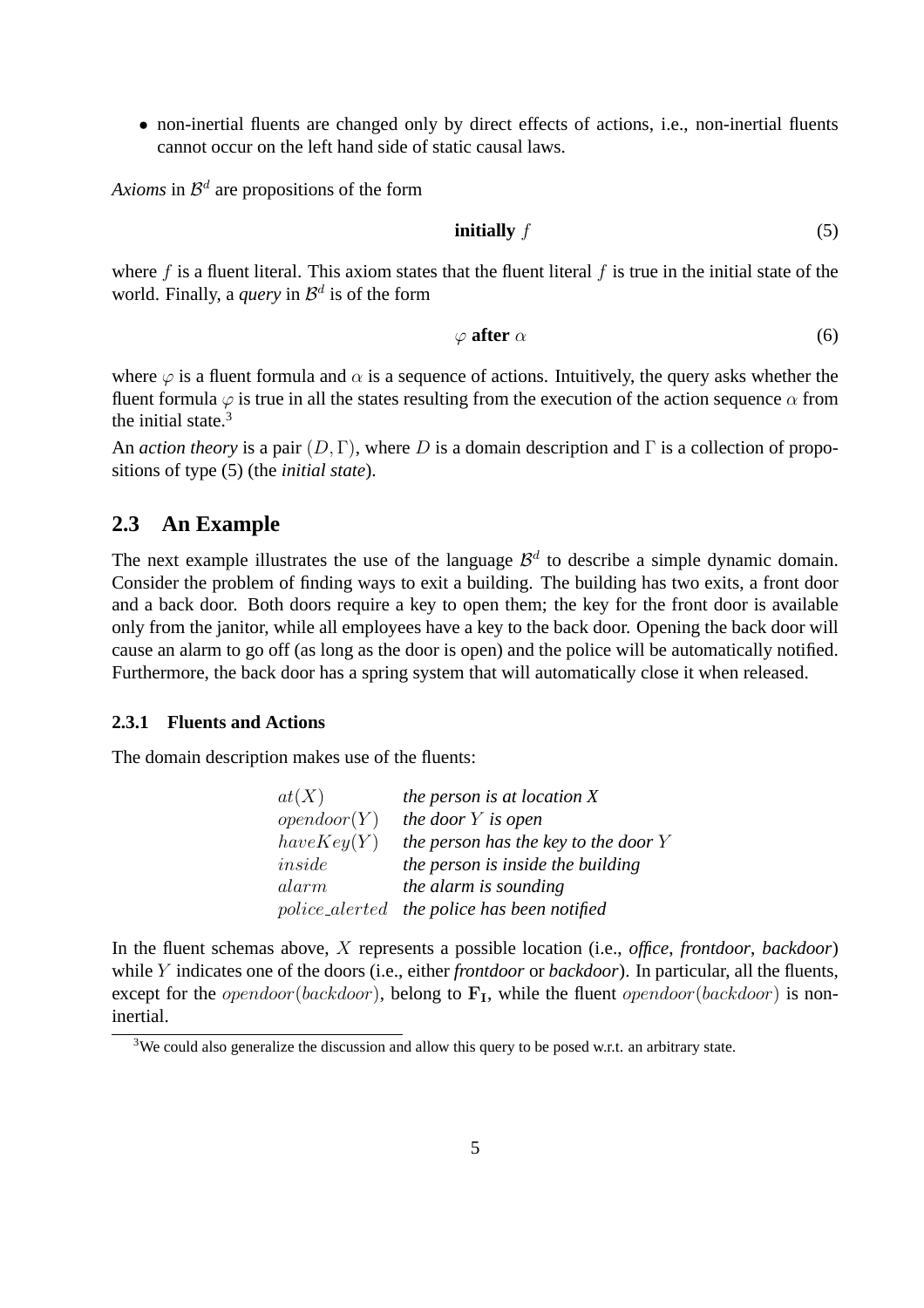- non-inertial fluents are changed only by direct effects of actions, i.e., non-inertial fluents cannot occur on the left hand side of static causal laws.

*Axioms* in $\mathcal{B}^d$ are propositions of the form

$$\textbf{initially } f \tag{5}$$

where $f$ is a fluent literal. This axiom states that the fluent literal $f$ is true in the initial state of the world. Finally, a *query* in $\mathcal{B}^d$ is of the form

$$\varphi \textbf{ after } \alpha \tag{6}$$

where $\varphi$ is a fluent formula and $\alpha$ is a sequence of actions. Intuitively, the query asks whether the fluent formula $\varphi$ is true in all the states resulting from the execution of the action sequence $\alpha$ from the initial state.[3]

An *action theory* is a pair $(D, \Gamma)$, where $D$ is a domain description and $\Gamma$ is a collection of propositions of type (5) (the *initial state*).

## 2.3 An Example

The next example illustrates the use of the language $\mathcal{B}^d$ to describe a simple dynamic domain. Consider the problem of finding ways to exit a building. The building has two exits, a front door and a back door. Both doors require a key to open them; the key for the front door is available only from the janitor, while all employees have a key to the back door. Opening the back door will cause an alarm to go off (as long as the door is open) and the police will be automatically notified. Furthermore, the back door has a spring system that will automatically close it when released.

### 2.3.1 Fluents and Actions

The domain description makes use of the fluents:

| | |
|---|---|
| $at(X)$ | *the person is at location X* |
| $opendoor(Y)$ | *the door $Y$ is open* |
| $haveKey(Y)$ | *the person has the key to the door $Y$* |
| $inside$ | *the person is inside the building* |
| $alarm$ | *the alarm is sounding* |
| $police\_alerted$ | *the police has been notified* |

In the fluent schemas above, $X$ represents a possible location (i.e., *office*, *frontdoor*, *backdoor*) while $Y$ indicates one of the doors (i.e., either *frontdoor* or *backdoor*). In particular, all the fluents, except for the $opendoor(backdoor)$, belong to $\mathbf{F_I}$, while the fluent $opendoor(backdoor)$ is non-inertial.

[3] We could also generalize the discussion and allow this query to be posed w.r.t. an arbitrary state.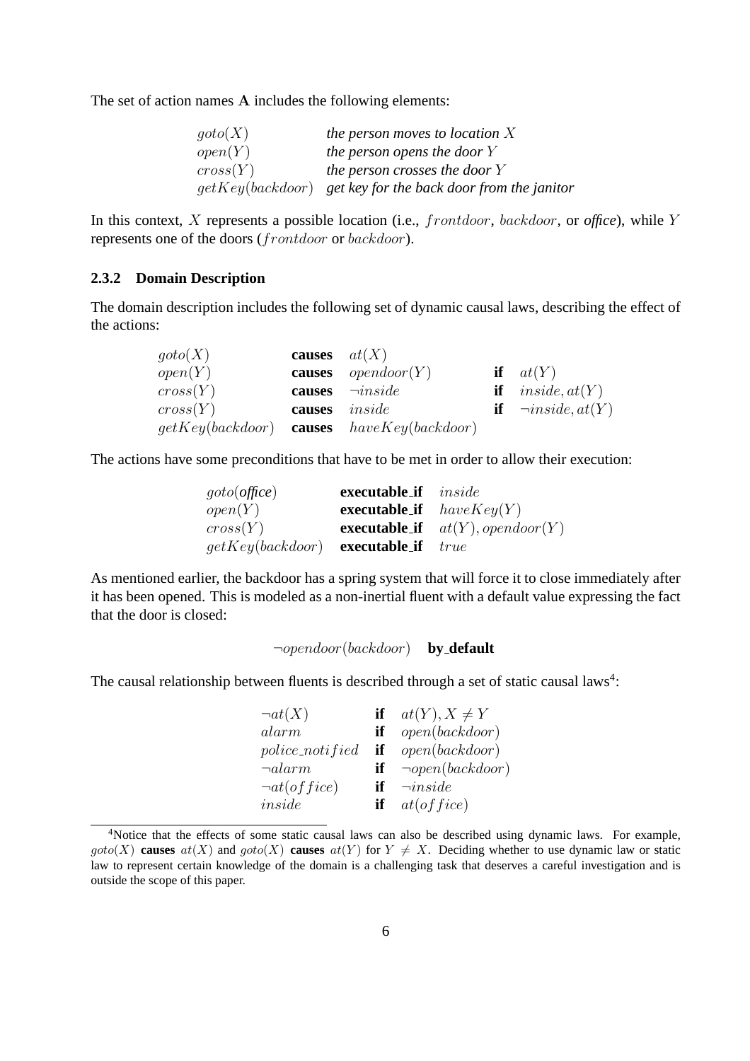The set of action names $\mathbf{A}$ includes the following elements:

| | |
|---|---|
| $goto(X)$ | *the person moves to location $X$* |
| $open(Y)$ | *the person opens the door $Y$* |
| $cross(Y)$ | *the person crosses the door $Y$* |
| $getKey(backdoor)$ | *get key for the back door from the janitor* |

In this context, $X$ represents a possible location (i.e., $frontdoor$, $backdoor$, or *office*), while $Y$ represents one of the doors ($frontdoor$ or $backdoor$).

### 2.3.2 Domain Description

The domain description includes the following set of dynamic causal laws, describing the effect of the actions:

| | | | | |
|---|---|---|---|---|
| $goto(X)$ | **causes** | $at(X)$ | | |
| $open(Y)$ | **causes** | $opendoor(Y)$ | **if** | $at(Y)$ |
| $cross(Y)$ | **causes** | $\neg inside$ | **if** | $inside, at(Y)$ |
| $cross(Y)$ | **causes** | $inside$ | **if** | $\neg inside, at(Y)$ |
| $getKey(backdoor)$ | **causes** | $haveKey(backdoor)$ | | |

The actions have some preconditions that have to be met in order to allow their execution:

| | | |
|---|---|---|
| $goto($*office*$)$ | **executable_if** | $inside$ |
| $open(Y)$ | **executable_if** | $haveKey(Y)$ |
| $cross(Y)$ | **executable_if** | $at(Y), opendoor(Y)$ |
| $getKey(backdoor)$ | **executable_if** | $true$ |

As mentioned earlier, the backdoor has a spring system that will force it to close immediately after it has been opened. This is modeled as a non-inertial fluent with a default value expressing the fact that the door is closed:

$$\neg opendoor(backdoor) \quad \textbf{by\_default}$$

The causal relationship between fluents is described through a set of static causal laws[4]:

| | | |
|---|---|---|
| $\neg at(X)$ | **if** | $at(Y), X \neq Y$ |
| $alarm$ | **if** | $open(backdoor)$ |
| $police\_notified$ | **if** | $open(backdoor)$ |
| $\neg alarm$ | **if** | $\neg open(backdoor)$ |
| $\neg at(office)$ | **if** | $\neg inside$ |
| $inside$ | **if** | $at(office)$ |

[4] Notice that the effects of some static causal laws can also be described using dynamic laws. For example, $goto(X)$ **causes** $at(X)$ and $goto(X)$ **causes** $at(Y)$ for $Y \neq X$. Deciding whether to use dynamic law or static law to represent certain knowledge of the domain is a challenging task that deserves a careful investigation and is outside the scope of this paper.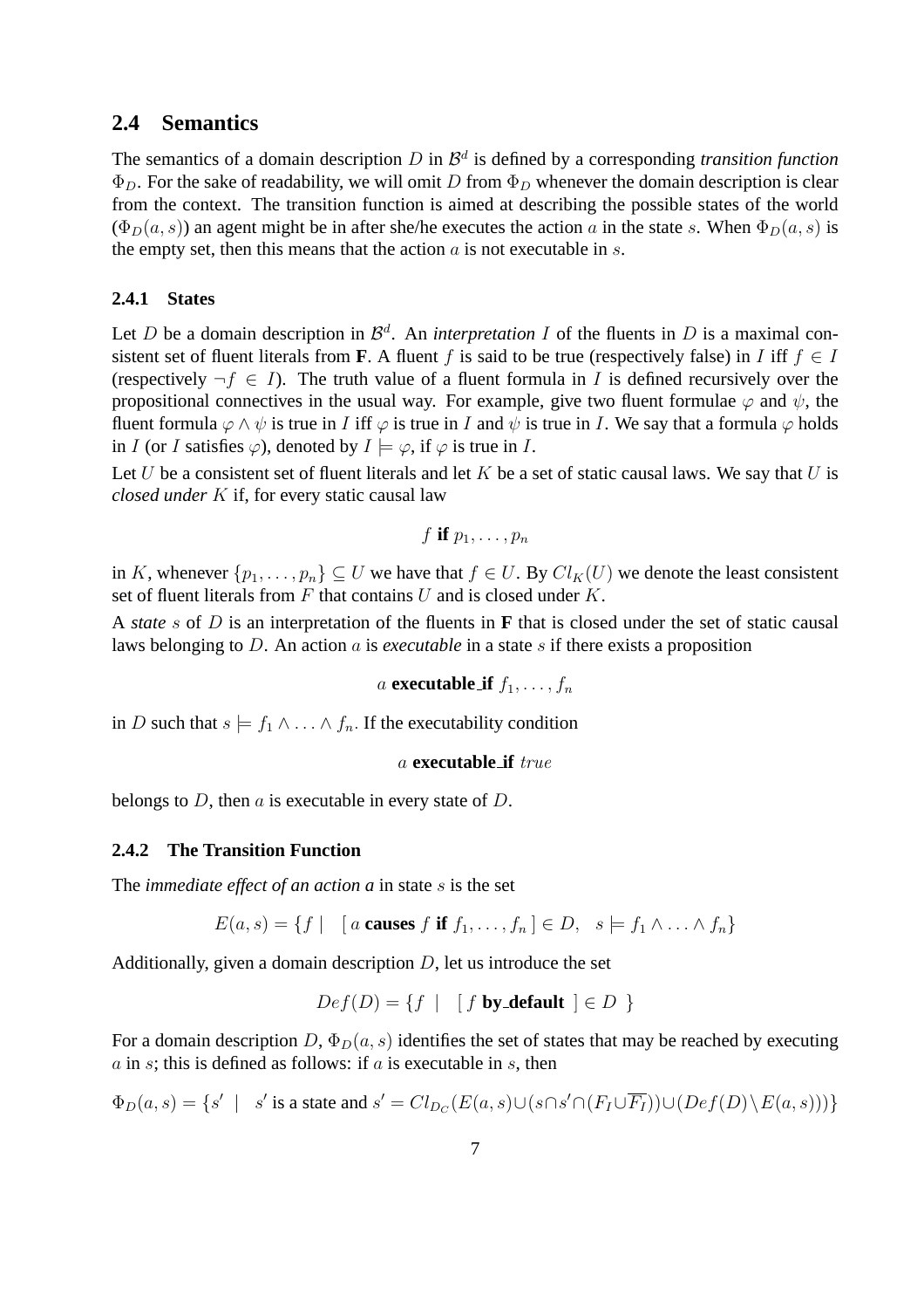## 2.4 Semantics

The semantics of a domain description $D$ in $\mathcal{B}^d$ is defined by a corresponding *transition function* $\Phi_D$. For the sake of readability, we will omit $D$ from $\Phi_D$ whenever the domain description is clear from the context. The transition function is aimed at describing the possible states of the world ($\Phi_D(a, s)$) an agent might be in after she/he executes the action $a$ in the state $s$. When $\Phi_D(a, s)$ is the empty set, then this means that the action $a$ is not executable in $s$.

### 2.4.1 States

Let $D$ be a domain description in $\mathcal{B}^d$. An *interpretation* $I$ of the fluents in $D$ is a maximal consistent set of fluent literals from **F**. A fluent $f$ is said to be true (respectively false) in $I$ iff $f \in I$ (respectively $\neg f \in I$). The truth value of a fluent formula in $I$ is defined recursively over the propositional connectives in the usual way. For example, give two fluent formulae $\varphi$ and $\psi$, the fluent formula $\varphi \wedge \psi$ is true in $I$ iff $\varphi$ is true in $I$ and $\psi$ is true in $I$. We say that a formula $\varphi$ holds in $I$ (or $I$ satisfies $\varphi$), denoted by $I \models \varphi$, if $\varphi$ is true in $I$.

Let $U$ be a consistent set of fluent literals and let $K$ be a set of static causal laws. We say that $U$ is *closed under* $K$ if, for every static causal law

$$f \textbf{ if } p_1, \ldots, p_n$$

in $K$, whenever $\{p_1, \ldots, p_n\} \subseteq U$ we have that $f \in U$. By $Cl_K(U)$ we denote the least consistent set of fluent literals from $F$ that contains $U$ and is closed under $K$.

A *state* $s$ of $D$ is an interpretation of the fluents in **F** that is closed under the set of static causal laws belonging to $D$. An action $a$ is *executable* in a state $s$ if there exists a proposition

$$a \textbf{ executable\_if } f_1, \ldots, f_n$$

in $D$ such that $s \models f_1 \wedge \ldots \wedge f_n$. If the executability condition

$$a \textbf{ executable\_if } true$$

belongs to $D$, then $a$ is executable in every state of $D$.

### 2.4.2 The Transition Function

The *immediate effect of an action a* in state $s$ is the set

$$E(a, s) = \{f \mid \ [\, a \textbf{ causes } f \textbf{ if } f_1, \ldots, f_n \,] \in D, \ \ s \models f_1 \wedge \ldots \wedge f_n\}$$

Additionally, given a domain description $D$, let us introduce the set

$$Def(D) = \{f \mid \ [\, f \textbf{ by\_default } \,] \in D \ \}$$

For a domain description $D$, $\Phi_D(a, s)$ identifies the set of states that may be reached by executing $a$ in $s$; this is defined as follows: if $a$ is executable in $s$, then

$$\Phi_D(a, s) = \{s' \mid \ s' \text{ is a state and } s' = Cl_{D_C}(E(a, s) \cup (s \cap s' \cap (F_I \cup \overline{F_I})) \cup (Def(D) \setminus E(a, s)))\}$$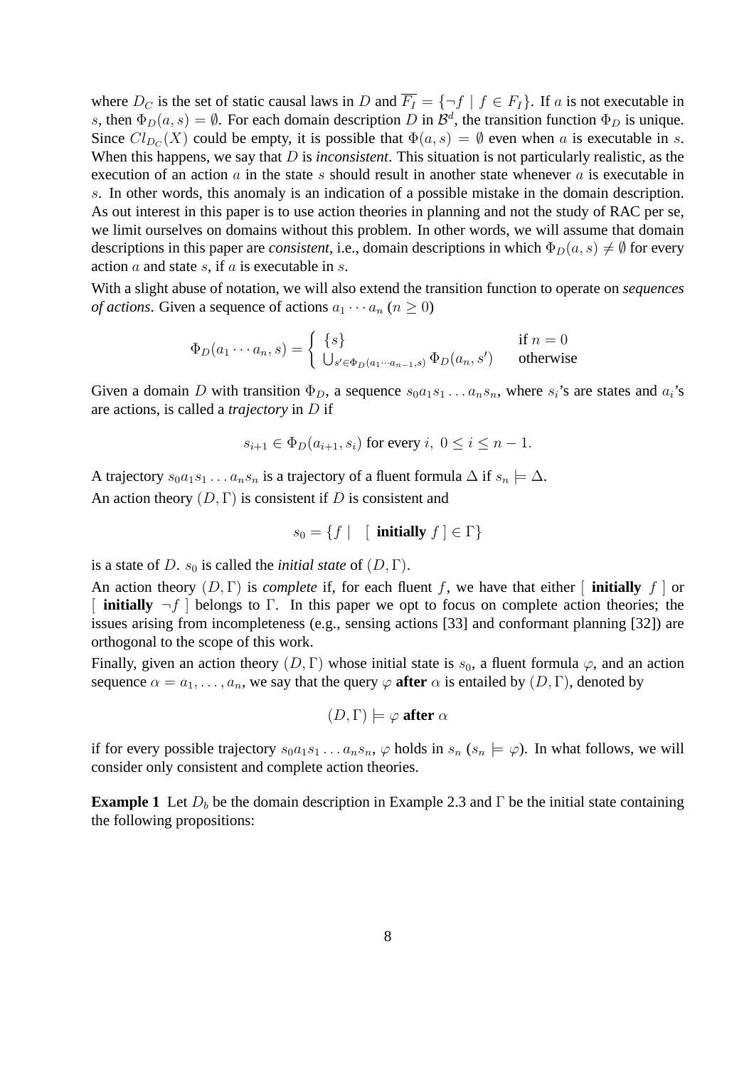where $D_C$ is the set of static causal laws in $D$ and $\overline{F_I} = \{\neg f \mid f \in F_I\}$. If $a$ is not executable in $s$, then $\Phi_D(a, s) = \emptyset$. For each domain description $D$ in $\mathcal{B}^d$, the transition function $\Phi_D$ is unique. Since $Cl_{D_C}(X)$ could be empty, it is possible that $\Phi(a, s) = \emptyset$ even when $a$ is executable in $s$. When this happens, we say that $D$ is *inconsistent*. This situation is not particularly realistic, as the execution of an action $a$ in the state $s$ should result in another state whenever $a$ is executable in $s$. In other words, this anomaly is an indication of a possible mistake in the domain description. As out interest in this paper is to use action theories in planning and not the study of RAC per se, we limit ourselves on domains without this problem. In other words, we will assume that domain descriptions in this paper are *consistent*, i.e., domain descriptions in which $\Phi_D(a, s) \neq \emptyset$ for every action $a$ and state $s$, if $a$ is executable in $s$.

With a slight abuse of notation, we will also extend the transition function to operate on *sequences of actions*. Given a sequence of actions $a_1 \cdots a_n$ ($n \geq 0$)

$$\Phi_D(a_1 \cdots a_n, s) = \begin{cases} \{s\} & \text{if } n = 0 \\ \bigcup_{s' \in \Phi_D(a_1 \cdots a_{n-1}, s)} \Phi_D(a_n, s') & \text{otherwise} \end{cases}$$

Given a domain $D$ with transition $\Phi_D$, a sequence $s_0 a_1 s_1 \ldots a_n s_n$, where $s_i$'s are states and $a_i$'s are actions, is called a *trajectory* in $D$ if

$$s_{i+1} \in \Phi_D(a_{i+1}, s_i) \text{ for every } i,\ 0 \leq i \leq n-1.$$

A trajectory $s_0 a_1 s_1 \ldots a_n s_n$ is a trajectory of a fluent formula $\Delta$ if $s_n \models \Delta$.

An action theory $(D, \Gamma)$ is consistent if $D$ is consistent and

$$s_0 = \{f \mid \ [\ \textbf{initially}\ f\ ] \in \Gamma\}$$

is a state of $D$. $s_0$ is called the *initial state* of $(D, \Gamma)$.

An action theory $(D, \Gamma)$ is *complete* if, for each fluent $f$, we have that either [ **initially** $f$ ] or [ **initially** $\neg f$ ] belongs to $\Gamma$. In this paper we opt to focus on complete action theories; the issues arising from incompleteness (e.g., sensing actions [33] and conformant planning [32]) are orthogonal to the scope of this work.

Finally, given an action theory $(D, \Gamma)$ whose initial state is $s_0$, a fluent formula $\varphi$, and an action sequence $\alpha = a_1, \ldots, a_n$, we say that the query $\varphi$ **after** $\alpha$ is entailed by $(D, \Gamma)$, denoted by

$$(D, \Gamma) \models \varphi \textbf{ after } \alpha$$

if for every possible trajectory $s_0 a_1 s_1 \ldots a_n s_n$, $\varphi$ holds in $s_n$ ($s_n \models \varphi$). In what follows, we will consider only consistent and complete action theories.

**Example 1** Let $D_b$ be the domain description in Example 2.3 and $\Gamma$ be the initial state containing the following propositions: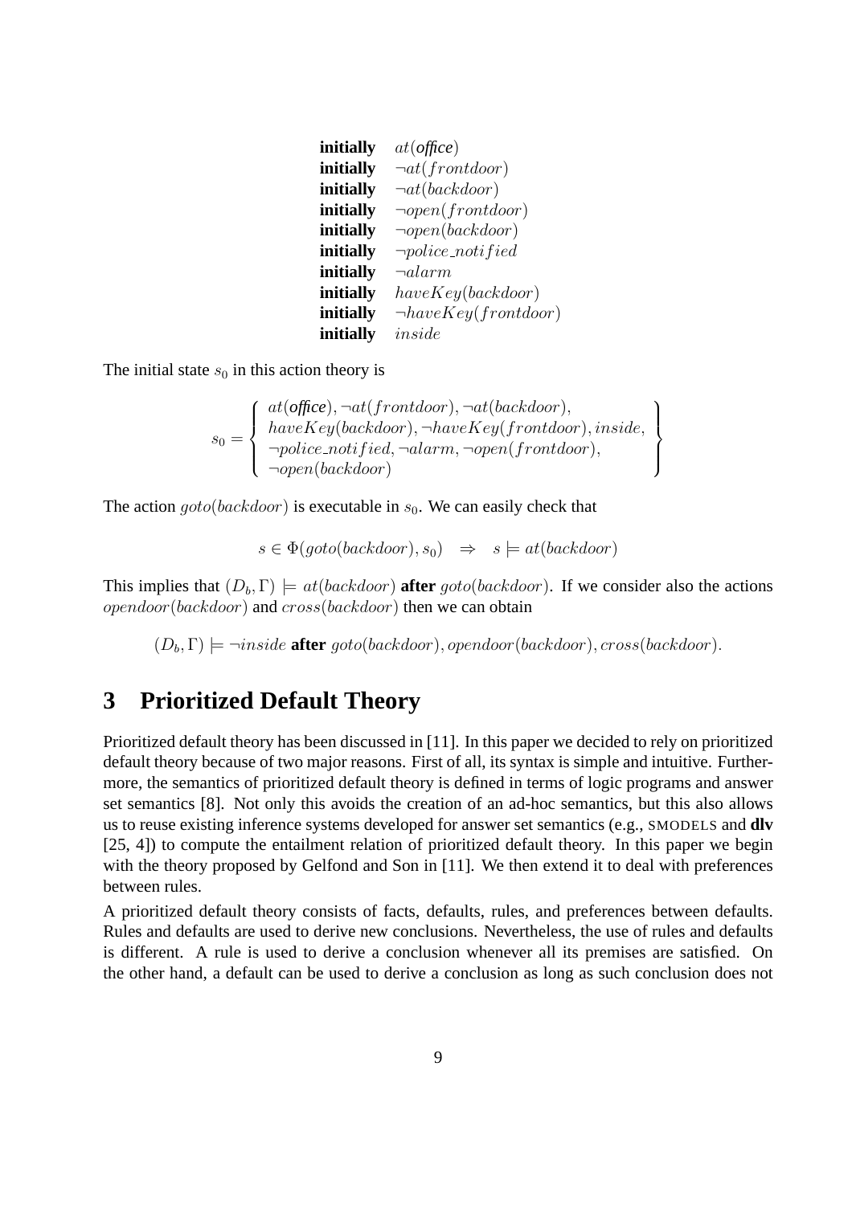**initially** $at(\textit{office})$
**initially** $\neg at(frontdoor)$
**initially** $\neg at(backdoor)$
**initially** $\neg open(frontdoor)$
**initially** $\neg open(backdoor)$
**initially** $\neg police\_notified$
**initially** $\neg alarm$
**initially** $haveKey(backdoor)$
**initially** $\neg haveKey(frontdoor)$
**initially** $inside$

The initial state $s_0$ in this action theory is

$$s_0 = \left\{ \begin{array}{l} at(\textit{office}), \neg at(frontdoor), \neg at(backdoor), \\ haveKey(backdoor), \neg haveKey(frontdoor), inside, \\ \neg police\_notified, \neg alarm, \neg open(frontdoor), \\ \neg open(backdoor) \end{array} \right\}$$

The action $goto(backdoor)$ is executable in $s_0$. We can easily check that

$$s \in \Phi(goto(backdoor), s_0) \quad \Rightarrow \quad s \models at(backdoor)$$

This implies that $(D_b, \Gamma) \models at(backdoor)$ **after** $goto(backdoor)$. If we consider also the actions $opendoor(backdoor)$ and $cross(backdoor)$ then we can obtain

$$(D_b, \Gamma) \models \neg inside \textbf{ after } goto(backdoor), opendoor(backdoor), cross(backdoor).$$

# 3 Prioritized Default Theory

Prioritized default theory has been discussed in [11]. In this paper we decided to rely on prioritized default theory because of two major reasons. First of all, its syntax is simple and intuitive. Furthermore, the semantics of prioritized default theory is defined in terms of logic programs and answer set semantics [8]. Not only this avoids the creation of an ad-hoc semantics, but this also allows us to reuse existing inference systems developed for answer set semantics (e.g., SMODELS and **dlv** [25, 4]) to compute the entailment relation of prioritized default theory. In this paper we begin with the theory proposed by Gelfond and Son in [11]. We then extend it to deal with preferences between rules.

A prioritized default theory consists of facts, defaults, rules, and preferences between defaults. Rules and defaults are used to derive new conclusions. Nevertheless, the use of rules and defaults is different. A rule is used to derive a conclusion whenever all its premises are satisfied. On the other hand, a default can be used to derive a conclusion as long as such conclusion does not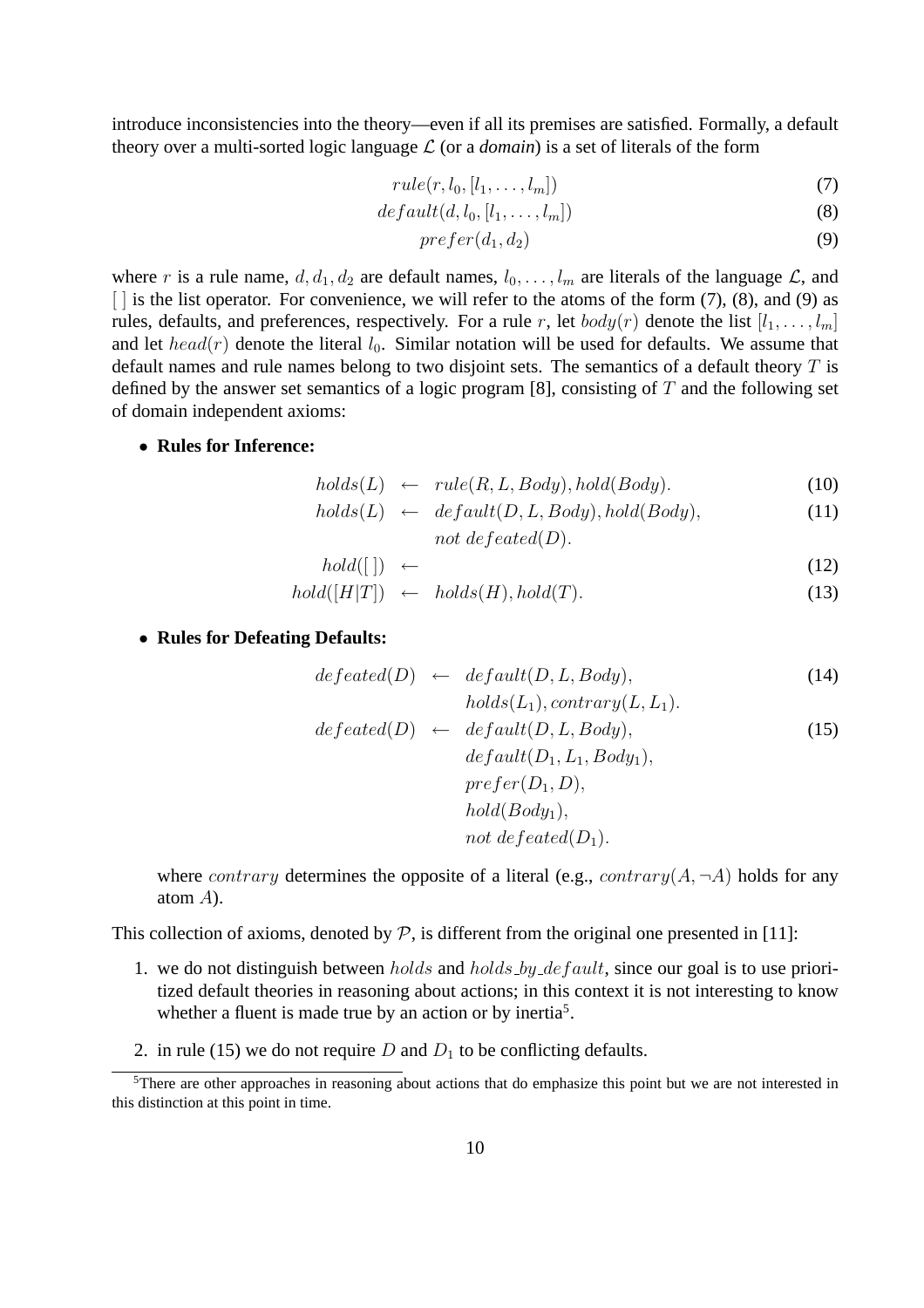introduce inconsistencies into the theory—even if all its premises are satisfied. Formally, a default theory over a multi-sorted logic language $\mathcal{L}$ (or a *domain*) is a set of literals of the form

$$rule(r, l_0, [l_1, \ldots, l_m]) \tag{7}$$

$$default(d, l_0, [l_1, \ldots, l_m]) \tag{8}$$

$$prefer(d_1, d_2) \tag{9}$$

where $r$ is a rule name, $d, d_1, d_2$ are default names, $l_0, \ldots, l_m$ are literals of the language $\mathcal{L}$, and $[\,]$ is the list operator. For convenience, we will refer to the atoms of the form (7), (8), and (9) as rules, defaults, and preferences, respectively. For a rule $r$, let $body(r)$ denote the list $[l_1, \ldots, l_m]$ and let $head(r)$ denote the literal $l_0$. Similar notation will be used for defaults. We assume that default names and rule names belong to two disjoint sets. The semantics of a default theory $T$ is defined by the answer set semantics of a logic program [8], consisting of $T$ and the following set of domain independent axioms:

- **Rules for Inference:**

$$holds(L) \leftarrow rule(R, L, Body), hold(Body). \tag{10}$$

$$holds(L) \leftarrow default(D, L, Body), hold(Body), \; not \; defeated(D). \tag{11}$$

$$hold([\,]) \leftarrow \tag{12}$$

$$hold([H|T]) \leftarrow holds(H), hold(T). \tag{13}$$

- **Rules for Defeating Defaults:**

$$defeated(D) \leftarrow default(D, L, Body), holds(L_1), contrary(L, L_1). \tag{14}$$

$$defeated(D) \leftarrow default(D, L, Body), default(D_1, L_1, Body_1), prefer(D_1, D), hold(Body_1), not \; defeated(D_1). \tag{15}$$

  where $contrary$ determines the opposite of a literal (e.g., $contrary(A, \neg A)$ holds for any atom $A$).

This collection of axioms, denoted by $\mathcal{P}$, is different from the original one presented in [11]:

1. we do not distinguish between $holds$ and $holds\_by\_default$, since our goal is to use prioritized default theories in reasoning about actions; in this context it is not interesting to know whether a fluent is made true by an action or by inertia[5].
2. in rule (15) we do not require $D$ and $D_1$ to be conflicting defaults.

[5]There are other approaches in reasoning about actions that do emphasize this point but we are not interested in this distinction at this point in time.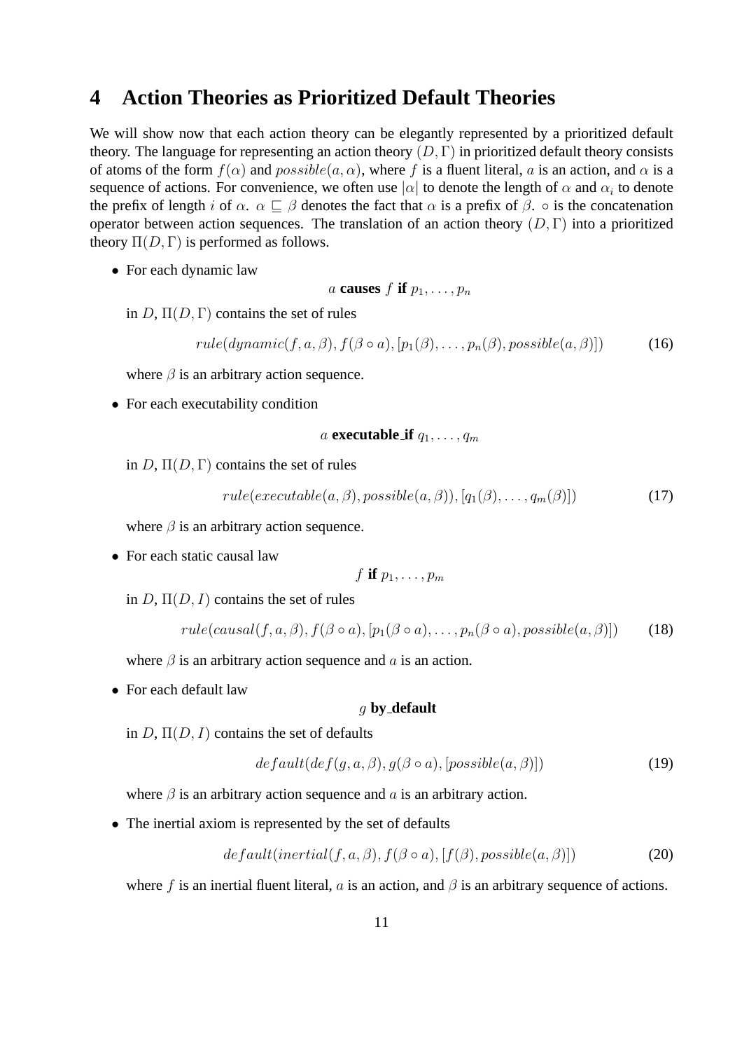# 4 Action Theories as Prioritized Default Theories

We will show now that each action theory can be elegantly represented by a prioritized default theory. The language for representing an action theory $(D, \Gamma)$ in prioritized default theory consists of atoms of the form $f(\alpha)$ and $possible(a, \alpha)$, where $f$ is a fluent literal, $a$ is an action, and $\alpha$ is a sequence of actions. For convenience, we often use $|\alpha|$ to denote the length of $\alpha$ and $\alpha_i$ to denote the prefix of length $i$ of $\alpha$. $\alpha \sqsubseteq \beta$ denotes the fact that $\alpha$ is a prefix of $\beta$. $\circ$ is the concatenation operator between action sequences. The translation of an action theory $(D, \Gamma)$ into a prioritized theory $\Pi(D, \Gamma)$ is performed as follows.

- For each dynamic law

  $$a \textbf{ causes } f \textbf{ if } p_1, \ldots, p_n$$

  in $D$, $\Pi(D, \Gamma)$ contains the set of rules

  $$rule(dynamic(f, a, \beta), f(\beta \circ a), [p_1(\beta), \ldots, p_n(\beta), possible(a, \beta)]) \tag{16}$$

  where $\beta$ is an arbitrary action sequence.

- For each executability condition

  $$a \textbf{ executable\_if } q_1, \ldots, q_m$$

  in $D$, $\Pi(D, \Gamma)$ contains the set of rules

  $$rule(executable(a, \beta), possible(a, \beta)), [q_1(\beta), \ldots, q_m(\beta)]) \tag{17}$$

  where $\beta$ is an arbitrary action sequence.

- For each static causal law

  $$f \textbf{ if } p_1, \ldots, p_m$$

  in $D$, $\Pi(D, I)$ contains the set of rules

  $$rule(causal(f, a, \beta), f(\beta \circ a), [p_1(\beta \circ a), \ldots, p_n(\beta \circ a), possible(a, \beta)]) \tag{18}$$

  where $\beta$ is an arbitrary action sequence and $a$ is an action.

- For each default law

  $$g \textbf{ by\_default}$$

  in $D$, $\Pi(D, I)$ contains the set of defaults

  $$default(def(g, a, \beta), g(\beta \circ a), [possible(a, \beta)]) \tag{19}$$

  where $\beta$ is an arbitrary action sequence and $a$ is an arbitrary action.

- The inertial axiom is represented by the set of defaults

  $$default(inertial(f, a, \beta), f(\beta \circ a), [f(\beta), possible(a, \beta)]) \tag{20}$$

  where $f$ is an inertial fluent literal, $a$ is an action, and $\beta$ is an arbitrary sequence of actions.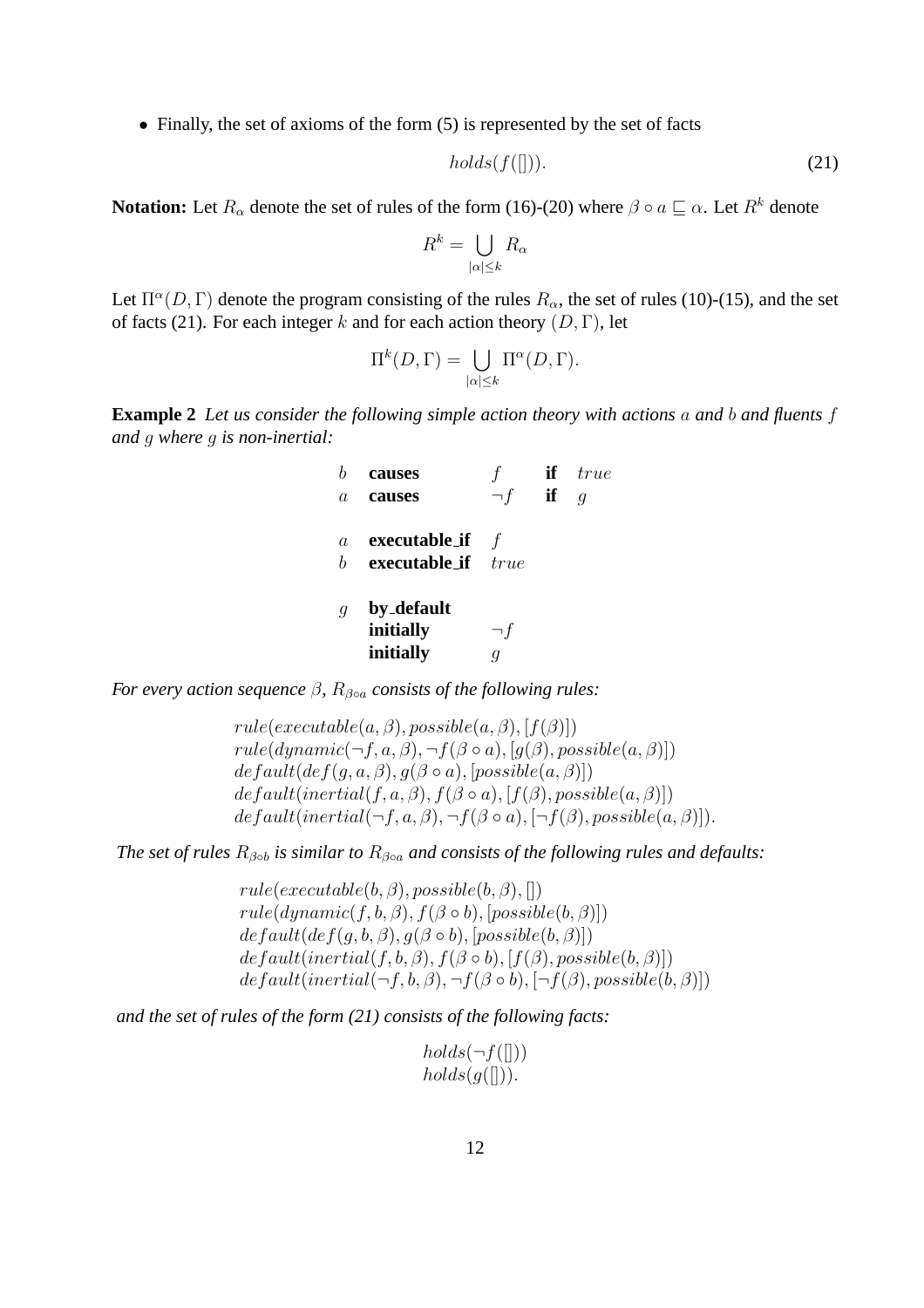- Finally, the set of axioms of the form (5) is represented by the set of facts

$$holds(f([])). \tag{21}$$

**Notation:** Let $R_\alpha$ denote the set of rules of the form (16)-(20) where $\beta \circ a \sqsubseteq \alpha$. Let $R^k$ denote

$$R^k = \bigcup_{|\alpha| \leq k} R_\alpha$$

Let $\Pi^\alpha(D, \Gamma)$ denote the program consisting of the rules $R_\alpha$, the set of rules (10)-(15), and the set of facts (21). For each integer $k$ and for each action theory $(D, \Gamma)$, let

$$\Pi^k(D, \Gamma) = \bigcup_{|\alpha| \leq k} \Pi^\alpha(D, \Gamma).$$

**Example 2** *Let us consider the following simple action theory with actions $a$ and $b$ and fluents $f$ and $g$ where $g$ is non-inertial:*

$$
\begin{array}{llll}
b & \textbf{causes} & f & \textbf{if} \;\; true \\
a & \textbf{causes} & \neg f & \textbf{if} \;\; g \\
 & & & \\
a & \textbf{executable\_if} & f & \\
b & \textbf{executable\_if} & true & \\
 & & & \\
g & \textbf{by\_default} & & \\
 & \textbf{initially} & \neg f & \\
 & \textbf{initially} & g &
\end{array}
$$

*For every action sequence $\beta$, $R_{\beta \circ a}$ consists of the following rules:*

$$
\begin{array}{l}
rule(executable(a, \beta), possible(a, \beta), [f(\beta)]) \\
rule(dynamic(\neg f, a, \beta), \neg f(\beta \circ a), [g(\beta), possible(a, \beta)]) \\
default(def(g, a, \beta), g(\beta \circ a), [possible(a, \beta)]) \\
default(inertial(f, a, \beta), f(\beta \circ a), [f(\beta), possible(a, \beta)]) \\
default(inertial(\neg f, a, \beta), \neg f(\beta \circ a), [\neg f(\beta), possible(a, \beta)]).
\end{array}
$$

*The set of rules $R_{\beta \circ b}$ is similar to $R_{\beta \circ a}$ and consists of the following rules and defaults:*

$$
\begin{array}{l}
rule(executable(b, \beta), possible(b, \beta), []) \\
rule(dynamic(f, b, \beta), f(\beta \circ b), [possible(b, \beta)]) \\
default(def(g, b, \beta), g(\beta \circ b), [possible(b, \beta)]) \\
default(inertial(f, b, \beta), f(\beta \circ b), [f(\beta), possible(b, \beta)]) \\
default(inertial(\neg f, b, \beta), \neg f(\beta \circ b), [\neg f(\beta), possible(b, \beta)])
\end{array}
$$

*and the set of rules of the form (21) consists of the following facts:*

$$
\begin{array}{l}
holds(\neg f([])) \\
holds(g([])).
\end{array}
$$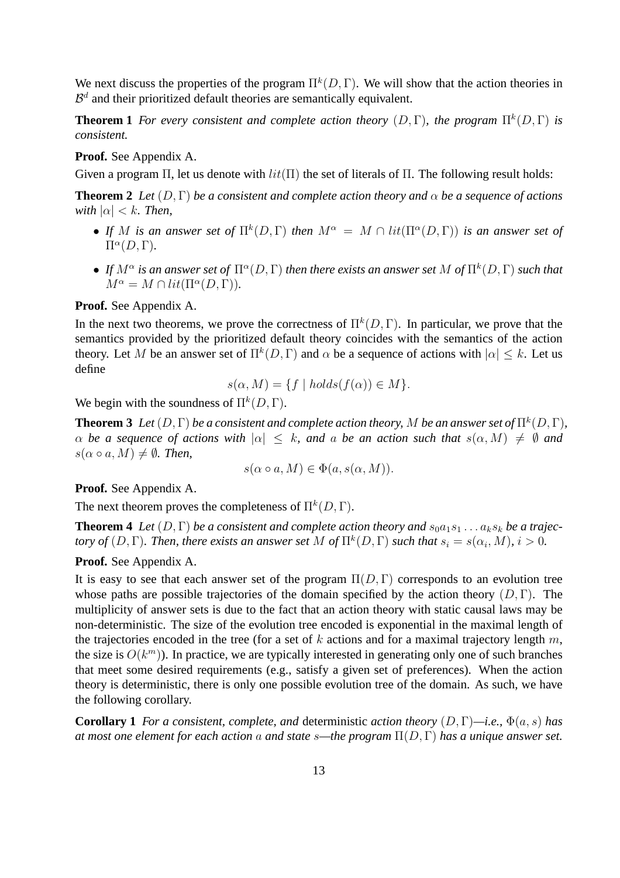We next discuss the properties of the program $\Pi^k(D,\Gamma)$. We will show that the action theories in $\mathcal{B}^d$ and their prioritized default theories are semantically equivalent.

**Theorem 1** *For every consistent and complete action theory $(D,\Gamma)$, the program $\Pi^k(D,\Gamma)$ is consistent.*

**Proof.** See Appendix A.

Given a program $\Pi$, let us denote with $lit(\Pi)$ the set of literals of $\Pi$. The following result holds:

**Theorem 2** *Let $(D,\Gamma)$ be a consistent and complete action theory and $\alpha$ be a sequence of actions with $|\alpha| < k$. Then,*

- *If $M$ is an answer set of $\Pi^k(D,\Gamma)$ then $M^\alpha = M \cap lit(\Pi^\alpha(D,\Gamma))$ is an answer set of $\Pi^\alpha(D,\Gamma)$.*
- *If $M^\alpha$ is an answer set of $\Pi^\alpha(D,\Gamma)$ then there exists an answer set $M$ of $\Pi^k(D,\Gamma)$ such that $M^\alpha = M \cap lit(\Pi^\alpha(D,\Gamma))$.*

**Proof.** See Appendix A.

In the next two theorems, we prove the correctness of $\Pi^k(D,\Gamma)$. In particular, we prove that the semantics provided by the prioritized default theory coincides with the semantics of the action theory. Let $M$ be an answer set of $\Pi^k(D,\Gamma)$ and $\alpha$ be a sequence of actions with $|\alpha| \leq k$. Let us define

$$s(\alpha, M) = \{f \mid holds(f(\alpha)) \in M\}.$$

We begin with the soundness of $\Pi^k(D,\Gamma)$.

**Theorem 3** *Let $(D,\Gamma)$ be a consistent and complete action theory, $M$ be an answer set of $\Pi^k(D,\Gamma)$, $\alpha$ be a sequence of actions with $|\alpha| \leq k$, and $a$ be an action such that $s(\alpha, M) \neq \emptyset$ and $s(\alpha \circ a, M) \neq \emptyset$. Then,*

$$s(\alpha \circ a, M) \in \Phi(a, s(\alpha, M)).$$

**Proof.** See Appendix A.

The next theorem proves the completeness of $\Pi^k(D,\Gamma)$.

**Theorem 4** *Let $(D,\Gamma)$ be a consistent and complete action theory and $s_0 a_1 s_1 \ldots a_k s_k$ be a trajectory of $(D,\Gamma)$. Then, there exists an answer set $M$ of $\Pi^k(D,\Gamma)$ such that $s_i = s(\alpha_i, M)$, $i > 0$.*

**Proof.** See Appendix A.

It is easy to see that each answer set of the program $\Pi(D,\Gamma)$ corresponds to an evolution tree whose paths are possible trajectories of the domain specified by the action theory $(D,\Gamma)$. The multiplicity of answer sets is due to the fact that an action theory with static causal laws may be non-deterministic. The size of the evolution tree encoded is exponential in the maximal length of the trajectories encoded in the tree (for a set of $k$ actions and for a maximal trajectory length $m$, the size is $O(k^m)$). In practice, we are typically interested in generating only one of such branches that meet some desired requirements (e.g., satisfy a given set of preferences). When the action theory is deterministic, there is only one possible evolution tree of the domain. As such, we have the following corollary.

**Corollary 1** *For a consistent, complete, and* deterministic *action theory $(D,\Gamma)$—i.e., $\Phi(a,s)$ has at most one element for each action $a$ and state $s$—the program $\Pi(D,\Gamma)$ has a unique answer set.*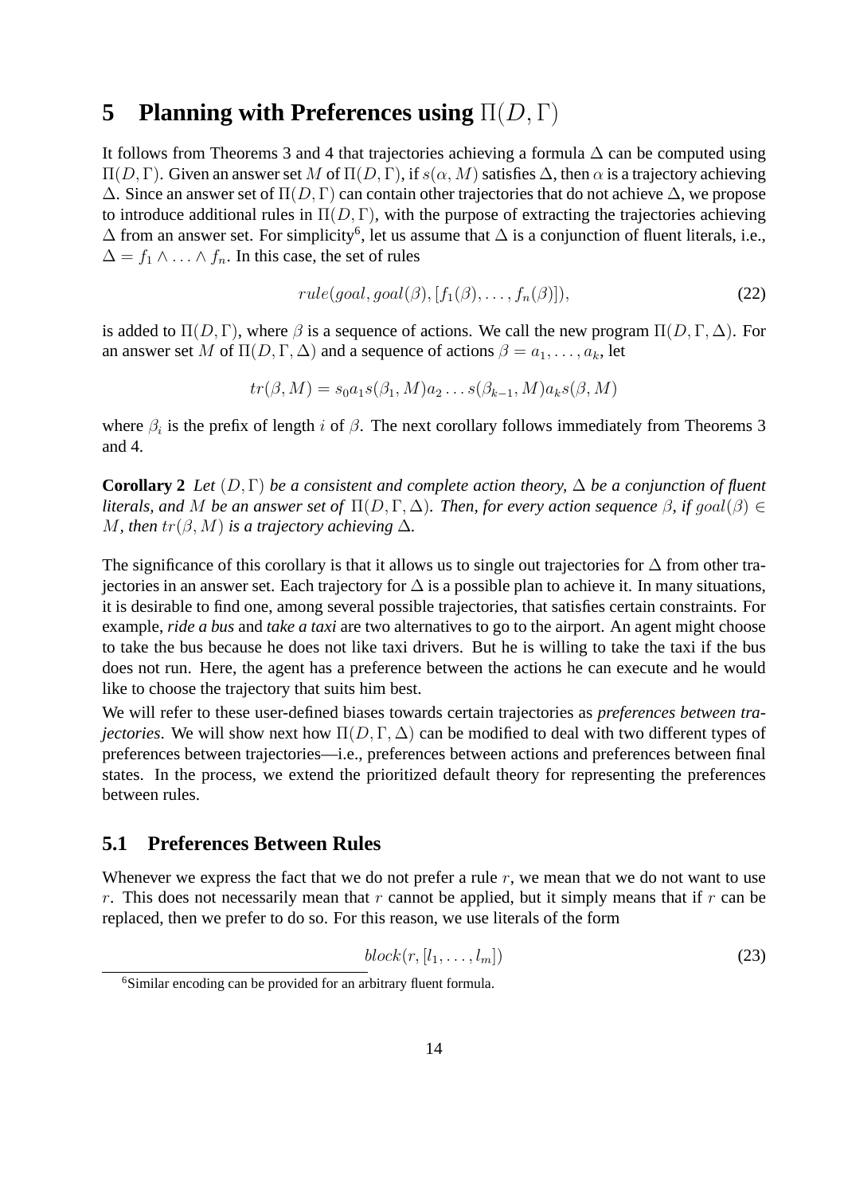# 5 Planning with Preferences using $\Pi(D, \Gamma)$

It follows from Theorems 3 and 4 that trajectories achieving a formula $\Delta$ can be computed using $\Pi(D, \Gamma)$. Given an answer set $M$ of $\Pi(D, \Gamma)$, if $s(\alpha, M)$ satisfies $\Delta$, then $\alpha$ is a trajectory achieving $\Delta$. Since an answer set of $\Pi(D, \Gamma)$ can contain other trajectories that do not achieve $\Delta$, we propose to introduce additional rules in $\Pi(D, \Gamma)$, with the purpose of extracting the trajectories achieving $\Delta$ from an answer set. For simplicity[6], let us assume that $\Delta$ is a conjunction of fluent literals, i.e., $\Delta = f_1 \wedge \ldots \wedge f_n$. In this case, the set of rules

$$rule(goal, goal(\beta), [f_1(\beta), \ldots, f_n(\beta)]), \tag{22}$$

is added to $\Pi(D, \Gamma)$, where $\beta$ is a sequence of actions. We call the new program $\Pi(D, \Gamma, \Delta)$. For an answer set $M$ of $\Pi(D, \Gamma, \Delta)$ and a sequence of actions $\beta = a_1, \ldots, a_k$, let

$$tr(\beta, M) = s_0 a_1 s(\beta_1, M) a_2 \ldots s(\beta_{k-1}, M) a_k s(\beta, M)$$

where $\beta_i$ is the prefix of length $i$ of $\beta$. The next corollary follows immediately from Theorems 3 and 4.

**Corollary 2** *Let $(D, \Gamma)$ be a consistent and complete action theory, $\Delta$ be a conjunction of fluent literals, and $M$ be an answer set of $\Pi(D, \Gamma, \Delta)$. Then, for every action sequence $\beta$, if $goal(\beta) \in M$, then $tr(\beta, M)$ is a trajectory achieving $\Delta$.*

The significance of this corollary is that it allows us to single out trajectories for $\Delta$ from other trajectories in an answer set. Each trajectory for $\Delta$ is a possible plan to achieve it. In many situations, it is desirable to find one, among several possible trajectories, that satisfies certain constraints. For example, *ride a bus* and *take a taxi* are two alternatives to go to the airport. An agent might choose to take the bus because he does not like taxi drivers. But he is willing to take the taxi if the bus does not run. Here, the agent has a preference between the actions he can execute and he would like to choose the trajectory that suits him best.

We will refer to these user-defined biases towards certain trajectories as *preferences between trajectories*. We will show next how $\Pi(D, \Gamma, \Delta)$ can be modified to deal with two different types of preferences between trajectories—i.e., preferences between actions and preferences between final states. In the process, we extend the prioritized default theory for representing the preferences between rules.

## 5.1 Preferences Between Rules

Whenever we express the fact that we do not prefer a rule $r$, we mean that we do not want to use $r$. This does not necessarily mean that $r$ cannot be applied, but it simply means that if $r$ can be replaced, then we prefer to do so. For this reason, we use literals of the form

$$block(r, [l_1, \ldots, l_m]) \tag{23}$$

[6] Similar encoding can be provided for an arbitrary fluent formula.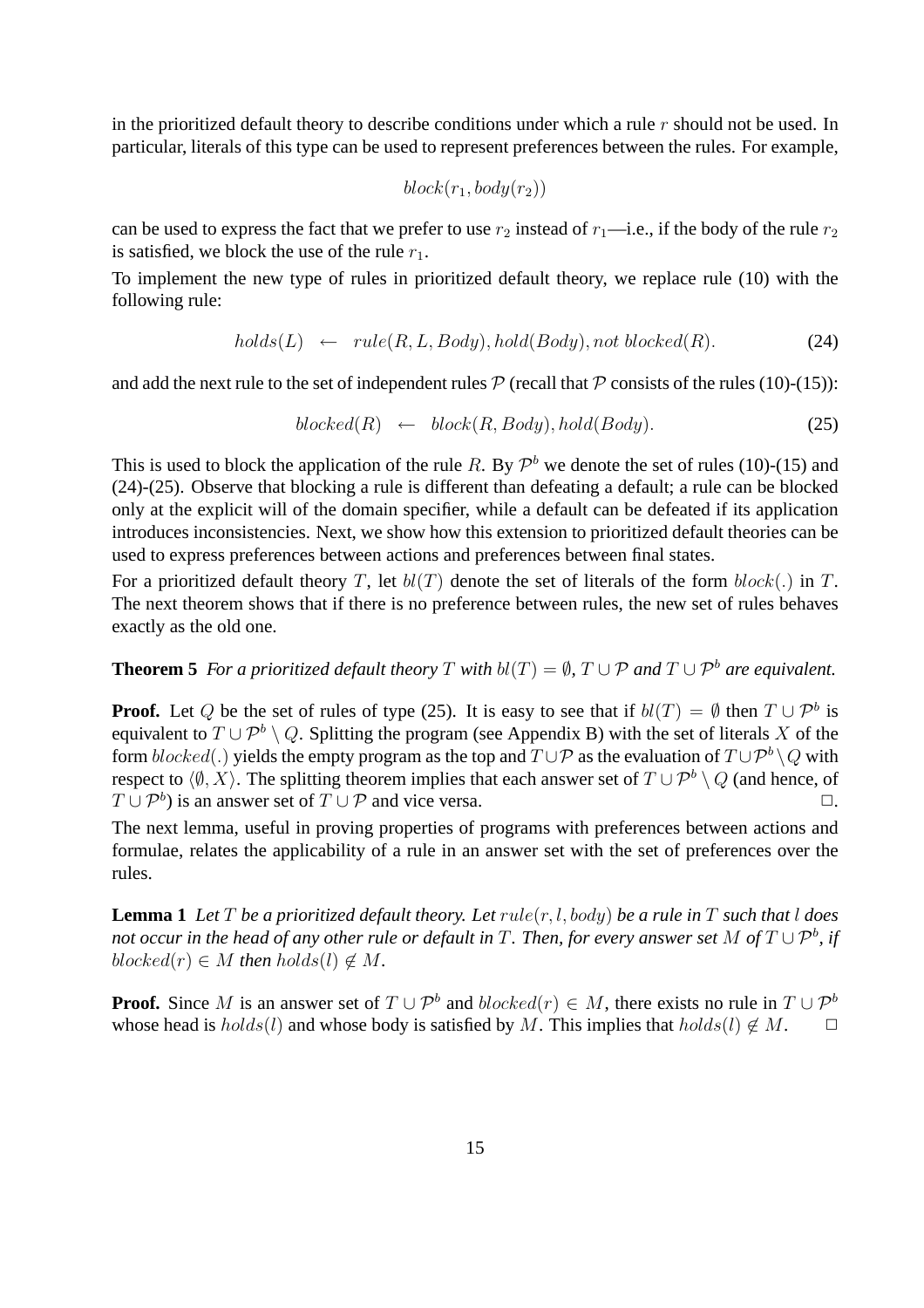in the prioritized default theory to describe conditions under which a rule $r$ should not be used. In particular, literals of this type can be used to represent preferences between the rules. For example,

$$block(r_1, body(r_2))$$

can be used to express the fact that we prefer to use $r_2$ instead of $r_1$—i.e., if the body of the rule $r_2$ is satisfied, we block the use of the rule $r_1$.

To implement the new type of rules in prioritized default theory, we replace rule (10) with the following rule:

$$holds(L) \quad \leftarrow \quad rule(R, L, Body), hold(Body), not\ blocked(R). \tag{24}$$

and add the next rule to the set of independent rules $\mathcal{P}$ (recall that $\mathcal{P}$ consists of the rules (10)-(15)):

$$blocked(R) \quad \leftarrow \quad block(R, Body), hold(Body). \tag{25}$$

This is used to block the application of the rule $R$. By $\mathcal{P}^b$ we denote the set of rules (10)-(15) and (24)-(25). Observe that blocking a rule is different than defeating a default; a rule can be blocked only at the explicit will of the domain specifier, while a default can be defeated if its application introduces inconsistencies. Next, we show how this extension to prioritized default theories can be used to express preferences between actions and preferences between final states.

For a prioritized default theory $T$, let $bl(T)$ denote the set of literals of the form $block(.)$ in $T$. The next theorem shows that if there is no preference between rules, the new set of rules behaves exactly as the old one.

**Theorem 5** *For a prioritized default theory $T$ with $bl(T) = \emptyset$, $T \cup \mathcal{P}$ and $T \cup \mathcal{P}^b$ are equivalent.*

**Proof.** Let $Q$ be the set of rules of type (25). It is easy to see that if $bl(T) = \emptyset$ then $T \cup \mathcal{P}^b$ is equivalent to $T \cup \mathcal{P}^b \setminus Q$. Splitting the program (see Appendix B) with the set of literals $X$ of the form $blocked(.)$ yields the empty program as the top and $T \cup \mathcal{P}$ as the evaluation of $T \cup \mathcal{P}^b \setminus Q$ with respect to $\langle \emptyset, X \rangle$. The splitting theorem implies that each answer set of $T \cup \mathcal{P}^b \setminus Q$ (and hence, of $T \cup \mathcal{P}^b$) is an answer set of $T \cup \mathcal{P}$ and vice versa. $\Box$.

The next lemma, useful in proving properties of programs with preferences between actions and formulae, relates the applicability of a rule in an answer set with the set of preferences over the rules.

**Lemma 1** *Let $T$ be a prioritized default theory. Let $rule(r, l, body)$ be a rule in $T$ such that $l$ does not occur in the head of any other rule or default in $T$. Then, for every answer set $M$ of $T \cup \mathcal{P}^b$, if $blocked(r) \in M$ then $holds(l) \notin M$.*

**Proof.** Since $M$ is an answer set of $T \cup \mathcal{P}^b$ and $blocked(r) \in M$, there exists no rule in $T \cup \mathcal{P}^b$ whose head is $holds(l)$ and whose body is satisfied by $M$. This implies that $holds(l) \notin M$. $\Box$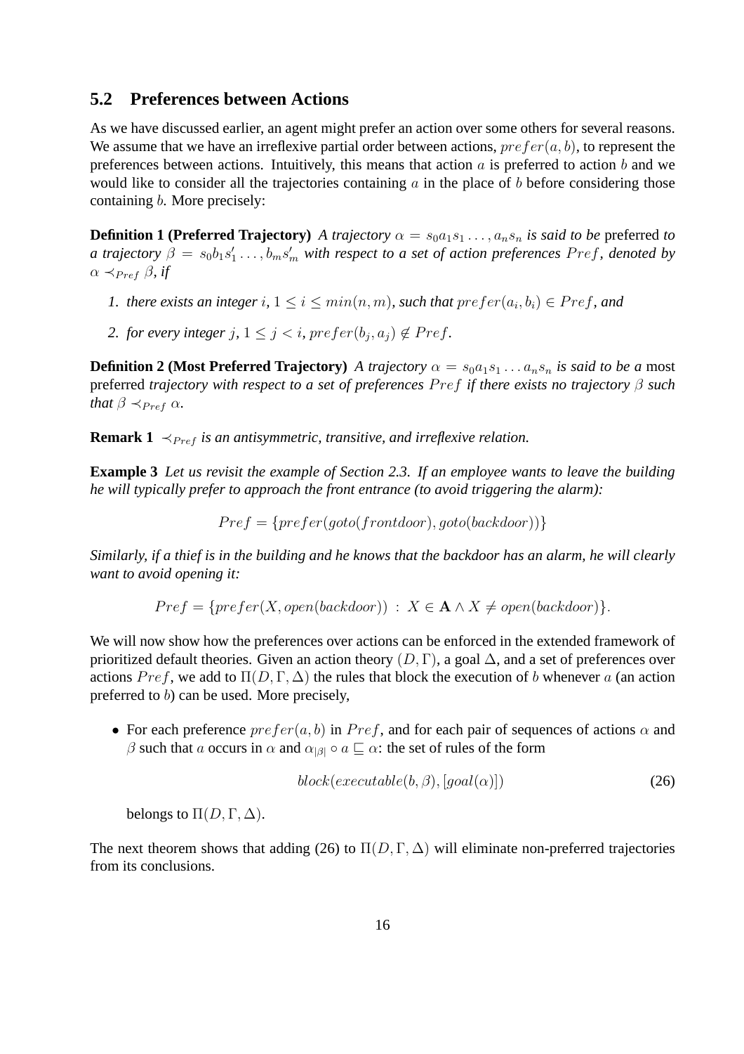## 5.2 Preferences between Actions

As we have discussed earlier, an agent might prefer an action over some others for several reasons. We assume that we have an irreflexive partial order between actions, $prefer(a, b)$, to represent the preferences between actions. Intuitively, this means that action $a$ is preferred to action $b$ and we would like to consider all the trajectories containing $a$ in the place of $b$ before considering those containing $b$. More precisely:

**Definition 1 (Preferred Trajectory)** *A trajectory $\alpha = s_0 a_1 s_1 \ldots, a_n s_n$ is said to be* preferred *to a trajectory $\beta = s_0 b_1 s_1' \ldots, b_m s_m'$ with respect to a set of action preferences $Pref$, denoted by $\alpha \prec_{Pref} \beta$, if*

1. *there exists an integer $i$, $1 \leq i \leq min(n, m)$, such that $prefer(a_i, b_i) \in Pref$, and*
2. *for every integer $j$, $1 \leq j < i$, $prefer(b_j, a_j) \notin Pref$.*

**Definition 2 (Most Preferred Trajectory)** *A trajectory $\alpha = s_0 a_1 s_1 \ldots a_n s_n$ is said to be a* most preferred *trajectory with respect to a set of preferences $Pref$ if there exists no trajectory $\beta$ such that $\beta \prec_{Pref} \alpha$.*

**Remark 1** *$\prec_{Pref}$ is an antisymmetric, transitive, and irreflexive relation.*

**Example 3** *Let us revisit the example of Section 2.3. If an employee wants to leave the building he will typically prefer to approach the front entrance (to avoid triggering the alarm):*

$$Pref = \{prefer(goto(frontdoor), goto(backdoor))\}$$

*Similarly, if a thief is in the building and he knows that the backdoor has an alarm, he will clearly want to avoid opening it:*

$$Pref = \{prefer(X, open(backdoor)) \ : \ X \in \mathbf{A} \wedge X \neq open(backdoor)\}.$$

We will now show how the preferences over actions can be enforced in the extended framework of prioritized default theories. Given an action theory $(D, \Gamma)$, a goal $\Delta$, and a set of preferences over actions $Pref$, we add to $\Pi(D, \Gamma, \Delta)$ the rules that block the execution of $b$ whenever $a$ (an action preferred to $b$) can be used. More precisely,

- For each preference $prefer(a, b)$ in $Pref$, and for each pair of sequences of actions $\alpha$ and $\beta$ such that $a$ occurs in $\alpha$ and $\alpha_{|\beta|} \circ a \sqsubseteq \alpha$: the set of rules of the form

$$block(executable(b, \beta), [goal(\alpha)]) \tag{26}$$

belongs to $\Pi(D, \Gamma, \Delta)$.

The next theorem shows that adding (26) to $\Pi(D, \Gamma, \Delta)$ will eliminate non-preferred trajectories from its conclusions.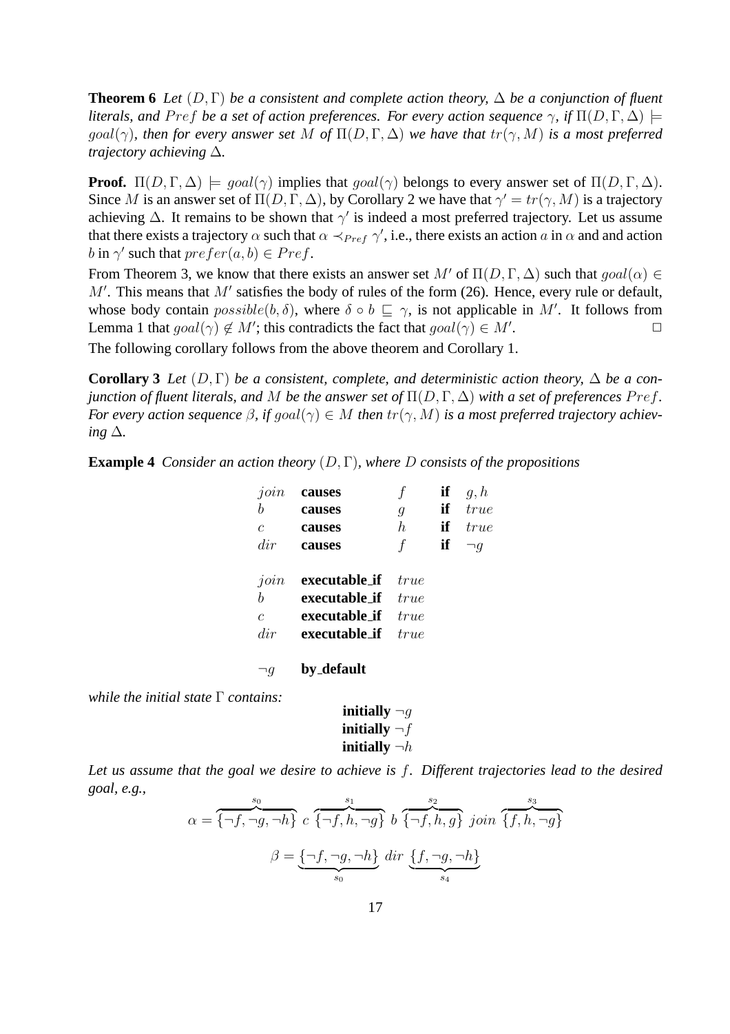**Theorem 6** *Let $(D, \Gamma)$ be a consistent and complete action theory, $\Delta$ be a conjunction of fluent literals, and $Pref$ be a set of action preferences. For every action sequence $\gamma$, if $\Pi(D, \Gamma, \Delta) \models goal(\gamma)$, then for every answer set $M$ of $\Pi(D, \Gamma, \Delta)$ we have that $tr(\gamma, M)$ is a most preferred trajectory achieving $\Delta$.*

**Proof.** $\Pi(D, \Gamma, \Delta) \models goal(\gamma)$ implies that $goal(\gamma)$ belongs to every answer set of $\Pi(D, \Gamma, \Delta)$. Since $M$ is an answer set of $\Pi(D, \Gamma, \Delta)$, by Corollary 2 we have that $\gamma' = tr(\gamma, M)$ is a trajectory achieving $\Delta$. It remains to be shown that $\gamma'$ is indeed a most preferred trajectory. Let us assume that there exists a trajectory $\alpha$ such that $\alpha \prec_{Pref} \gamma'$, i.e., there exists an action $a$ in $\alpha$ and and action $b$ in $\gamma'$ such that $prefer(a, b) \in Pref$.

From Theorem 3, we know that there exists an answer set $M'$ of $\Pi(D, \Gamma, \Delta)$ such that $goal(\alpha) \in M'$. This means that $M'$ satisfies the body of rules of the form (26). Hence, every rule or default, whose body contain $possible(b, \delta)$, where $\delta \circ b \sqsubseteq \gamma$, is not applicable in $M'$. It follows from Lemma 1 that $goal(\gamma) \notin M'$; this contradicts the fact that $goal(\gamma) \in M'$. $\Box$

The following corollary follows from the above theorem and Corollary 1.

**Corollary 3** *Let $(D, \Gamma)$ be a consistent, complete, and deterministic action theory, $\Delta$ be a conjunction of fluent literals, and $M$ be the answer set of $\Pi(D, \Gamma, \Delta)$ with a set of preferences $Pref$. For every action sequence $\beta$, if $goal(\gamma) \in M$ then $tr(\gamma, M)$ is a most preferred trajectory achieving $\Delta$.*

**Example 4** *Consider an action theory $(D, \Gamma)$, where $D$ consists of the propositions*

| | | | | |
|---|---|---|---|---|
| $join$ | **causes** | $f$ | **if** | $g, h$ |
| $b$ | **causes** | $g$ | **if** | $true$ |
| $c$ | **causes** | $h$ | **if** | $true$ |
| $dir$ | **causes** | $f$ | **if** | $\neg g$ |
| $join$ | **executable_if** | $true$ | | |
| $b$ | **executable_if** | $true$ | | |
| $c$ | **executable_if** | $true$ | | |
| $dir$ | **executable_if** | $true$ | | |
| $\neg g$ | **by_default** | | | |

*while the initial state $\Gamma$ contains:*

**initially** $\neg g$
**initially** $\neg f$
**initially** $\neg h$

*Let us assume that the goal we desire to achieve is $f$. Different trajectories lead to the desired goal, e.g.,*

$$\alpha = \overbrace{\{\neg f, \neg g, \neg h\}}^{s_0}\ c\ \overbrace{\{\neg f, h, \neg g\}}^{s_1}\ b\ \overbrace{\{\neg f, h, g\}}^{s_2}\ join\ \overbrace{\{f, h, \neg g\}}^{s_3}$$

$$\beta = \underbrace{\{\neg f, \neg g, \neg h\}}_{s_0}\ dir\ \underbrace{\{f, \neg g, \neg h\}}_{s_4}$$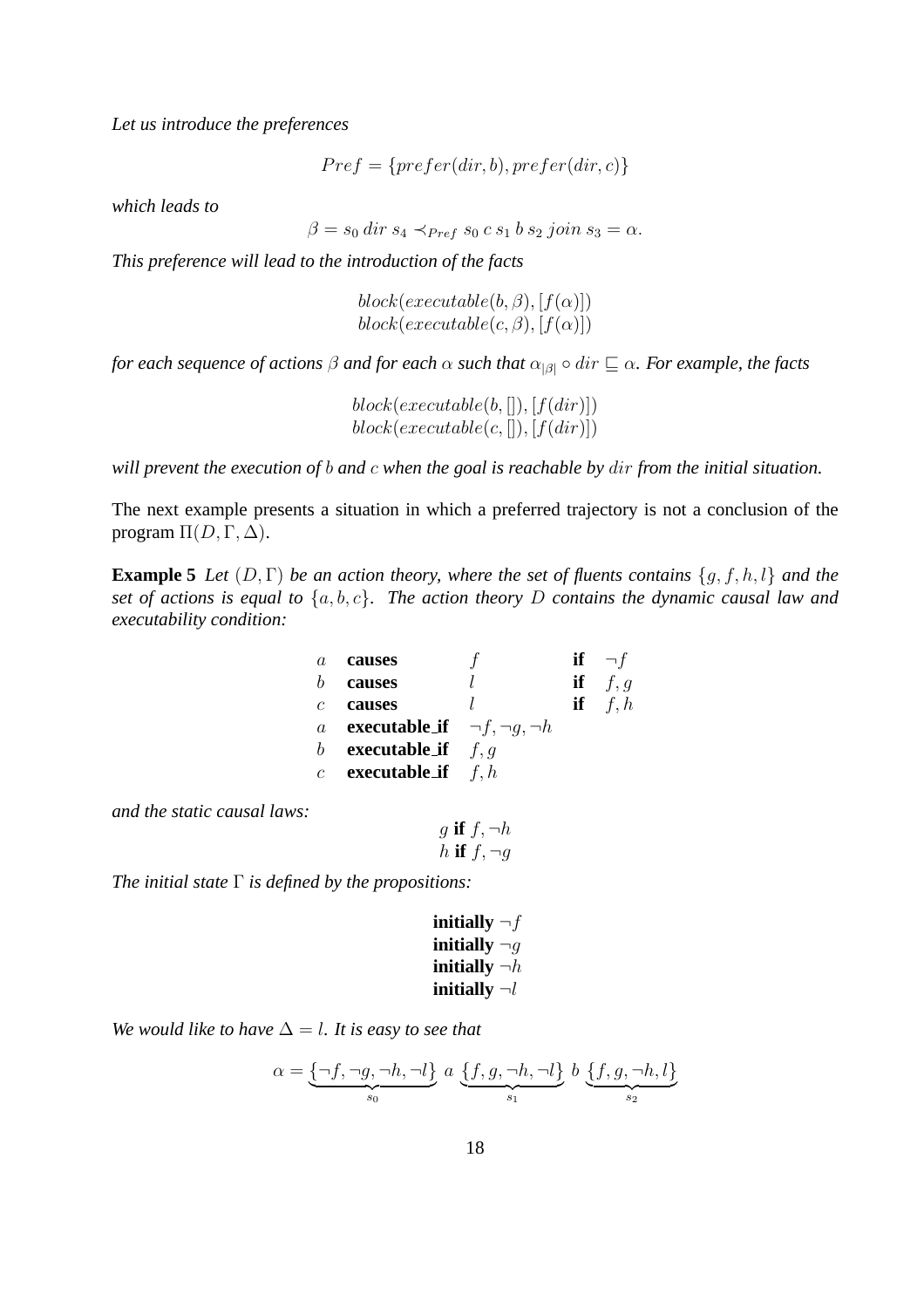*Let us introduce the preferences*

$$Pref = \{prefer(dir, b), prefer(dir, c)\}$$

*which leads to*

$$\beta = s_0 \; dir \; s_4 \prec_{Pref} s_0 \; c \; s_1 \; b \; s_2 \; join \; s_3 = \alpha.$$

*This preference will lead to the introduction of the facts*

$$block(executable(b, \beta), [f(\alpha)])$$
$$block(executable(c, \beta), [f(\alpha)])$$

*for each sequence of actions $\beta$ and for each $\alpha$ such that $\alpha_{|\beta|} \circ dir \sqsubseteq \alpha$. For example, the facts*

$$block(executable(b, []), [f(dir)])$$
$$block(executable(c, []), [f(dir)])$$

*will prevent the execution of $b$ and $c$ when the goal is reachable by $dir$ from the initial situation.*

The next example presents a situation in which a preferred trajectory is not a conclusion of the program $\Pi(D, \Gamma, \Delta)$.

**Example 5** *Let $(D, \Gamma)$ be an action theory, where the set of fluents contains $\{g, f, h, l\}$ and the set of actions is equal to $\{a, b, c\}$. The action theory $D$ contains the dynamic causal law and executability condition:*

| | | | | |
|---|---|---|---|---|
| $a$ | **causes** | $f$ | **if** | $\neg f$ |
| $b$ | **causes** | $l$ | **if** | $f, g$ |
| $c$ | **causes** | $l$ | **if** | $f, h$ |
| $a$ | **executable_if** | $\neg f, \neg g, \neg h$ | | |
| $b$ | **executable_if** | $f, g$ | | |
| $c$ | **executable_if** | $f, h$ | | |

*and the static causal laws:*

$g$ **if** $f, \neg h$
$h$ **if** $f, \neg g$

*The initial state $\Gamma$ is defined by the propositions:*

**initially** $\neg f$
**initially** $\neg g$
**initially** $\neg h$
**initially** $\neg l$

*We would like to have $\Delta = l$. It is easy to see that*

$$\alpha = \underbrace{\{\neg f, \neg g, \neg h, \neg l\}}_{s_0} \; a \; \underbrace{\{f, g, \neg h, \neg l\}}_{s_1} \; b \; \underbrace{\{f, g, \neg h, l\}}_{s_2}$$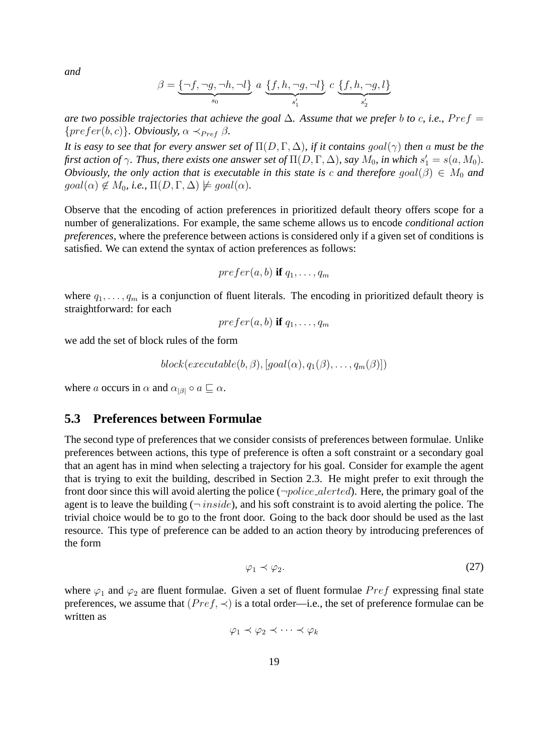*and*

$$\beta = \underbrace{\{\neg f, \neg g, \neg h, \neg l\}}_{s_0} \; a \; \underbrace{\{f, h, \neg g, \neg l\}}_{s'_1} \; c \; \underbrace{\{f, h, \neg g, l\}}_{s'_2}$$

*are two possible trajectories that achieve the goal $\Delta$. Assume that we prefer $b$ to $c$, i.e., $Pref = \{prefer(b, c)\}$. Obviously, $\alpha \prec_{Pref} \beta$.*

*It is easy to see that for every answer set of $\Pi(D, \Gamma, \Delta)$, if it contains $goal(\gamma)$ then $a$ must be the first action of $\gamma$. Thus, there exists one answer set of $\Pi(D, \Gamma, \Delta)$, say $M_0$, in which $s'_1 = s(a, M_0)$. Obviously, the only action that is executable in this state is $c$ and therefore $goal(\beta) \in M_0$ and $goal(\alpha) \notin M_0$, i.e., $\Pi(D, \Gamma, \Delta) \not\models goal(\alpha)$.*

Observe that the encoding of action preferences in prioritized default theory offers scope for a number of generalizations. For example, the same scheme allows us to encode *conditional action preferences*, where the preference between actions is considered only if a given set of conditions is satisfied. We can extend the syntax of action preferences as follows:

$$prefer(a, b) \textbf{ if } q_1, \ldots, q_m$$

where $q_1, \ldots, q_m$ is a conjunction of fluent literals. The encoding in prioritized default theory is straightforward: for each

$$prefer(a, b) \textbf{ if } q_1, \ldots, q_m$$

we add the set of block rules of the form

$$block(executable(b, \beta), [goal(\alpha), q_1(\beta), \ldots, q_m(\beta)])$$

where $a$ occurs in $\alpha$ and $\alpha_{|\beta|} \circ a \sqsubseteq \alpha$.

## 5.3 Preferences between Formulae

The second type of preferences that we consider consists of preferences between formulae. Unlike preferences between actions, this type of preference is often a soft constraint or a secondary goal that an agent has in mind when selecting a trajectory for his goal. Consider for example the agent that is trying to exit the building, described in Section 2.3. He might prefer to exit through the front door since this will avoid alerting the police ($\neg police\_alerted$). Here, the primary goal of the agent is to leave the building ($\neg\, inside$), and his soft constraint is to avoid alerting the police. The trivial choice would be to go to the front door. Going to the back door should be used as the last resource. This type of preference can be added to an action theory by introducing preferences of the form

$$\varphi_1 \prec \varphi_2. \tag{27}$$

where $\varphi_1$ and $\varphi_2$ are fluent formulae. Given a set of fluent formulae $Pref$ expressing final state preferences, we assume that $(Pref, \prec)$ is a total order—i.e., the set of preference formulae can be written as

$$\varphi_1 \prec \varphi_2 \prec \cdots \prec \varphi_k$$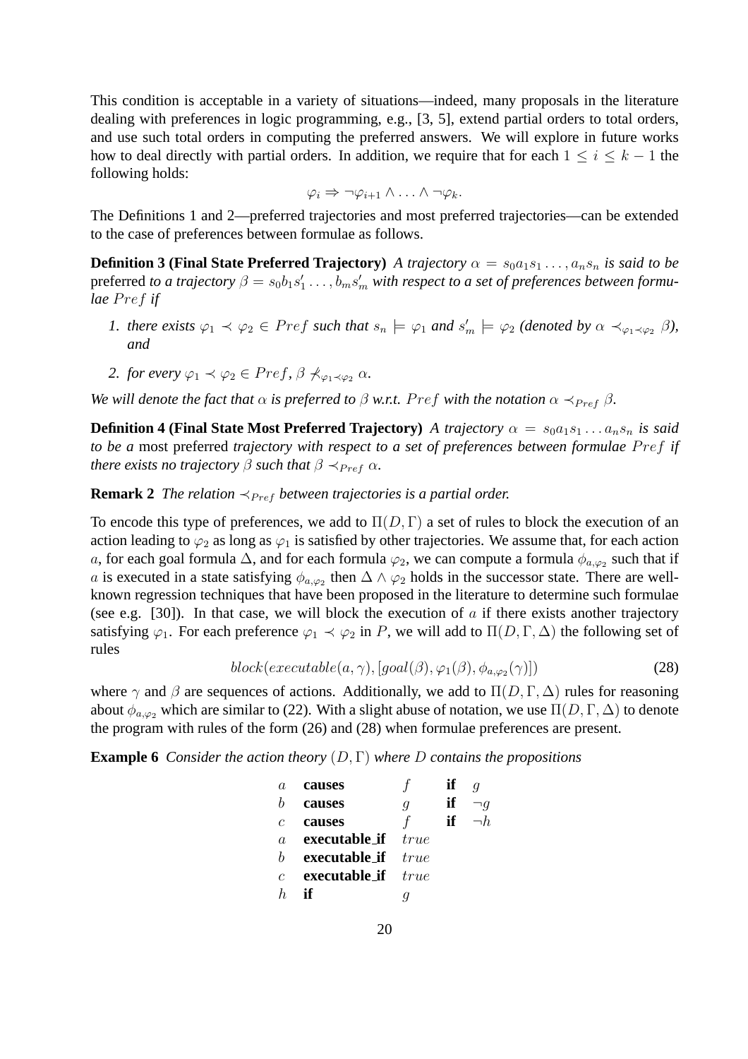This condition is acceptable in a variety of situations—indeed, many proposals in the literature dealing with preferences in logic programming, e.g., [3, 5], extend partial orders to total orders, and use such total orders in computing the preferred answers. We will explore in future works how to deal directly with partial orders. In addition, we require that for each $1 \leq i \leq k-1$ the following holds:

$$\varphi_i \Rightarrow \neg\varphi_{i+1} \wedge \ldots \wedge \neg\varphi_k.$$

The Definitions 1 and 2—preferred trajectories and most preferred trajectories—can be extended to the case of preferences between formulae as follows.

**Definition 3 (Final State Preferred Trajectory)** *A trajectory $\alpha = s_0 a_1 s_1 \ldots, a_n s_n$ is said to be* preferred *to a trajectory $\beta = s_0 b_1 s'_1 \ldots, b_m s'_m$ with respect to a set of preferences between formulae $Pref$ if*

1. *there exists $\varphi_1 \prec \varphi_2 \in Pref$ such that $s_n \models \varphi_1$ and $s'_m \models \varphi_2$ (denoted by $\alpha \prec_{\varphi_1 \prec \varphi_2} \beta$), and*
2. *for every $\varphi_1 \prec \varphi_2 \in Pref$, $\beta \not\prec_{\varphi_1 \prec \varphi_2} \alpha$.*

*We will denote the fact that $\alpha$ is preferred to $\beta$ w.r.t. $Pref$ with the notation $\alpha \prec_{Pref} \beta$.*

**Definition 4 (Final State Most Preferred Trajectory)** *A trajectory $\alpha = s_0 a_1 s_1 \ldots a_n s_n$ is said to be a* most preferred *trajectory with respect to a set of preferences between formulae $Pref$ if there exists no trajectory $\beta$ such that $\beta \prec_{Pref} \alpha$.*

**Remark 2** *The relation $\prec_{Pref}$ between trajectories is a partial order.*

To encode this type of preferences, we add to $\Pi(D, \Gamma)$ a set of rules to block the execution of an action leading to $\varphi_2$ as long as $\varphi_1$ is satisfied by other trajectories. We assume that, for each action $a$, for each goal formula $\Delta$, and for each formula $\varphi_2$, we can compute a formula $\phi_{a,\varphi_2}$ such that if $a$ is executed in a state satisfying $\phi_{a,\varphi_2}$ then $\Delta \wedge \varphi_2$ holds in the successor state. There are well-known regression techniques that have been proposed in the literature to determine such formulae (see e.g. [30]). In that case, we will block the execution of $a$ if there exists another trajectory satisfying $\varphi_1$. For each preference $\varphi_1 \prec \varphi_2$ in $P$, we will add to $\Pi(D, \Gamma, \Delta)$ the following set of rules

$$block(executable(a, \gamma), [goal(\beta), \varphi_1(\beta), \phi_{a,\varphi_2}(\gamma)]) \tag{28}$$

where $\gamma$ and $\beta$ are sequences of actions. Additionally, we add to $\Pi(D, \Gamma, \Delta)$ rules for reasoning about $\phi_{a,\varphi_2}$ which are similar to (22). With a slight abuse of notation, we use $\Pi(D, \Gamma, \Delta)$ to denote the program with rules of the form (26) and (28) when formulae preferences are present.

**Example 6** *Consider the action theory $(D, \Gamma)$ where $D$ contains the propositions*

| | | | | |
|---|---|---|---|---|
| $a$ | **causes** | $f$ | **if** | $g$ |
| $b$ | **causes** | $g$ | **if** | $\neg g$ |
| $c$ | **causes** | $f$ | **if** | $\neg h$ |
| $a$ | **executable_if** | $true$ | | |
| $b$ | **executable_if** | $true$ | | |
| $c$ | **executable_if** | $true$ | | |
| $h$ | **if** | $g$ | | |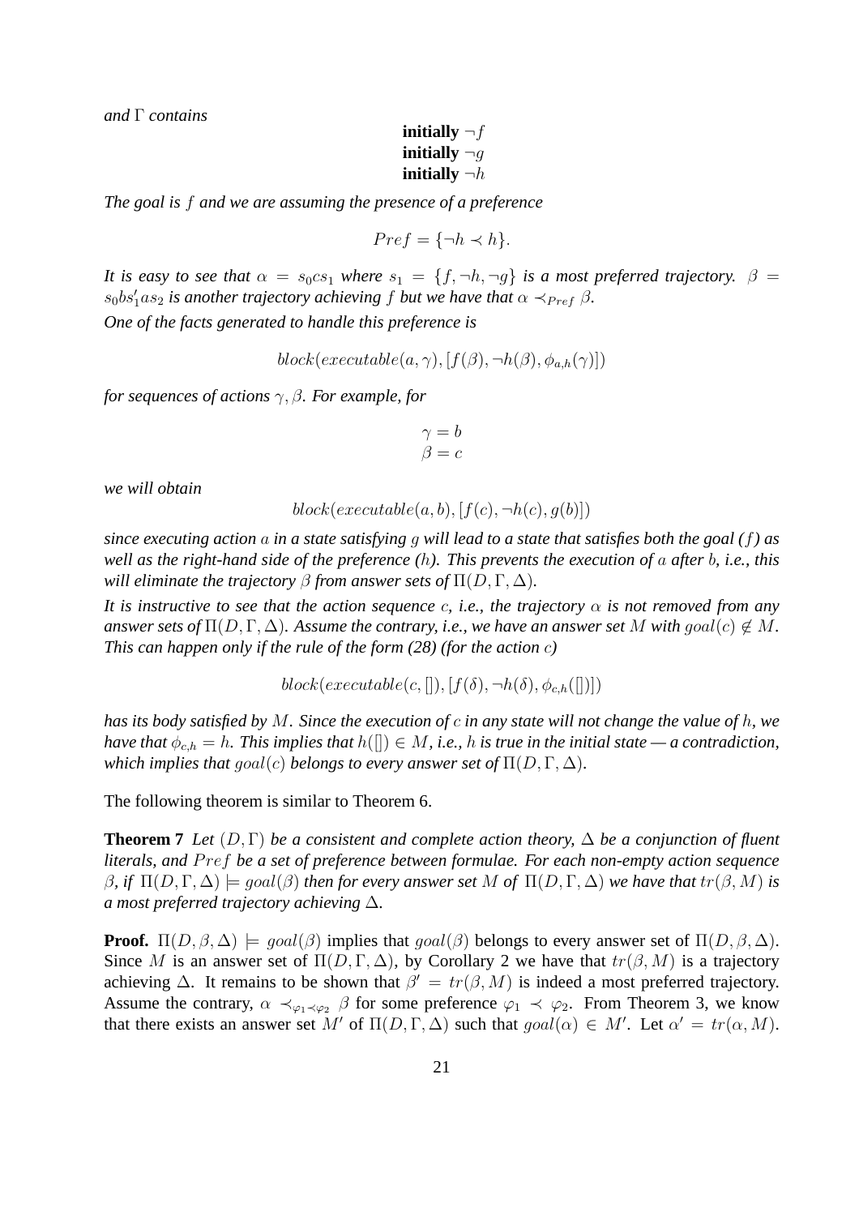*and $\Gamma$ contains*

$$\textbf{initially } \neg f$$
$$\textbf{initially } \neg g$$
$$\textbf{initially } \neg h$$

*The goal is $f$ and we are assuming the presence of a preference*

$$Pref = \{\neg h \prec h\}.$$

*It is easy to see that $\alpha = s_0 c s_1$ where $s_1 = \{f, \neg h, \neg g\}$ is a most preferred trajectory. $\beta = s_0 b s_1' a s_2$ is another trajectory achieving $f$ but we have that $\alpha \prec_{Pref} \beta$.*

*One of the facts generated to handle this preference is*

$$block(executable(a, \gamma), [f(\beta), \neg h(\beta), \phi_{a,h}(\gamma)])$$

*for sequences of actions $\gamma, \beta$. For example, for*

$$\gamma = b$$
$$\beta = c$$

*we will obtain*

$$block(executable(a, b), [f(c), \neg h(c), g(b)])$$

*since executing action $a$ in a state satisfying $g$ will lead to a state that satisfies both the goal ($f$) as well as the right-hand side of the preference ($h$). This prevents the execution of $a$ after $b$, i.e., this will eliminate the trajectory $\beta$ from answer sets of $\Pi(D, \Gamma, \Delta)$.*

*It is instructive to see that the action sequence $c$, i.e., the trajectory $\alpha$ is not removed from any answer sets of $\Pi(D, \Gamma, \Delta)$. Assume the contrary, i.e., we have an answer set $M$ with $goal(c) \notin M$. This can happen only if the rule of the form (28) (for the action $c$)*

$$block(executable(c, []), [f(\delta), \neg h(\delta), \phi_{c,h}([])])$$

*has its body satisfied by $M$. Since the execution of $c$ in any state will not change the value of $h$, we have that $\phi_{c,h} = h$. This implies that $h([]) \in M$, i.e., $h$ is true in the initial state — a contradiction, which implies that $goal(c)$ belongs to every answer set of $\Pi(D, \Gamma, \Delta)$.*

The following theorem is similar to Theorem 6.

**Theorem 7** *Let $(D, \Gamma)$ be a consistent and complete action theory, $\Delta$ be a conjunction of fluent literals, and $Pref$ be a set of preference between formulae. For each non-empty action sequence $\beta$, if $\Pi(D, \Gamma, \Delta) \models goal(\beta)$ then for every answer set $M$ of $\Pi(D, \Gamma, \Delta)$ we have that $tr(\beta, M)$ is a most preferred trajectory achieving $\Delta$.*

**Proof.** $\Pi(D, \beta, \Delta) \models goal(\beta)$ implies that $goal(\beta)$ belongs to every answer set of $\Pi(D, \beta, \Delta)$. Since $M$ is an answer set of $\Pi(D, \Gamma, \Delta)$, by Corollary 2 we have that $tr(\beta, M)$ is a trajectory achieving $\Delta$. It remains to be shown that $\beta' = tr(\beta, M)$ is indeed a most preferred trajectory. Assume the contrary, $\alpha \prec_{\varphi_1 \prec \varphi_2} \beta$ for some preference $\varphi_1 \prec \varphi_2$. From Theorem 3, we know that there exists an answer set $M'$ of $\Pi(D, \Gamma, \Delta)$ such that $goal(\alpha) \in M'$. Let $\alpha' = tr(\alpha, M)$.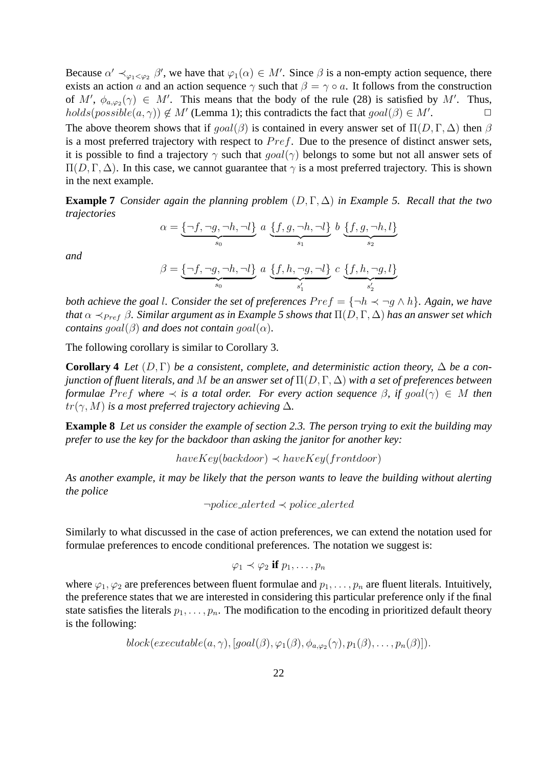Because $\alpha' \prec_{\varphi_1 < \varphi_2} \beta'$, we have that $\varphi_1(\alpha) \in M'$. Since $\beta$ is a non-empty action sequence, there exists an action $a$ and an action sequence $\gamma$ such that $\beta = \gamma \circ a$. It follows from the construction of $M'$, $\phi_{a,\varphi_2}(\gamma) \in M'$. This means that the body of the rule (28) is satisfied by $M'$. Thus, $holds(possible(a, \gamma)) \notin M'$ (Lemma 1); this contradicts the fact that $goal(\beta) \in M'$. □

The above theorem shows that if $goal(\beta)$ is contained in every answer set of $\Pi(D, \Gamma, \Delta)$ then $\beta$ is a most preferred trajectory with respect to $Pref$. Due to the presence of distinct answer sets, it is possible to find a trajectory $\gamma$ such that $goal(\gamma)$ belongs to some but not all answer sets of $\Pi(D, \Gamma, \Delta)$. In this case, we cannot guarantee that $\gamma$ is a most preferred trajectory. This is shown in the next example.

**Example 7** *Consider again the planning problem $(D, \Gamma, \Delta)$ in Example 5. Recall that the two trajectories*

$$\alpha = \underbrace{\{\neg f, \neg g, \neg h, \neg l\}}_{s_0} \ a \ \underbrace{\{f, g, \neg h, \neg l\}}_{s_1} \ b \ \underbrace{\{f, g, \neg h, l\}}_{s_2}$$

*and*

$$\beta = \underbrace{\{\neg f, \neg g, \neg h, \neg l\}}_{s_0} \ a \ \underbrace{\{f, h, \neg g, \neg l\}}_{s'_1} \ c \ \underbrace{\{f, h, \neg g, l\}}_{s'_2}$$

*both achieve the goal $l$. Consider the set of preferences $Pref = \{\neg h \prec \neg g \wedge h\}$. Again, we have that $\alpha \prec_{Pref} \beta$. Similar argument as in Example 5 shows that $\Pi(D, \Gamma, \Delta)$ has an answer set which contains $goal(\beta)$ and does not contain $goal(\alpha)$.*

The following corollary is similar to Corollary 3.

**Corollary 4** *Let $(D, \Gamma)$ be a consistent, complete, and deterministic action theory, $\Delta$ be a conjunction of fluent literals, and $M$ be an answer set of $\Pi(D, \Gamma, \Delta)$ with a set of preferences between formulae $Pref$ where $\prec$ is a total order. For every action sequence $\beta$, if $goal(\gamma) \in M$ then $tr(\gamma, M)$ is a most preferred trajectory achieving $\Delta$.*

**Example 8** *Let us consider the example of section 2.3. The person trying to exit the building may prefer to use the key for the backdoor than asking the janitor for another key:*

$$haveKey(backdoor) \prec haveKey(frontdoor)$$

*As another example, it may be likely that the person wants to leave the building without alerting the police*

$$\neg police\_alerted \prec police\_alerted$$

Similarly to what discussed in the case of action preferences, we can extend the notation used for formulae preferences to encode conditional preferences. The notation we suggest is:

$$\varphi_1 \prec \varphi_2 \textbf{ if } p_1, \ldots, p_n$$

where $\varphi_1, \varphi_2$ are preferences between fluent formulae and $p_1, \ldots, p_n$ are fluent literals. Intuitively, the preference states that we are interested in considering this particular preference only if the final state satisfies the literals $p_1, \ldots, p_n$. The modification to the encoding in prioritized default theory is the following:

$$block(executable(a, \gamma), [goal(\beta), \varphi_1(\beta), \phi_{a,\varphi_2}(\gamma), p_1(\beta), \ldots, p_n(\beta)]).$$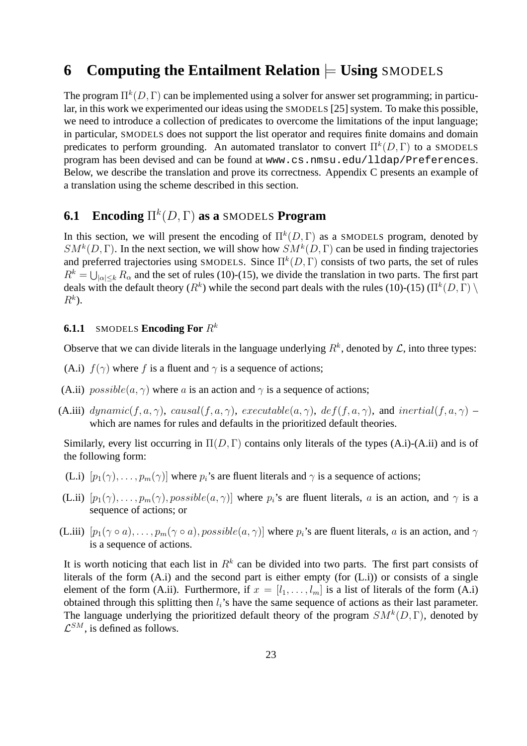# 6 Computing the Entailment Relation $\models$ Using SMODELS

The program $\Pi^k(D, \Gamma)$ can be implemented using a solver for answer set programming; in particular, in this work we experimented our ideas using the SMODELS [25] system. To make this possible, we need to introduce a collection of predicates to overcome the limitations of the input language; in particular, SMODELS does not support the list operator and requires finite domains and domain predicates to perform grounding. An automated translator to convert $\Pi^k(D, \Gamma)$ to a SMODELS program has been devised and can be found at `www.cs.nmsu.edu/lldap/Preferences`. Below, we describe the translation and prove its correctness. Appendix C presents an example of a translation using the scheme described in this section.

## 6.1 Encoding $\Pi^k(D, \Gamma)$ as a SMODELS Program

In this section, we will present the encoding of $\Pi^k(D, \Gamma)$ as a SMODELS program, denoted by $SM^k(D, \Gamma)$. In the next section, we will show how $SM^k(D, \Gamma)$ can be used in finding trajectories and preferred trajectories using SMODELS. Since $\Pi^k(D, \Gamma)$ consists of two parts, the set of rules $R^k = \bigcup_{|\alpha| \leq k} R_\alpha$ and the set of rules (10)-(15), we divide the translation in two parts. The first part deals with the default theory ($R^k$) while the second part deals with the rules (10)-(15) ($\Pi^k(D, \Gamma) \setminus R^k$).

### 6.1.1 SMODELS Encoding For $R^k$

Observe that we can divide literals in the language underlying $R^k$, denoted by $\mathcal{L}$, into three types:

(A.i) $f(\gamma)$ where $f$ is a fluent and $\gamma$ is a sequence of actions;

(A.ii) $possible(a, \gamma)$ where $a$ is an action and $\gamma$ is a sequence of actions;

(A.iii) $dynamic(f, a, \gamma)$, $causal(f, a, \gamma)$, $executable(a, \gamma)$, $def(f, a, \gamma)$, and $inertial(f, a, \gamma)$ – which are names for rules and defaults in the prioritized default theories.

Similarly, every list occurring in $\Pi(D, \Gamma)$ contains only literals of the types (A.i)-(A.ii) and is of the following form:

(L.i) $[p_1(\gamma), \ldots, p_m(\gamma)]$ where $p_i$'s are fluent literals and $\gamma$ is a sequence of actions;

(L.ii) $[p_1(\gamma), \ldots, p_m(\gamma), possible(a, \gamma)]$ where $p_i$'s are fluent literals, $a$ is an action, and $\gamma$ is a sequence of actions; or

(L.iii) $[p_1(\gamma \circ a), \ldots, p_m(\gamma \circ a), possible(a, \gamma)]$ where $p_i$'s are fluent literals, $a$ is an action, and $\gamma$ is a sequence of actions.

It is worth noticing that each list in $R^k$ can be divided into two parts. The first part consists of literals of the form (A.i) and the second part is either empty (for (L.i)) or consists of a single element of the form (A.ii). Furthermore, if $x = [l_1, \ldots, l_m]$ is a list of literals of the form (A.i) obtained through this splitting then $l_i$'s have the same sequence of actions as their last parameter. The language underlying the prioritized default theory of the program $SM^k(D, \Gamma)$, denoted by $\mathcal{L}^{SM}$, is defined as follows.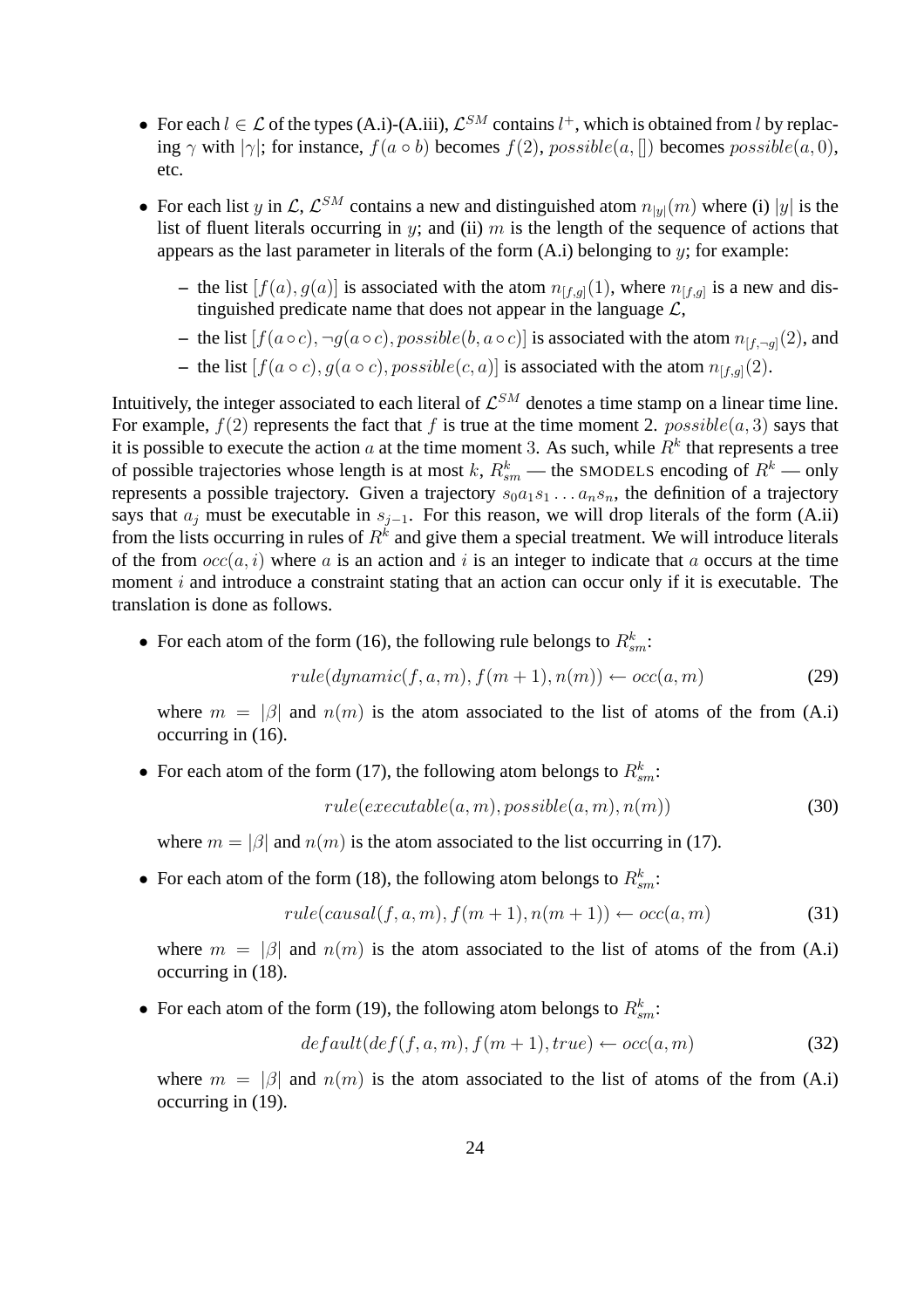- For each $l \in \mathcal{L}$ of the types (A.i)-(A.iii), $\mathcal{L}^{SM}$ contains $l^+$, which is obtained from $l$ by replacing $\gamma$ with $|\gamma|$; for instance, $f(a \circ b)$ becomes $f(2)$, $possible(a, [])$ becomes $possible(a, 0)$, etc.
- For each list $y$ in $\mathcal{L}$, $\mathcal{L}^{SM}$ contains a new and distinguished atom $n_{|y|}(m)$ where (i) $|y|$ is the list of fluent literals occurring in $y$; and (ii) $m$ is the length of the sequence of actions that appears as the last parameter in literals of the form (A.i) belonging to $y$; for example:
  - the list $[f(a), g(a)]$ is associated with the atom $n_{[f,g]}(1)$, where $n_{[f,g]}$ is a new and distinguished predicate name that does not appear in the language $\mathcal{L}$,
  - the list $[f(a \circ c), \neg g(a \circ c), possible(b, a \circ c)]$ is associated with the atom $n_{[f,\neg g]}(2)$, and
  - the list $[f(a \circ c), g(a \circ c), possible(c, a)]$ is associated with the atom $n_{[f,g]}(2)$.

Intuitively, the integer associated to each literal of $\mathcal{L}^{SM}$ denotes a time stamp on a linear time line. For example, $f(2)$ represents the fact that $f$ is true at the time moment 2. $possible(a, 3)$ says that it is possible to execute the action $a$ at the time moment 3. As such, while $R^k$ that represents a tree of possible trajectories whose length is at most $k$, $R^k_{sm}$ — the SMODELS encoding of $R^k$ — only represents a possible trajectory. Given a trajectory $s_0 a_1 s_1 \ldots a_n s_n$, the definition of a trajectory says that $a_j$ must be executable in $s_{j-1}$. For this reason, we will drop literals of the form (A.ii) from the lists occurring in rules of $R^k$ and give them a special treatment. We will introduce literals of the from $occ(a, i)$ where $a$ is an action and $i$ is an integer to indicate that $a$ occurs at the time moment $i$ and introduce a constraint stating that an action can occur only if it is executable. The translation is done as follows.

- For each atom of the form (16), the following rule belongs to $R^k_{sm}$:

$$rule(dynamic(f, a, m), f(m + 1), n(m)) \leftarrow occ(a, m) \tag{29}$$

  where $m = |\beta|$ and $n(m)$ is the atom associated to the list of atoms of the from (A.i) occurring in (16).

- For each atom of the form (17), the following atom belongs to $R^k_{sm}$:

$$rule(executable(a, m), possible(a, m), n(m)) \tag{30}$$

  where $m = |\beta|$ and $n(m)$ is the atom associated to the list occurring in (17).

- For each atom of the form (18), the following atom belongs to $R^k_{sm}$:

$$rule(causal(f, a, m), f(m + 1), n(m + 1)) \leftarrow occ(a, m) \tag{31}$$

  where $m = |\beta|$ and $n(m)$ is the atom associated to the list of atoms of the from (A.i) occurring in (18).

- For each atom of the form (19), the following atom belongs to $R^k_{sm}$:

$$default(def(f, a, m), f(m + 1), true) \leftarrow occ(a, m) \tag{32}$$

  where $m = |\beta|$ and $n(m)$ is the atom associated to the list of atoms of the from (A.i) occurring in (19).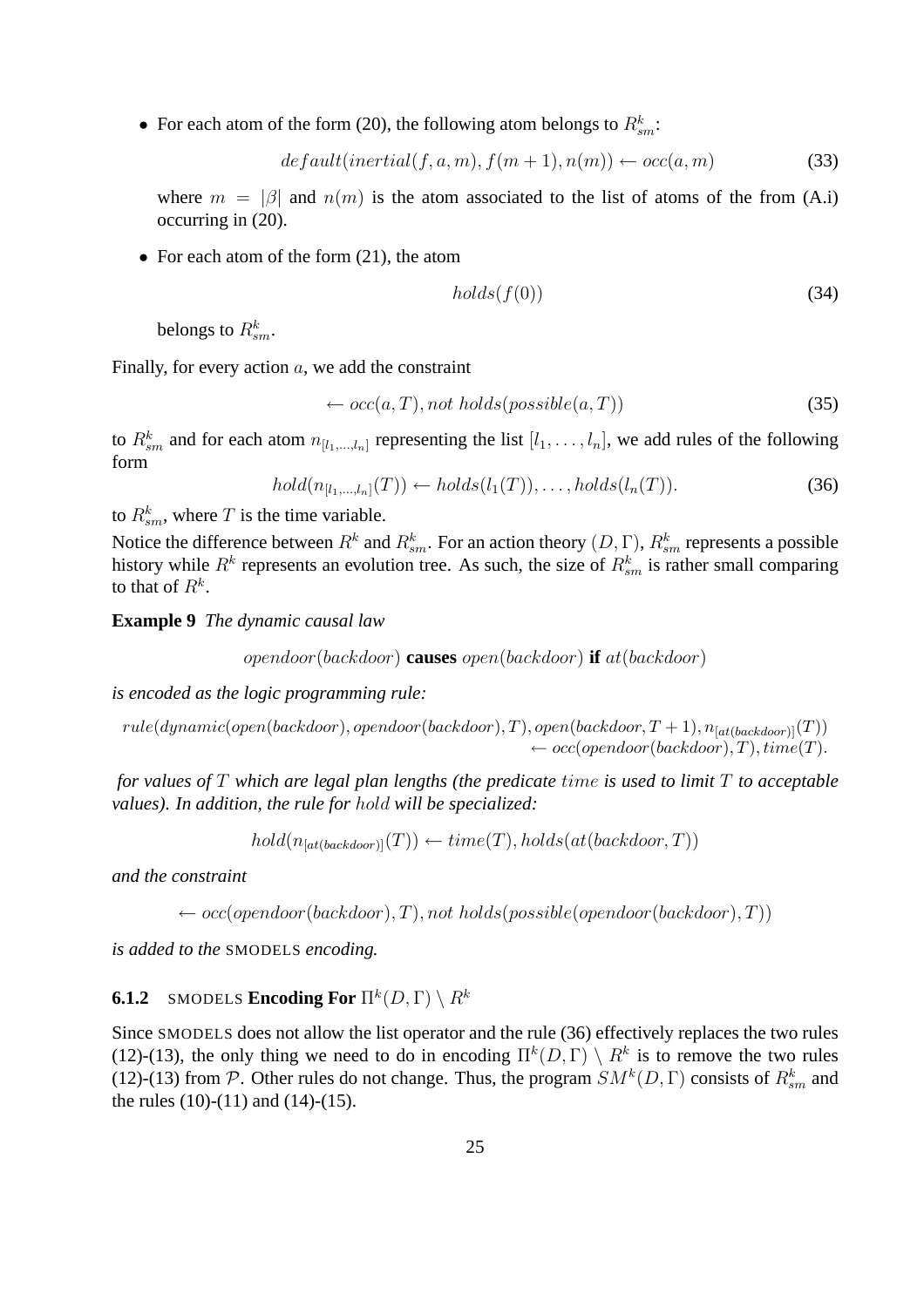- For each atom of the form (20), the following atom belongs to $R^k_{sm}$:

$$default(inertial(f, a, m), f(m + 1), n(m)) \leftarrow occ(a, m) \tag{33}$$

where $m = |\beta|$ and $n(m)$ is the atom associated to the list of atoms of the from (A.i) occurring in (20).

- For each atom of the form (21), the atom

$$holds(f(0)) \tag{34}$$

belongs to $R^k_{sm}$.

Finally, for every action $a$, we add the constraint

$$\leftarrow occ(a, T), not\ holds(possible(a, T)) \tag{35}$$

to $R^k_{sm}$ and for each atom $n_{[l_1,\ldots,l_n]}$ representing the list $[l_1, \ldots, l_n]$, we add rules of the following form

$$hold(n_{[l_1,\ldots,l_n]}(T)) \leftarrow holds(l_1(T)), \ldots, holds(l_n(T)). \tag{36}$$

to $R^k_{sm}$, where $T$ is the time variable.

Notice the difference between $R^k$ and $R^k_{sm}$. For an action theory $(D, \Gamma)$, $R^k_{sm}$ represents a possible history while $R^k$ represents an evolution tree. As such, the size of $R^k_{sm}$ is rather small comparing to that of $R^k$.

**Example 9** *The dynamic causal law*

$$opendoor(backdoor) \textbf{ causes } open(backdoor) \textbf{ if } at(backdoor)$$

*is encoded as the logic programming rule:*

$$rule(dynamic(open(backdoor), opendoor(backdoor), T), open(backdoor, T + 1), n_{[at(backdoor)]}(T)) \leftarrow occ(opendoor(backdoor), T), time(T).$$

*for values of $T$ which are legal plan lengths (the predicate $time$ is used to limit $T$ to acceptable values). In addition, the rule for $hold$ will be specialized:*

$$hold(n_{[at(backdoor)]}(T)) \leftarrow time(T), holds(at(backdoor, T))$$

*and the constraint*

$$\leftarrow occ(opendoor(backdoor), T), not\ holds(possible(opendoor(backdoor), T))$$

*is added to the* SMODELS *encoding.*

### 6.1.2 SMODELS Encoding For $\Pi^k(D, \Gamma) \setminus R^k$

Since SMODELS does not allow the list operator and the rule (36) effectively replaces the two rules (12)-(13), the only thing we need to do in encoding $\Pi^k(D, \Gamma) \setminus R^k$ is to remove the two rules (12)-(13) from $\mathcal{P}$. Other rules do not change. Thus, the program $SM^k(D, \Gamma)$ consists of $R^k_{sm}$ and the rules (10)-(11) and (14)-(15).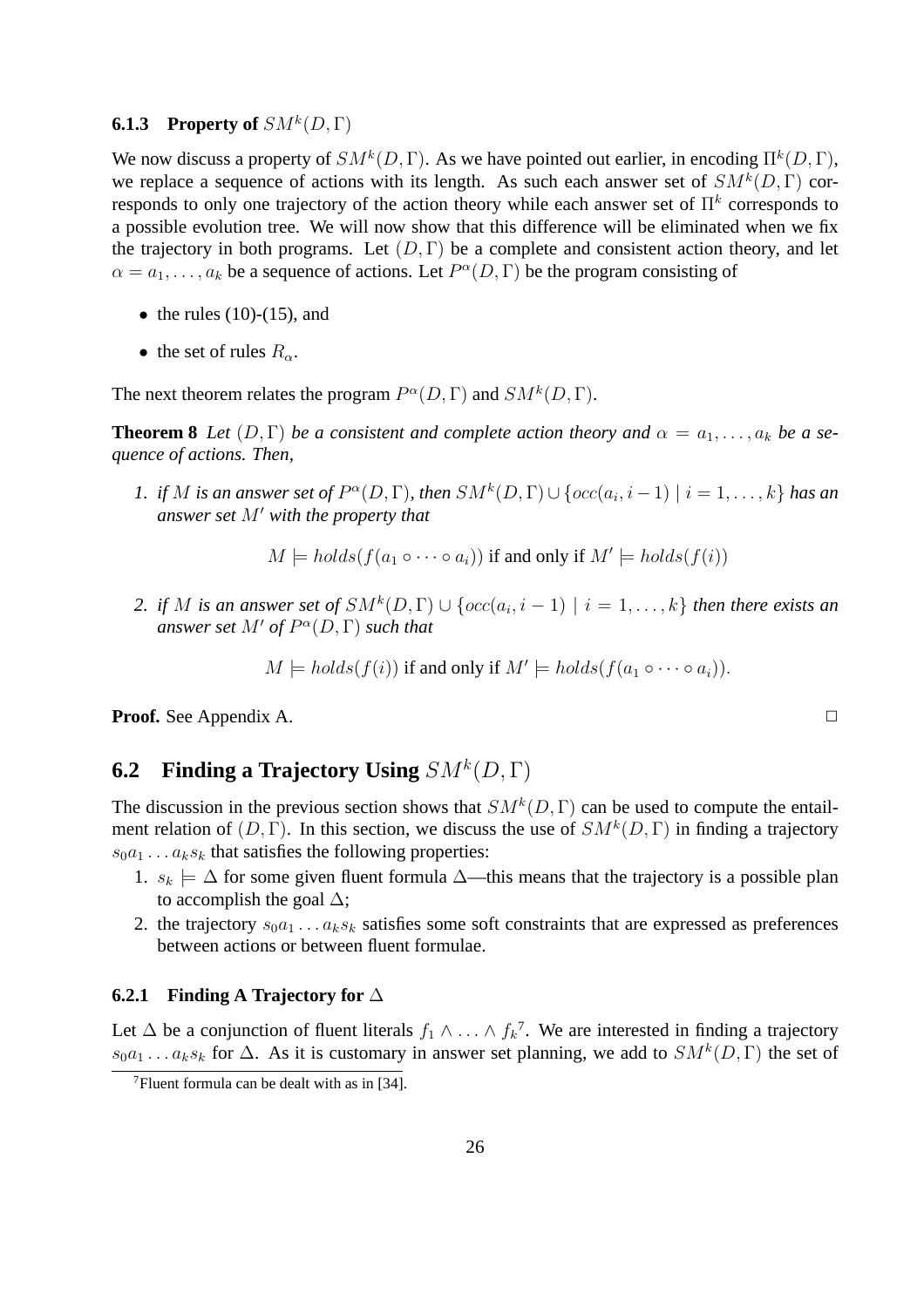### 6.1.3 Property of $SM^k(D, \Gamma)$

We now discuss a property of $SM^k(D, \Gamma)$. As we have pointed out earlier, in encoding $\Pi^k(D, \Gamma)$, we replace a sequence of actions with its length. As such each answer set of $SM^k(D, \Gamma)$ corresponds to only one trajectory of the action theory while each answer set of $\Pi^k$ corresponds to a possible evolution tree. We will now show that this difference will be eliminated when we fix the trajectory in both programs. Let $(D, \Gamma)$ be a complete and consistent action theory, and let $\alpha = a_1, \ldots, a_k$ be a sequence of actions. Let $P^\alpha(D, \Gamma)$ be the program consisting of

- the rules (10)-(15), and
- the set of rules $R_\alpha$.

The next theorem relates the program $P^\alpha(D, \Gamma)$ and $SM^k(D, \Gamma)$.

**Theorem 8** *Let $(D, \Gamma)$ be a consistent and complete action theory and $\alpha = a_1, \ldots, a_k$ be a sequence of actions. Then,*

1. *if $M$ is an answer set of $P^\alpha(D, \Gamma)$, then $SM^k(D, \Gamma) \cup \{occ(a_i, i-1) \mid i = 1, \ldots, k\}$ has an answer set $M'$ with the property that*

$$M \models holds(f(a_1 \circ \cdots \circ a_i)) \text{ if and only if } M' \models holds(f(i))$$

2. *if $M$ is an answer set of $SM^k(D, \Gamma) \cup \{occ(a_i, i-1) \mid i = 1, \ldots, k\}$ then there exists an answer set $M'$ of $P^\alpha(D, \Gamma)$ such that*

$$M \models holds(f(i)) \text{ if and only if } M' \models holds(f(a_1 \circ \cdots \circ a_i)).$$

**Proof.** See Appendix A. □

## 6.2 Finding a Trajectory Using $SM^k(D, \Gamma)$

The discussion in the previous section shows that $SM^k(D, \Gamma)$ can be used to compute the entailment relation of $(D, \Gamma)$. In this section, we discuss the use of $SM^k(D, \Gamma)$ in finding a trajectory $s_0 a_1 \ldots a_k s_k$ that satisfies the following properties:

1. $s_k \models \Delta$ for some given fluent formula $\Delta$—this means that the trajectory is a possible plan to accomplish the goal $\Delta$;
2. the trajectory $s_0 a_1 \ldots a_k s_k$ satisfies some soft constraints that are expressed as preferences between actions or between fluent formulae.

### 6.2.1 Finding A Trajectory for $\Delta$

Let $\Delta$ be a conjunction of fluent literals $f_1 \wedge \ldots \wedge f_k$[7]. We are interested in finding a trajectory $s_0 a_1 \ldots a_k s_k$ for $\Delta$. As it is customary in answer set planning, we add to $SM^k(D, \Gamma)$ the set of

[7] Fluent formula can be dealt with as in [34].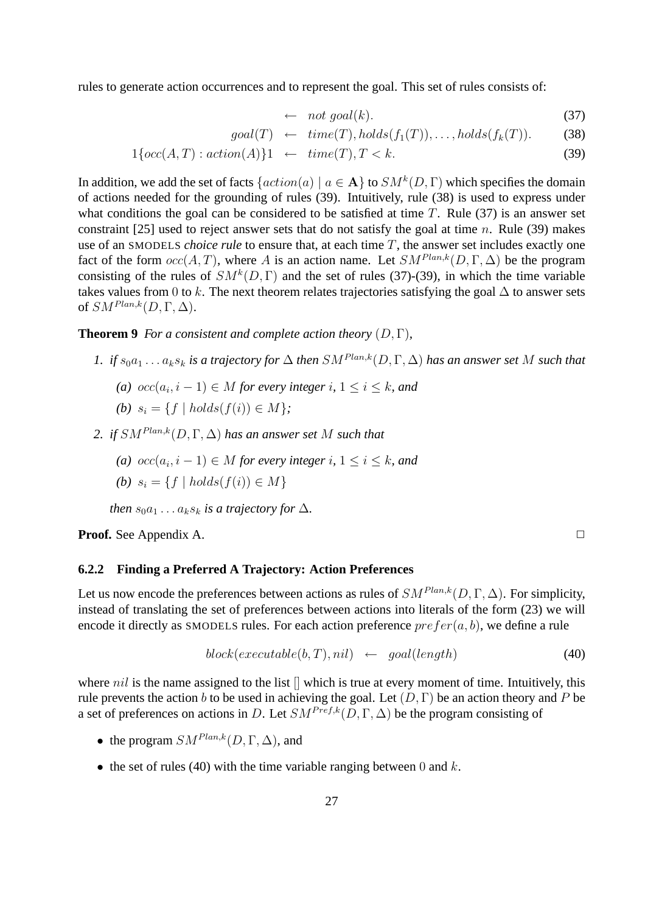rules to generate action occurrences and to represent the goal. This set of rules consists of:

$$\leftarrow \quad not\ goal(k). \tag{37}$$

$$goal(T) \quad \leftarrow \quad time(T), holds(f_1(T)), \ldots, holds(f_k(T)). \tag{38}$$

$$1\{occ(A,T) : action(A)\}1 \quad \leftarrow \quad time(T), T < k. \tag{39}$$

In addition, we add the set of facts $\{action(a) \mid a \in \mathbf{A}\}$ to $SM^k(D,\Gamma)$ which specifies the domain of actions needed for the grounding of rules (39). Intuitively, rule (38) is used to express under what conditions the goal can be considered to be satisfied at time $T$. Rule (37) is an answer set constraint [25] used to reject answer sets that do not satisfy the goal at time $n$. Rule (39) makes use of an SMODELS *choice rule* to ensure that, at each time $T$, the answer set includes exactly one fact of the form $occ(A,T)$, where $A$ is an action name. Let $SM^{Plan,k}(D,\Gamma,\Delta)$ be the program consisting of the rules of $SM^k(D,\Gamma)$ and the set of rules (37)-(39), in which the time variable takes values from 0 to $k$. The next theorem relates trajectories satisfying the goal $\Delta$ to answer sets of $SM^{Plan,k}(D,\Gamma,\Delta)$.

**Theorem 9** *For a consistent and complete action theory $(D,\Gamma)$,*

1. *if $s_0a_1\ldots a_ks_k$ is a trajectory for $\Delta$ then $SM^{Plan,k}(D,\Gamma,\Delta)$ has an answer set $M$ such that*
   *(a) $occ(a_i,i-1) \in M$ for every integer $i$, $1 \le i \le k$, and*
   *(b) $s_i = \{f \mid holds(f(i)) \in M\}$;*
2. *if $SM^{Plan,k}(D,\Gamma,\Delta)$ has an answer set $M$ such that*
   *(a) $occ(a_i,i-1) \in M$ for every integer $i$, $1 \le i \le k$, and*
   *(b) $s_i = \{f \mid holds(f(i)) \in M\}$*

   *then $s_0a_1\ldots a_ks_k$ is a trajectory for $\Delta$.*

**Proof.** See Appendix A. □

### 6.2.2 Finding a Preferred A Trajectory: Action Preferences

Let us now encode the preferences between actions as rules of $SM^{Plan,k}(D,\Gamma,\Delta)$. For simplicity, instead of translating the set of preferences between actions into literals of the form (23) we will encode it directly as SMODELS rules. For each action preference $prefer(a,b)$, we define a rule

$$block(executable(b,T), nil) \quad \leftarrow \quad goal(length) \tag{40}$$

where $nil$ is the name assigned to the list [] which is true at every moment of time. Intuitively, this rule prevents the action $b$ to be used in achieving the goal. Let $(D,\Gamma)$ be an action theory and $P$ be a set of preferences on actions in $D$. Let $SM^{Pref,k}(D,\Gamma,\Delta)$ be the program consisting of

- the program $SM^{Plan,k}(D,\Gamma,\Delta)$, and
- the set of rules (40) with the time variable ranging between 0 and $k$.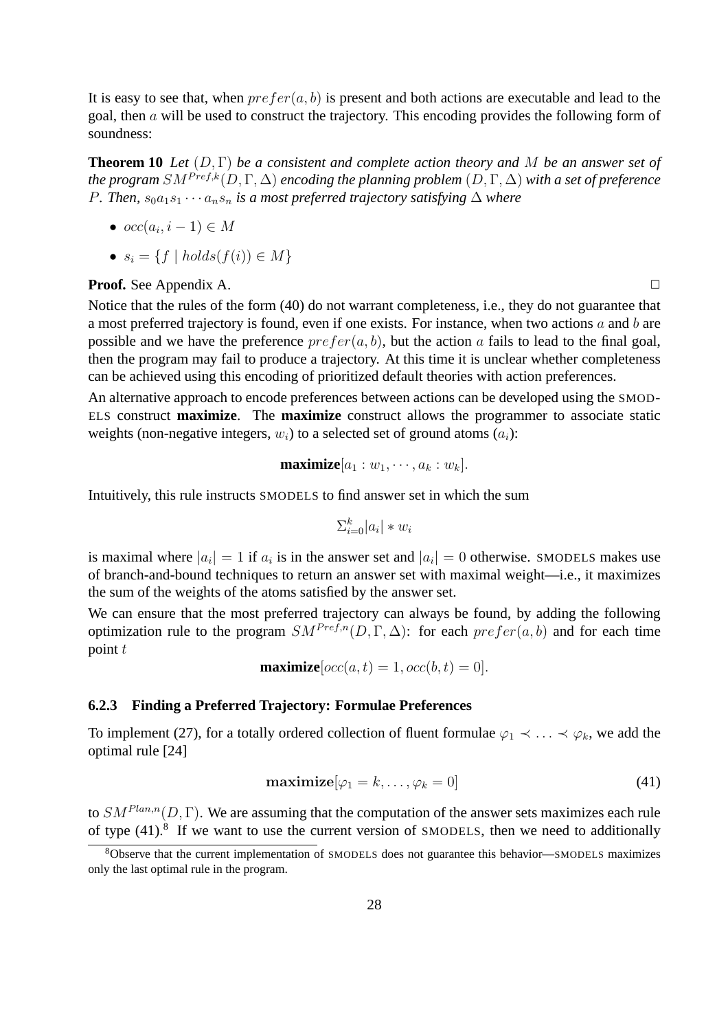It is easy to see that, when $prefer(a, b)$ is present and both actions are executable and lead to the goal, then $a$ will be used to construct the trajectory. This encoding provides the following form of soundness:

**Theorem 10** *Let $(D, \Gamma)$ be a consistent and complete action theory and $M$ be an answer set of the program $SM^{Pref,k}(D, \Gamma, \Delta)$ encoding the planning problem $(D, \Gamma, \Delta)$ with a set of preference $P$. Then, $s_0 a_1 s_1 \cdots a_n s_n$ is a most preferred trajectory satisfying $\Delta$ where*

- $occ(a_i, i-1) \in M$
- $s_i = \{f \mid holds(f(i)) \in M\}$

**Proof.** See Appendix A. □

Notice that the rules of the form (40) do not warrant completeness, i.e., they do not guarantee that a most preferred trajectory is found, even if one exists. For instance, when two actions $a$ and $b$ are possible and we have the preference $prefer(a, b)$, but the action $a$ fails to lead to the final goal, then the program may fail to produce a trajectory. At this time it is unclear whether completeness can be achieved using this encoding of prioritized default theories with action preferences.

An alternative approach to encode preferences between actions can be developed using the SMODELS construct **maximize**. The **maximize** construct allows the programmer to associate static weights (non-negative integers, $w_i$) to a selected set of ground atoms ($a_i$):

$$\textbf{maximize}[a_1 : w_1, \cdots, a_k : w_k].$$

Intuitively, this rule instructs SMODELS to find answer set in which the sum

$$\Sigma_{i=0}^{k} |a_i| * w_i$$

is maximal where $|a_i| = 1$ if $a_i$ is in the answer set and $|a_i| = 0$ otherwise. SMODELS makes use of branch-and-bound techniques to return an answer set with maximal weight—i.e., it maximizes the sum of the weights of the atoms satisfied by the answer set.

We can ensure that the most preferred trajectory can always be found, by adding the following optimization rule to the program $SM^{Pref,n}(D, \Gamma, \Delta)$: for each $prefer(a, b)$ and for each time point $t$

$$\textbf{maximize}[occ(a, t) = 1, occ(b, t) = 0].$$

### 6.2.3 Finding a Preferred Trajectory: Formulae Preferences

To implement (27), for a totally ordered collection of fluent formulae $\varphi_1 \prec \ldots \prec \varphi_k$, we add the optimal rule [24]

$$\mathbf{maximize}[\varphi_1 = k, \ldots, \varphi_k = 0] \tag{41}$$

to $SM^{Plan,n}(D, \Gamma)$. We are assuming that the computation of the answer sets maximizes each rule of type (41).[8] If we want to use the current version of SMODELS, then we need to additionally

[8] Observe that the current implementation of SMODELS does not guarantee this behavior—SMODELS maximizes only the last optimal rule in the program.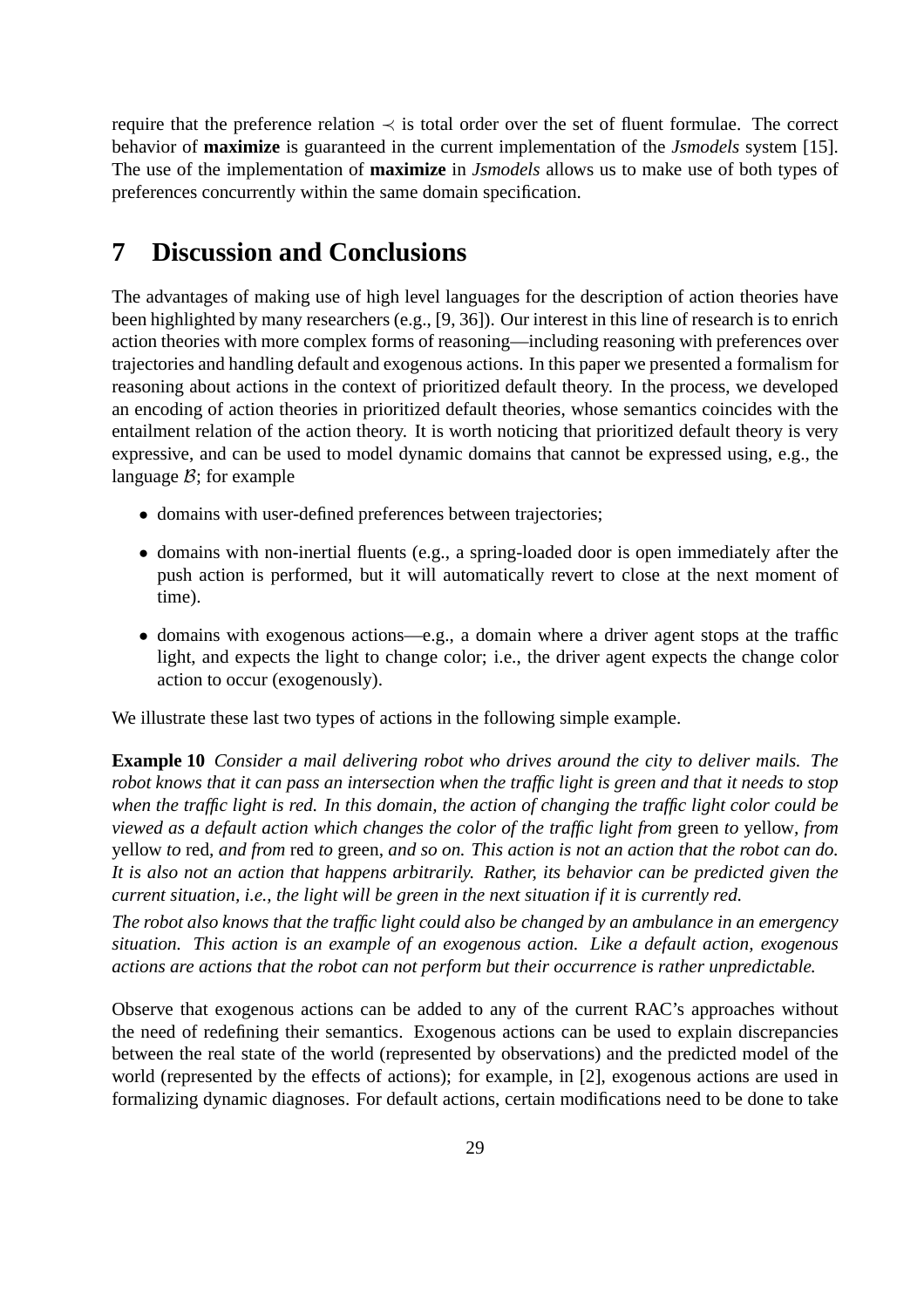require that the preference relation $\prec$ is total order over the set of fluent formulae. The correct behavior of **maximize** is guaranteed in the current implementation of the *Jsmodels* system [15]. The use of the implementation of **maximize** in *Jsmodels* allows us to make use of both types of preferences concurrently within the same domain specification.

# 7 Discussion and Conclusions

The advantages of making use of high level languages for the description of action theories have been highlighted by many researchers (e.g., [9, 36]). Our interest in this line of research is to enrich action theories with more complex forms of reasoning—including reasoning with preferences over trajectories and handling default and exogenous actions. In this paper we presented a formalism for reasoning about actions in the context of prioritized default theory. In the process, we developed an encoding of action theories in prioritized default theories, whose semantics coincides with the entailment relation of the action theory. It is worth noticing that prioritized default theory is very expressive, and can be used to model dynamic domains that cannot be expressed using, e.g., the language $\mathcal{B}$; for example

- domains with user-defined preferences between trajectories;
- domains with non-inertial fluents (e.g., a spring-loaded door is open immediately after the push action is performed, but it will automatically revert to close at the next moment of time).
- domains with exogenous actions—e.g., a domain where a driver agent stops at the traffic light, and expects the light to change color; i.e., the driver agent expects the change color action to occur (exogenously).

We illustrate these last two types of actions in the following simple example.

**Example 10** *Consider a mail delivering robot who drives around the city to deliver mails. The robot knows that it can pass an intersection when the traffic light is green and that it needs to stop when the traffic light is red. In this domain, the action of changing the traffic light color could be viewed as a default action which changes the color of the traffic light from* green *to* yellow*, from* yellow *to* red*, and from* red *to* green*, and so on. This action is not an action that the robot can do. It is also not an action that happens arbitrarily. Rather, its behavior can be predicted given the current situation, i.e., the light will be green in the next situation if it is currently red.*

*The robot also knows that the traffic light could also be changed by an ambulance in an emergency situation. This action is an example of an exogenous action. Like a default action, exogenous actions are actions that the robot can not perform but their occurrence is rather unpredictable.*

Observe that exogenous actions can be added to any of the current RAC's approaches without the need of redefining their semantics. Exogenous actions can be used to explain discrepancies between the real state of the world (represented by observations) and the predicted model of the world (represented by the effects of actions); for example, in [2], exogenous actions are used in formalizing dynamic diagnoses. For default actions, certain modifications need to be done to take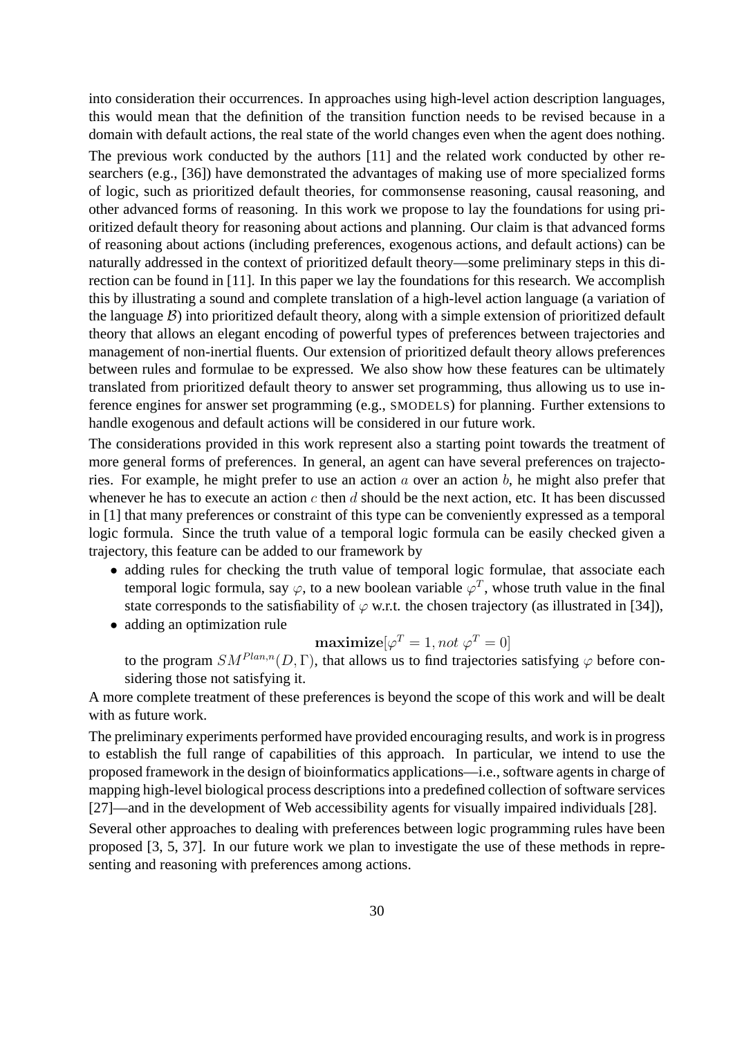into consideration their occurrences. In approaches using high-level action description languages, this would mean that the definition of the transition function needs to be revised because in a domain with default actions, the real state of the world changes even when the agent does nothing.

The previous work conducted by the authors [11] and the related work conducted by other researchers (e.g., [36]) have demonstrated the advantages of making use of more specialized forms of logic, such as prioritized default theories, for commonsense reasoning, causal reasoning, and other advanced forms of reasoning. In this work we propose to lay the foundations for using prioritized default theory for reasoning about actions and planning. Our claim is that advanced forms of reasoning about actions (including preferences, exogenous actions, and default actions) can be naturally addressed in the context of prioritized default theory—some preliminary steps in this direction can be found in [11]. In this paper we lay the foundations for this research. We accomplish this by illustrating a sound and complete translation of a high-level action language (a variation of the language $\mathcal{B}$) into prioritized default theory, along with a simple extension of prioritized default theory that allows an elegant encoding of powerful types of preferences between trajectories and management of non-inertial fluents. Our extension of prioritized default theory allows preferences between rules and formulae to be expressed. We also show how these features can be ultimately translated from prioritized default theory to answer set programming, thus allowing us to use inference engines for answer set programming (e.g., SMODELS) for planning. Further extensions to handle exogenous and default actions will be considered in our future work.

The considerations provided in this work represent also a starting point towards the treatment of more general forms of preferences. In general, an agent can have several preferences on trajectories. For example, he might prefer to use an action $a$ over an action $b$, he might also prefer that whenever he has to execute an action $c$ then $d$ should be the next action, etc. It has been discussed in [1] that many preferences or constraint of this type can be conveniently expressed as a temporal logic formula. Since the truth value of a temporal logic formula can be easily checked given a trajectory, this feature can be added to our framework by

- adding rules for checking the truth value of temporal logic formulae, that associate each temporal logic formula, say $\varphi$, to a new boolean variable $\varphi^T$, whose truth value in the final state corresponds to the satisfiability of $\varphi$ w.r.t. the chosen trajectory (as illustrated in [34]),
- adding an optimization rule

$$\mathbf{maximize}[\varphi^T = 1, not\ \varphi^T = 0]$$

  to the program $SM^{Plan,n}(D, \Gamma)$, that allows us to find trajectories satisfying $\varphi$ before considering those not satisfying it.

A more complete treatment of these preferences is beyond the scope of this work and will be dealt with as future work.

The preliminary experiments performed have provided encouraging results, and work is in progress to establish the full range of capabilities of this approach. In particular, we intend to use the proposed framework in the design of bioinformatics applications—i.e., software agents in charge of mapping high-level biological process descriptions into a predefined collection of software services [27]—and in the development of Web accessibility agents for visually impaired individuals [28].

Several other approaches to dealing with preferences between logic programming rules have been proposed [3, 5, 37]. In our future work we plan to investigate the use of these methods in representing and reasoning with preferences among actions.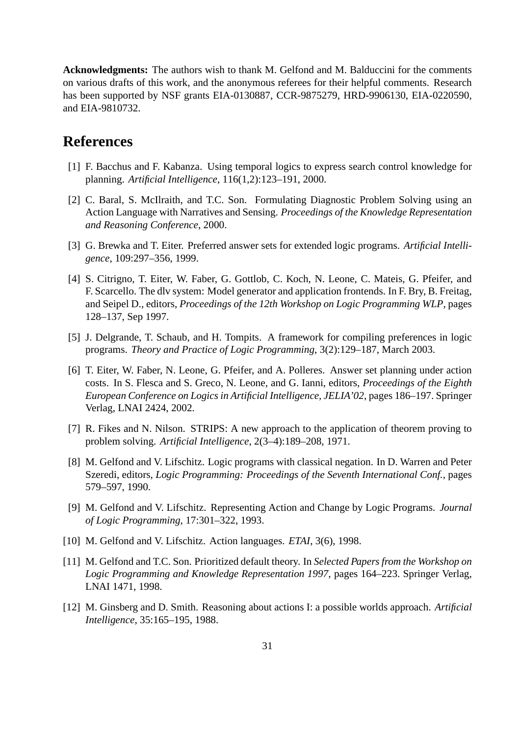**Acknowledgments:** The authors wish to thank M. Gelfond and M. Balduccini for the comments on various drafts of this work, and the anonymous referees for their helpful comments. Research has been supported by NSF grants EIA-0130887, CCR-9875279, HRD-9906130, EIA-0220590, and EIA-9810732.

# References

[1] F. Bacchus and F. Kabanza. Using temporal logics to express search control knowledge for planning. *Artificial Intelligence*, 116(1,2):123–191, 2000.

[2] C. Baral, S. McIlraith, and T.C. Son. Formulating Diagnostic Problem Solving using an Action Language with Narratives and Sensing. *Proceedings of the Knowledge Representation and Reasoning Conference*, 2000.

[3] G. Brewka and T. Eiter. Preferred answer sets for extended logic programs. *Artificial Intelligence*, 109:297–356, 1999.

[4] S. Citrigno, T. Eiter, W. Faber, G. Gottlob, C. Koch, N. Leone, C. Mateis, G. Pfeifer, and F. Scarcello. The dlv system: Model generator and application frontends. In F. Bry, B. Freitag, and Seipel D., editors, *Proceedings of the 12th Workshop on Logic Programming WLP*, pages 128–137, Sep 1997.

[5] J. Delgrande, T. Schaub, and H. Tompits. A framework for compiling preferences in logic programs. *Theory and Practice of Logic Programming*, 3(2):129–187, March 2003.

[6] T. Eiter, W. Faber, N. Leone, G. Pfeifer, and A. Polleres. Answer set planning under action costs. In S. Flesca and S. Greco, N. Leone, and G. Ianni, editors, *Proceedings of the Eighth European Conference on Logics in Artificial Intelligence, JELIA'02*, pages 186–197. Springer Verlag, LNAI 2424, 2002.

[7] R. Fikes and N. Nilson. STRIPS: A new approach to the application of theorem proving to problem solving. *Artificial Intelligence*, 2(3–4):189–208, 1971.

[8] M. Gelfond and V. Lifschitz. Logic programs with classical negation. In D. Warren and Peter Szeredi, editors, *Logic Programming: Proceedings of the Seventh International Conf.*, pages 579–597, 1990.

[9] M. Gelfond and V. Lifschitz. Representing Action and Change by Logic Programs. *Journal of Logic Programming*, 17:301–322, 1993.

[10] M. Gelfond and V. Lifschitz. Action languages. *ETAI*, 3(6), 1998.

[11] M. Gelfond and T.C. Son. Prioritized default theory. In *Selected Papers from the Workshop on Logic Programming and Knowledge Representation 1997*, pages 164–223. Springer Verlag, LNAI 1471, 1998.

[12] M. Ginsberg and D. Smith. Reasoning about actions I: a possible worlds approach. *Artificial Intelligence*, 35:165–195, 1988.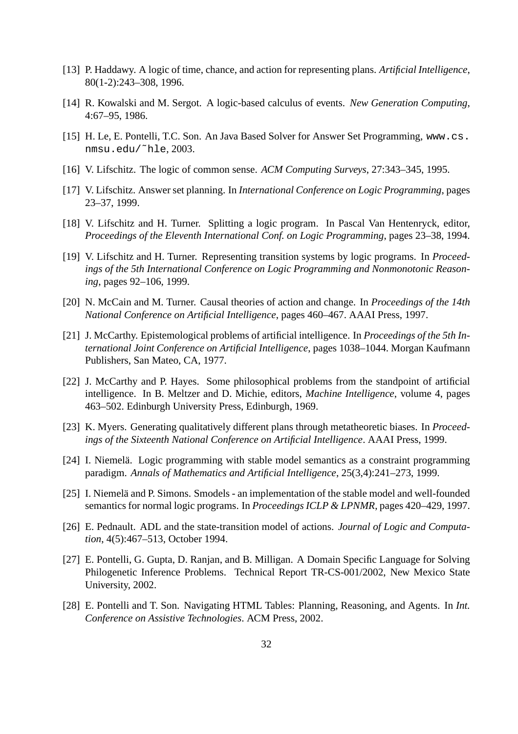[13] P. Haddawy. A logic of time, chance, and action for representing plans. *Artificial Intelligence*, 80(1-2):243–308, 1996.

[14] R. Kowalski and M. Sergot. A logic-based calculus of events. *New Generation Computing*, 4:67–95, 1986.

[15] H. Le, E. Pontelli, T.C. Son. An Java Based Solver for Answer Set Programming, `www.cs.nmsu.edu/~hle`, 2003.

[16] V. Lifschitz. The logic of common sense. *ACM Computing Surveys*, 27:343–345, 1995.

[17] V. Lifschitz. Answer set planning. In *International Conference on Logic Programming*, pages 23–37, 1999.

[18] V. Lifschitz and H. Turner. Splitting a logic program. In Pascal Van Hentenryck, editor, *Proceedings of the Eleventh International Conf. on Logic Programming*, pages 23–38, 1994.

[19] V. Lifschitz and H. Turner. Representing transition systems by logic programs. In *Proceedings of the 5th International Conference on Logic Programming and Nonmonotonic Reasoning*, pages 92–106, 1999.

[20] N. McCain and M. Turner. Causal theories of action and change. In *Proceedings of the 14th National Conference on Artificial Intelligence*, pages 460–467. AAAI Press, 1997.

[21] J. McCarthy. Epistemological problems of artificial intelligence. In *Proceedings of the 5th International Joint Conference on Artificial Intelligence*, pages 1038–1044. Morgan Kaufmann Publishers, San Mateo, CA, 1977.

[22] J. McCarthy and P. Hayes. Some philosophical problems from the standpoint of artificial intelligence. In B. Meltzer and D. Michie, editors, *Machine Intelligence*, volume 4, pages 463–502. Edinburgh University Press, Edinburgh, 1969.

[23] K. Myers. Generating qualitatively different plans through metatheoretic biases. In *Proceedings of the Sixteenth National Conference on Artificial Intelligence*. AAAI Press, 1999.

[24] I. Niemelä. Logic programming with stable model semantics as a constraint programming paradigm. *Annals of Mathematics and Artificial Intelligence*, 25(3,4):241–273, 1999.

[25] I. Niemelä and P. Simons. Smodels - an implementation of the stable model and well-founded semantics for normal logic programs. In *Proceedings ICLP & LPNMR*, pages 420–429, 1997.

[26] E. Pednault. ADL and the state-transition model of actions. *Journal of Logic and Computation*, 4(5):467–513, October 1994.

[27] E. Pontelli, G. Gupta, D. Ranjan, and B. Milligan. A Domain Specific Language for Solving Philogenetic Inference Problems. Technical Report TR-CS-001/2002, New Mexico State University, 2002.

[28] E. Pontelli and T. Son. Navigating HTML Tables: Planning, Reasoning, and Agents. In *Int. Conference on Assistive Technologies*. ACM Press, 2002.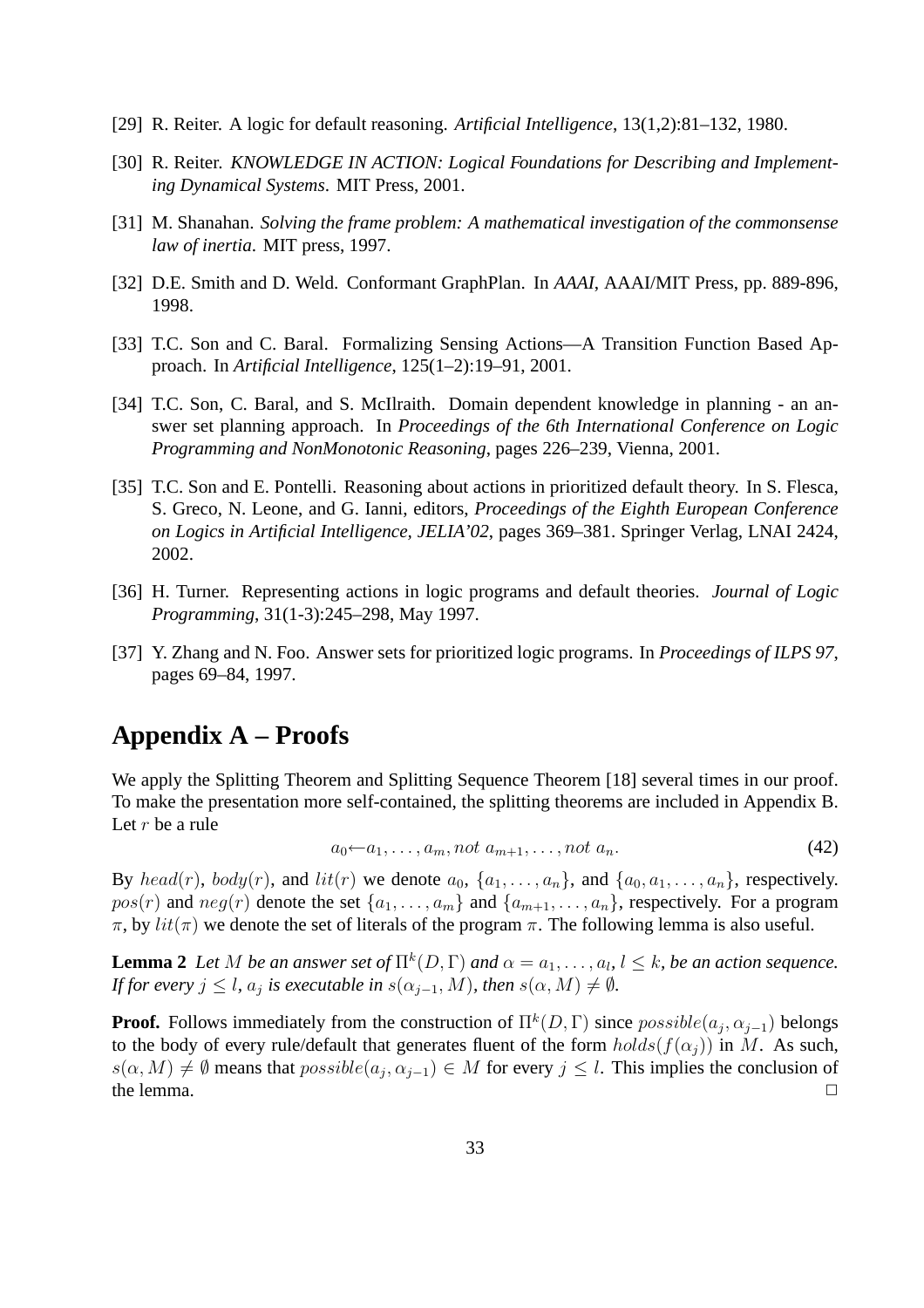[29] R. Reiter. A logic for default reasoning. *Artificial Intelligence*, 13(1,2):81–132, 1980.

[30] R. Reiter. *KNOWLEDGE IN ACTION: Logical Foundations for Describing and Implementing Dynamical Systems*. MIT Press, 2001.

[31] M. Shanahan. *Solving the frame problem: A mathematical investigation of the commonsense law of inertia*. MIT press, 1997.

[32] D.E. Smith and D. Weld. Conformant GraphPlan. In *AAAI*, AAAI/MIT Press, pp. 889-896, 1998.

[33] T.C. Son and C. Baral. Formalizing Sensing Actions—A Transition Function Based Approach. In *Artificial Intelligence*, 125(1–2):19–91, 2001.

[34] T.C. Son, C. Baral, and S. McIlraith. Domain dependent knowledge in planning - an answer set planning approach. In *Proceedings of the 6th International Conference on Logic Programming and NonMonotonic Reasoning*, pages 226–239, Vienna, 2001.

[35] T.C. Son and E. Pontelli. Reasoning about actions in prioritized default theory. In S. Flesca, S. Greco, N. Leone, and G. Ianni, editors, *Proceedings of the Eighth European Conference on Logics in Artificial Intelligence, JELIA'02*, pages 369–381. Springer Verlag, LNAI 2424, 2002.

[36] H. Turner. Representing actions in logic programs and default theories. *Journal of Logic Programming*, 31(1-3):245–298, May 1997.

[37] Y. Zhang and N. Foo. Answer sets for prioritized logic programs. In *Proceedings of ILPS 97*, pages 69–84, 1997.

# Appendix A – Proofs

We apply the Splitting Theorem and Splitting Sequence Theorem [18] several times in our proof. To make the presentation more self-contained, the splitting theorems are included in Appendix B. Let $r$ be a rule

$$a_0 \leftarrow a_1, \ldots, a_m, not\ a_{m+1}, \ldots, not\ a_n. \tag{42}$$

By $head(r)$, $body(r)$, and $lit(r)$ we denote $a_0$, $\{a_1, \ldots, a_n\}$, and $\{a_0, a_1, \ldots, a_n\}$, respectively. $pos(r)$ and $neg(r)$ denote the set $\{a_1, \ldots, a_m\}$ and $\{a_{m+1}, \ldots, a_n\}$, respectively. For a program $\pi$, by $lit(\pi)$ we denote the set of literals of the program $\pi$. The following lemma is also useful.

**Lemma 2** *Let $M$ be an answer set of $\Pi^k(D, \Gamma)$ and $\alpha = a_1, \ldots, a_l$, $l \leq k$, be an action sequence. If for every $j \leq l$, $a_j$ is executable in $s(\alpha_{j-1}, M)$, then $s(\alpha, M) \neq \emptyset$.*

**Proof.** Follows immediately from the construction of $\Pi^k(D, \Gamma)$ since $possible(a_j, \alpha_{j-1})$ belongs to the body of every rule/default that generates fluent of the form $holds(f(\alpha_j))$ in $M$. As such, $s(\alpha, M) \neq \emptyset$ means that $possible(a_j, \alpha_{j-1}) \in M$ for every $j \leq l$. This implies the conclusion of the lemma. □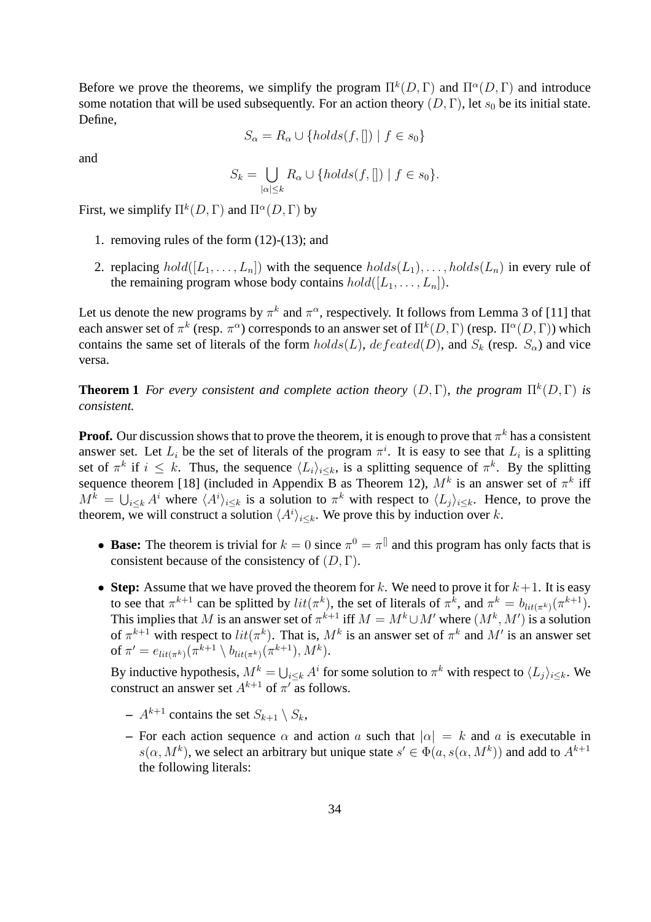Before we prove the theorems, we simplify the program $\Pi^k(D, \Gamma)$ and $\Pi^\alpha(D, \Gamma)$ and introduce some notation that will be used subsequently. For an action theory $(D, \Gamma)$, let $s_0$ be its initial state. Define,

$$S_\alpha = R_\alpha \cup \{holds(f, []) \mid f \in s_0\}$$

and

$$S_k = \bigcup_{|\alpha| \leq k} R_\alpha \cup \{holds(f, []) \mid f \in s_0\}.$$

First, we simplify $\Pi^k(D, \Gamma)$ and $\Pi^\alpha(D, \Gamma)$ by

1. removing rules of the form (12)-(13); and
2. replacing $hold([L_1, \ldots, L_n])$ with the sequence $holds(L_1), \ldots, holds(L_n)$ in every rule of the remaining program whose body contains $hold([L_1, \ldots, L_n])$.

Let us denote the new programs by $\pi^k$ and $\pi^\alpha$, respectively. It follows from Lemma 3 of [11] that each answer set of $\pi^k$ (resp. $\pi^\alpha$) corresponds to an answer set of $\Pi^k(D, \Gamma)$ (resp. $\Pi^\alpha(D, \Gamma)$) which contains the same set of literals of the form $holds(L)$, $defeated(D)$, and $S_k$ (resp. $S_\alpha$) and vice versa.

**Theorem 1** *For every consistent and complete action theory $(D, \Gamma)$, the program $\Pi^k(D, \Gamma)$ is consistent.*

**Proof.** Our discussion shows that to prove the theorem, it is enough to prove that $\pi^k$ has a consistent answer set. Let $L_i$ be the set of literals of the program $\pi^i$. It is easy to see that $L_i$ is a splitting set of $\pi^k$ if $i \leq k$. Thus, the sequence $\langle L_i \rangle_{i \leq k}$, is a splitting sequence of $\pi^k$. By the splitting sequence theorem [18] (included in Appendix B as Theorem 12), $M^k$ is an answer set of $\pi^k$ iff $M^k = \bigcup_{i \leq k} A^i$ where $\langle A^i \rangle_{i \leq k}$ is a solution to $\pi^k$ with respect to $\langle L_j \rangle_{i \leq k}$. Hence, to prove the theorem, we will construct a solution $\langle A^i \rangle_{i \leq k}$. We prove this by induction over $k$.

- **Base:** The theorem is trivial for $k = 0$ since $\pi^0 = \pi^{[]}$ and this program has only facts that is consistent because of the consistency of $(D, \Gamma)$.
- **Step:** Assume that we have proved the theorem for $k$. We need to prove it for $k+1$. It is easy to see that $\pi^{k+1}$ can be splitted by $lit(\pi^k)$, the set of literals of $\pi^k$, and $\pi^k = b_{lit(\pi^k)}(\pi^{k+1})$. This implies that $M$ is an answer set of $\pi^{k+1}$ iff $M = M^k \cup M'$ where $(M^k, M')$ is a solution of $\pi^{k+1}$ with respect to $lit(\pi^k)$. That is, $M^k$ is an answer set of $\pi^k$ and $M'$ is an answer set of $\pi' = e_{lit(\pi^k)}(\pi^{k+1} \setminus b_{lit(\pi^k)}(\pi^{k+1}), M^k)$.

  By inductive hypothesis, $M^k = \bigcup_{i \leq k} A^i$ for some solution to $\pi^k$ with respect to $\langle L_j \rangle_{i \leq k}$. We construct an answer set $A^{k+1}$ of $\pi'$ as follows.

  - $A^{k+1}$ contains the set $S_{k+1} \setminus S_k$,
  - For each action sequence $\alpha$ and action $a$ such that $|\alpha| = k$ and $a$ is executable in $s(\alpha, M^k)$, we select an arbitrary but unique state $s' \in \Phi(a, s(\alpha, M^k))$ and add to $A^{k+1}$ the following literals: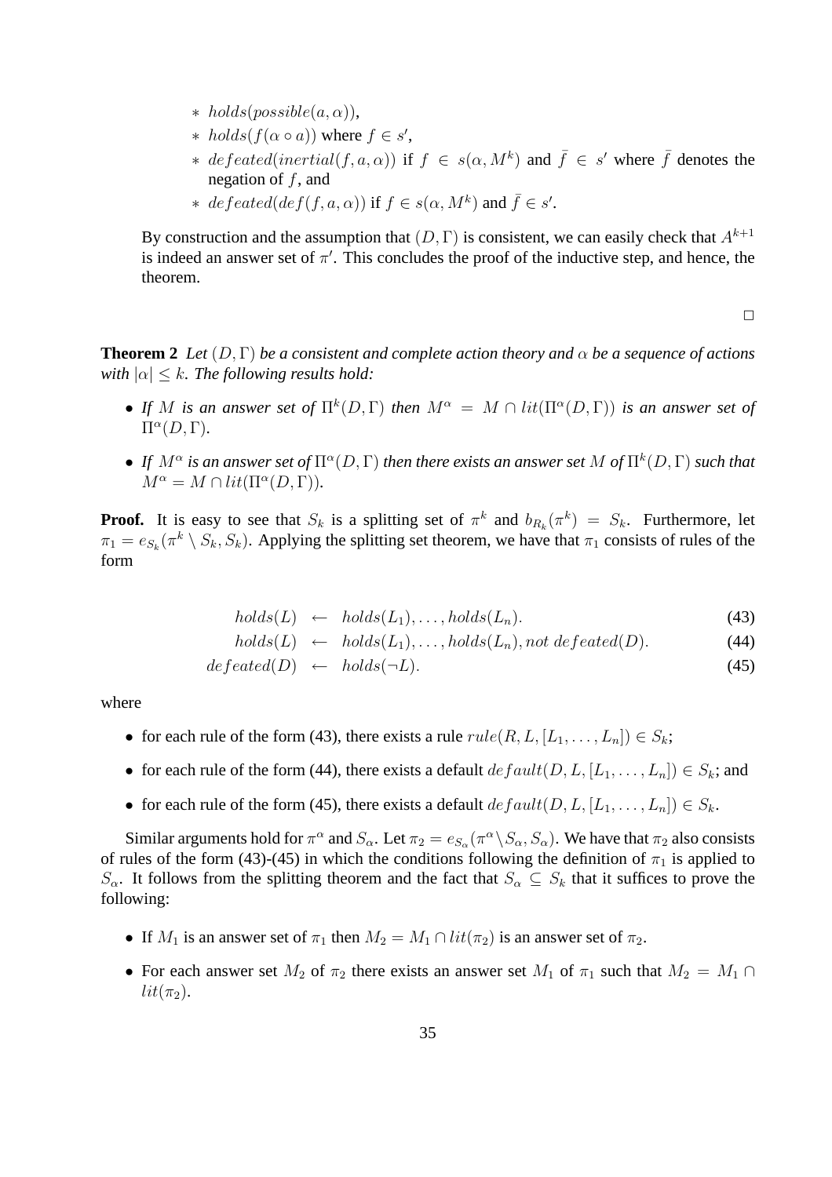- $holds(possible(a, \alpha))$,
  - $holds(f(\alpha \circ a))$ where $f \in s'$,
  - $defeated(inertial(f, a, \alpha))$ if $f \in s(\alpha, M^k)$ and $\bar{f} \in s'$ where $\bar{f}$ denotes the negation of $f$, and
  - $defeated(def(f, a, \alpha))$ if $f \in s(\alpha, M^k)$ and $\bar{f} \in s'$.

By construction and the assumption that $(D, \Gamma)$ is consistent, we can easily check that $A^{k+1}$ is indeed an answer set of $\pi'$. This concludes the proof of the inductive step, and hence, the theorem.

□

**Theorem 2** *Let $(D, \Gamma)$ be a consistent and complete action theory and $\alpha$ be a sequence of actions with $|\alpha| \leq k$. The following results hold:*

- *If $M$ is an answer set of $\Pi^k(D, \Gamma)$ then $M^\alpha = M \cap lit(\Pi^\alpha(D, \Gamma))$ is an answer set of $\Pi^\alpha(D, \Gamma)$.*
- *If $M^\alpha$ is an answer set of $\Pi^\alpha(D, \Gamma)$ then there exists an answer set $M$ of $\Pi^k(D, \Gamma)$ such that $M^\alpha = M \cap lit(\Pi^\alpha(D, \Gamma))$.*

**Proof.** It is easy to see that $S_k$ is a splitting set of $\pi^k$ and $b_{R_k}(\pi^k) = S_k$. Furthermore, let $\pi_1 = e_{S_k}(\pi^k \setminus S_k, S_k)$. Applying the splitting set theorem, we have that $\pi_1$ consists of rules of the form

$$holds(L) \leftarrow holds(L_1), \ldots, holds(L_n). \tag{43}$$

$$holds(L) \leftarrow holds(L_1), \ldots, holds(L_n), not\ defeated(D). \tag{44}$$

$$defeated(D) \leftarrow holds(\neg L). \tag{45}$$

where

- for each rule of the form (43), there exists a rule $rule(R, L, [L_1, \ldots, L_n]) \in S_k$;
- for each rule of the form (44), there exists a default $default(D, L, [L_1, \ldots, L_n]) \in S_k$; and
- for each rule of the form (45), there exists a default $default(D, L, [L_1, \ldots, L_n]) \in S_k$.

Similar arguments hold for $\pi^\alpha$ and $S_\alpha$. Let $\pi_2 = e_{S_\alpha}(\pi^\alpha \setminus S_\alpha, S_\alpha)$. We have that $\pi_2$ also consists of rules of the form (43)-(45) in which the conditions following the definition of $\pi_1$ is applied to $S_\alpha$. It follows from the splitting theorem and the fact that $S_\alpha \subseteq S_k$ that it suffices to prove the following:

- If $M_1$ is an answer set of $\pi_1$ then $M_2 = M_1 \cap lit(\pi_2)$ is an answer set of $\pi_2$.
- For each answer set $M_2$ of $\pi_2$ there exists an answer set $M_1$ of $\pi_1$ such that $M_2 = M_1 \cap lit(\pi_2)$.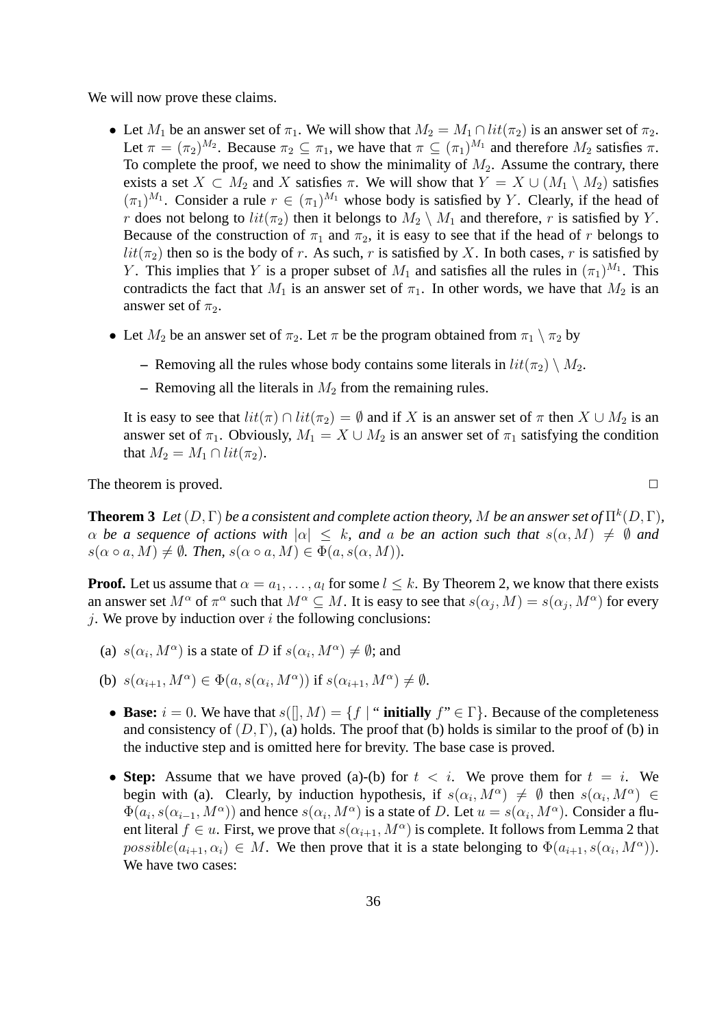We will now prove these claims.

- Let $M_1$ be an answer set of $\pi_1$. We will show that $M_2 = M_1 \cap lit(\pi_2)$ is an answer set of $\pi_2$. Let $\pi = (\pi_2)^{M_2}$. Because $\pi_2 \subseteq \pi_1$, we have that $\pi \subseteq (\pi_1)^{M_1}$ and therefore $M_2$ satisfies $\pi$. To complete the proof, we need to show the minimality of $M_2$. Assume the contrary, there exists a set $X \subset M_2$ and $X$ satisfies $\pi$. We will show that $Y = X \cup (M_1 \setminus M_2)$ satisfies $(\pi_1)^{M_1}$. Consider a rule $r \in (\pi_1)^{M_1}$ whose body is satisfied by $Y$. Clearly, if the head of $r$ does not belong to $lit(\pi_2)$ then it belongs to $M_2 \setminus M_1$ and therefore, $r$ is satisfied by $Y$. Because of the construction of $\pi_1$ and $\pi_2$, it is easy to see that if the head of $r$ belongs to $lit(\pi_2)$ then so is the body of $r$. As such, $r$ is satisfied by $X$. In both cases, $r$ is satisfied by $Y$. This implies that $Y$ is a proper subset of $M_1$ and satisfies all the rules in $(\pi_1)^{M_1}$. This contradicts the fact that $M_1$ is an answer set of $\pi_1$. In other words, we have that $M_2$ is an answer set of $\pi_2$.

- Let $M_2$ be an answer set of $\pi_2$. Let $\pi$ be the program obtained from $\pi_1 \setminus \pi_2$ by
  - Removing all the rules whose body contains some literals in $lit(\pi_2) \setminus M_2$.
  - Removing all the literals in $M_2$ from the remaining rules.

  It is easy to see that $lit(\pi) \cap lit(\pi_2) = \emptyset$ and if $X$ is an answer set of $\pi$ then $X \cup M_2$ is an answer set of $\pi_1$. Obviously, $M_1 = X \cup M_2$ is an answer set of $\pi_1$ satisfying the condition that $M_2 = M_1 \cap lit(\pi_2)$.

The theorem is proved. □

**Theorem 3** *Let $(D, \Gamma)$ be a consistent and complete action theory, $M$ be an answer set of $\Pi^k(D, \Gamma)$, $\alpha$ be a sequence of actions with $|\alpha| \leq k$, and $a$ be an action such that $s(\alpha, M) \neq \emptyset$ and $s(\alpha \circ a, M) \neq \emptyset$. Then, $s(\alpha \circ a, M) \in \Phi(a, s(\alpha, M))$.*

**Proof.** Let us assume that $\alpha = a_1, \ldots, a_l$ for some $l \leq k$. By Theorem 2, we know that there exists an answer set $M^\alpha$ of $\pi^\alpha$ such that $M^\alpha \subseteq M$. It is easy to see that $s(\alpha_j, M) = s(\alpha_j, M^\alpha)$ for every $j$. We prove by induction over $i$ the following conclusions:

(a) $s(\alpha_i, M^\alpha)$ is a state of $D$ if $s(\alpha_i, M^\alpha) \neq \emptyset$; and

(b) $s(\alpha_{i+1}, M^\alpha) \in \Phi(a, s(\alpha_i, M^\alpha))$ if $s(\alpha_{i+1}, M^\alpha) \neq \emptyset$.

- **Base:** $i = 0$. We have that $s([], M) = \{f \mid$ "**initially** $f$" $\in \Gamma\}$. Because of the completeness and consistency of $(D, \Gamma)$, (a) holds. The proof that (b) holds is similar to the proof of (b) in the inductive step and is omitted here for brevity. The base case is proved.

- **Step:** Assume that we have proved (a)-(b) for $t < i$. We prove them for $t = i$. We begin with (a). Clearly, by induction hypothesis, if $s(\alpha_i, M^\alpha) \neq \emptyset$ then $s(\alpha_i, M^\alpha) \in \Phi(a_i, s(\alpha_{i-1}, M^\alpha))$ and hence $s(\alpha_i, M^\alpha)$ is a state of $D$. Let $u = s(\alpha_i, M^\alpha)$. Consider a fluent literal $f \in u$. First, we prove that $s(\alpha_{i+1}, M^\alpha)$ is complete. It follows from Lemma 2 that $possible(a_{i+1}, \alpha_i) \in M$. We then prove that it is a state belonging to $\Phi(a_{i+1}, s(\alpha_i, M^\alpha))$. We have two cases: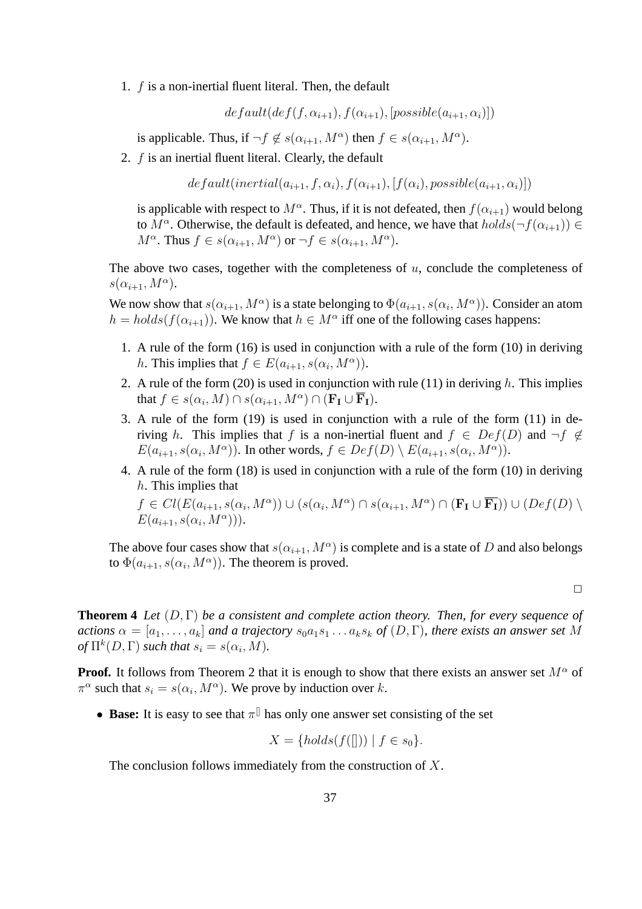1. $f$ is a non-inertial fluent literal. Then, the default

$$default(def(f, \alpha_{i+1}), f(\alpha_{i+1}), [possible(a_{i+1}, \alpha_i)])$$

is applicable. Thus, if $\neg f \not\in s(\alpha_{i+1}, M^\alpha)$ then $f \in s(\alpha_{i+1}, M^\alpha)$.

2. $f$ is an inertial fluent literal. Clearly, the default

$$default(inertial(a_{i+1}, f, \alpha_i), f(\alpha_{i+1}), [f(\alpha_i), possible(a_{i+1}, \alpha_i)])$$

is applicable with respect to $M^\alpha$. Thus, if it is not defeated, then $f(\alpha_{i+1})$ would belong to $M^\alpha$. Otherwise, the default is defeated, and hence, we have that $holds(\neg f(\alpha_{i+1})) \in M^\alpha$. Thus $f \in s(\alpha_{i+1}, M^\alpha)$ or $\neg f \in s(\alpha_{i+1}, M^\alpha)$.

The above two cases, together with the completeness of $u$, conclude the completeness of $s(\alpha_{i+1}, M^\alpha)$.

We now show that $s(\alpha_{i+1}, M^\alpha)$ is a state belonging to $\Phi(a_{i+1}, s(\alpha_i, M^\alpha))$. Consider an atom $h = holds(f(\alpha_{i+1}))$. We know that $h \in M^\alpha$ iff one of the following cases happens:

1. A rule of the form (16) is used in conjunction with a rule of the form (10) in deriving $h$. This implies that $f \in E(a_{i+1}, s(\alpha_i, M^\alpha))$.
2. A rule of the form (20) is used in conjunction with rule (11) in deriving $h$. This implies that $f \in s(\alpha_i, M) \cap s(\alpha_{i+1}, M^\alpha) \cap (\mathbf{F_I} \cup \overline{\mathbf{F}}_\mathbf{I})$.
3. A rule of the form (19) is used in conjunction with a rule of the form (11) in deriving $h$. This implies that $f$ is a non-inertial fluent and $f \in Def(D)$ and $\neg f \not\in E(a_{i+1}, s(\alpha_i, M^\alpha))$. In other words, $f \in Def(D) \setminus E(a_{i+1}, s(\alpha_i, M^\alpha))$.
4. A rule of the form (18) is used in conjunction with a rule of the form (10) in deriving $h$. This implies that
   $f \in Cl(E(a_{i+1}, s(\alpha_i, M^\alpha)) \cup (s(\alpha_i, M^\alpha) \cap s(\alpha_{i+1}, M^\alpha) \cap (\mathbf{F_I} \cup \overline{\mathbf{F_I}})) \cup (Def(D) \setminus E(a_{i+1}, s(\alpha_i, M^\alpha)))$.

The above four cases show that $s(\alpha_{i+1}, M^\alpha)$ is complete and is a state of $D$ and also belongs to $\Phi(a_{i+1}, s(\alpha_i, M^\alpha))$. The theorem is proved.

□

**Theorem 4** *Let $(D, \Gamma)$ be a consistent and complete action theory. Then, for every sequence of actions $\alpha = [a_1, \ldots, a_k]$ and a trajectory $s_0 a_1 s_1 \ldots a_k s_k$ of $(D, \Gamma)$, there exists an answer set $M$ of $\Pi^k(D, \Gamma)$ such that $s_i = s(\alpha_i, M)$.*

**Proof.** It follows from Theorem 2 that it is enough to show that there exists an answer set $M^\alpha$ of $\pi^\alpha$ such that $s_i = s(\alpha_i, M^\alpha)$. We prove by induction over $k$.

- **Base:** It is easy to see that $\pi^{[]}$ has only one answer set consisting of the set

$$X = \{holds(f([])) \mid f \in s_0\}.$$

The conclusion follows immediately from the construction of $X$.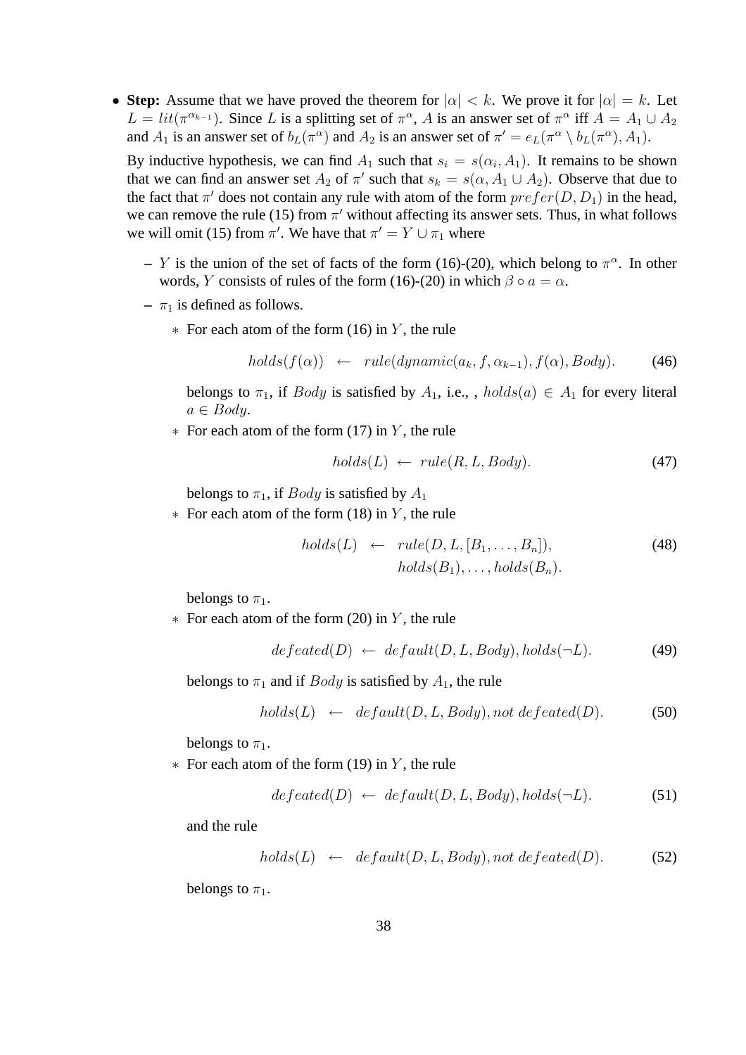- **Step:** Assume that we have proved the theorem for $|\alpha| < k$. We prove it for $|\alpha| = k$. Let $L = lit(\pi^{\alpha_{k-1}})$. Since $L$ is a splitting set of $\pi^\alpha$, $A$ is an answer set of $\pi^\alpha$ iff $A = A_1 \cup A_2$ and $A_1$ is an answer set of $b_L(\pi^\alpha)$ and $A_2$ is an answer set of $\pi' = e_L(\pi^\alpha \setminus b_L(\pi^\alpha), A_1)$.

  By inductive hypothesis, we can find $A_1$ such that $s_i = s(\alpha_i, A_1)$. It remains to be shown that we can find an answer set $A_2$ of $\pi'$ such that $s_k = s(\alpha, A_1 \cup A_2)$. Observe that due to the fact that $\pi'$ does not contain any rule with atom of the form $prefer(D, D_1)$ in the head, we can remove the rule (15) from $\pi'$ without affecting its answer sets. Thus, in what follows we will omit (15) from $\pi'$. We have that $\pi' = Y \cup \pi_1$ where

  - $Y$ is the union of the set of facts of the form (16)-(20), which belong to $\pi^\alpha$. In other words, $Y$ consists of rules of the form (16)-(20) in which $\beta \circ a = \alpha$.
  - $\pi_1$ is defined as follows.
    - For each atom of the form (16) in $Y$, the rule

      $$holds(f(\alpha)) \;\leftarrow\; rule(dynamic(a_k, f, \alpha_{k-1}), f(\alpha), Body). \tag{46}$$

      belongs to $\pi_1$, if $Body$ is satisfied by $A_1$, i.e., , $holds(a) \in A_1$ for every literal $a \in Body$.
    - For each atom of the form (17) in $Y$, the rule

      $$holds(L) \leftarrow rule(R, L, Body). \tag{47}$$

      belongs to $\pi_1$, if $Body$ is satisfied by $A_1$
    - For each atom of the form (18) in $Y$, the rule

      $$\begin{aligned} holds(L) \;\leftarrow\; & rule(D, L, [B_1, \ldots, B_n]), \\ & holds(B_1), \ldots, holds(B_n). \end{aligned} \tag{48}$$

      belongs to $\pi_1$.
    - For each atom of the form (20) in $Y$, the rule

      $$defeated(D) \leftarrow default(D, L, Body), holds(\neg L). \tag{49}$$

      belongs to $\pi_1$ and if $Body$ is satisfied by $A_1$, the rule

      $$holds(L) \;\leftarrow\; default(D, L, Body), not\ defeated(D). \tag{50}$$

      belongs to $\pi_1$.
    - For each atom of the form (19) in $Y$, the rule

      $$defeated(D) \leftarrow default(D, L, Body), holds(\neg L). \tag{51}$$

      and the rule

      $$holds(L) \;\leftarrow\; default(D, L, Body), not\ defeated(D). \tag{52}$$

      belongs to $\pi_1$.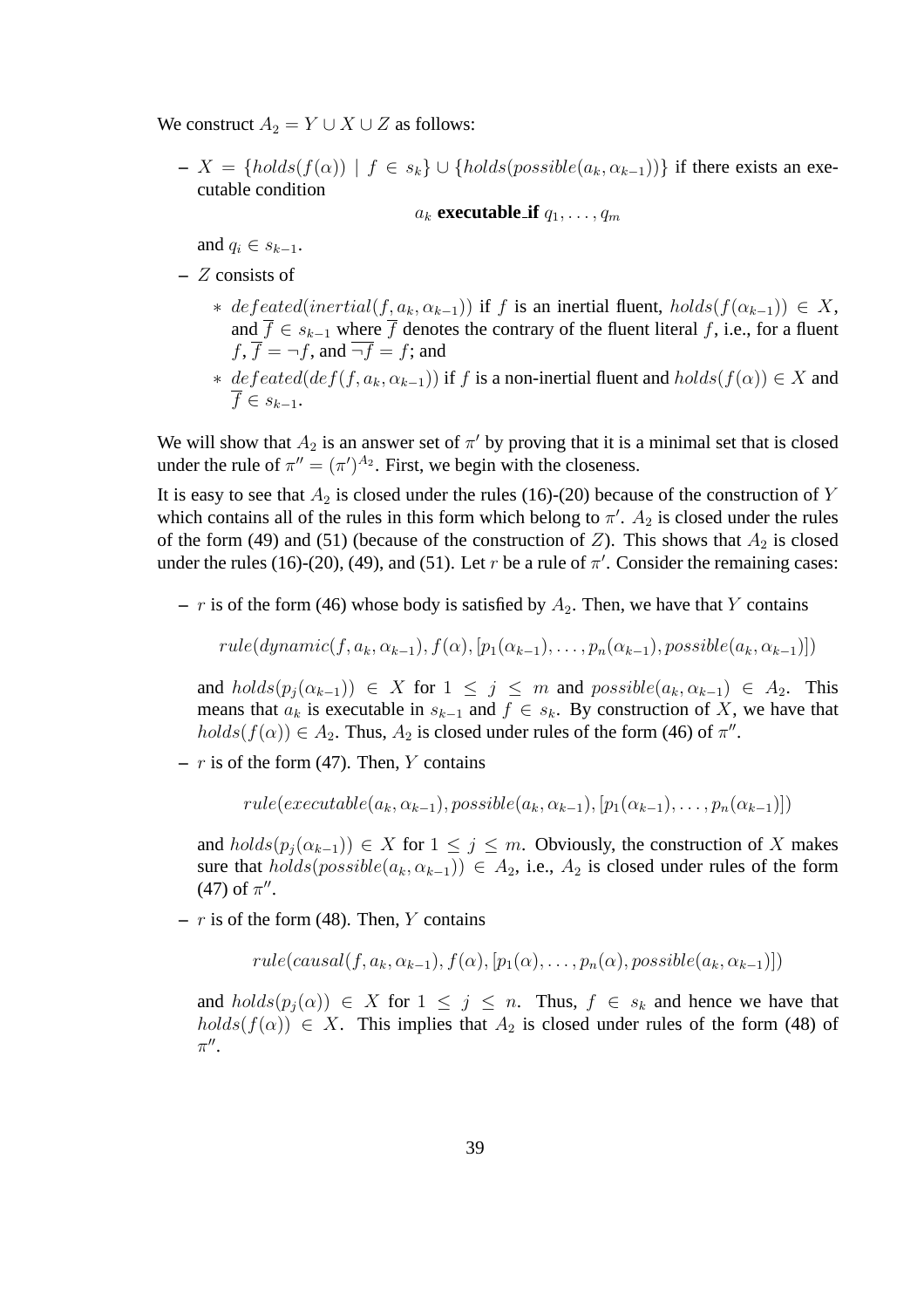We construct $A_2 = Y \cup X \cup Z$ as follows:

- $X = \{holds(f(\alpha)) \mid f \in s_k\} \cup \{holds(possible(a_k, \alpha_{k-1}))\}$ if there exists an executable condition

$$a_k \ \textbf{executable\_if} \ q_1, \ldots, q_m$$

  and $q_i \in s_{k-1}$.

- $Z$ consists of
  - $defeated(inertial(f, a_k, \alpha_{k-1}))$ if $f$ is an inertial fluent, $holds(f(\alpha_{k-1})) \in X$, and $\overline{f} \in s_{k-1}$ where $\overline{f}$ denotes the contrary of the fluent literal $f$, i.e., for a fluent $f$, $\overline{f} = \neg f$, and $\overline{\neg f} = f$; and
  - $defeated(def(f, a_k, \alpha_{k-1}))$ if $f$ is a non-inertial fluent and $holds(f(\alpha)) \in X$ and $\overline{f} \in s_{k-1}$.

We will show that $A_2$ is an answer set of $\pi'$ by proving that it is a minimal set that is closed under the rule of $\pi'' = (\pi')^{A_2}$. First, we begin with the closeness.

It is easy to see that $A_2$ is closed under the rules (16)-(20) because of the construction of $Y$ which contains all of the rules in this form which belong to $\pi'$. $A_2$ is closed under the rules of the form (49) and (51) (because of the construction of $Z$). This shows that $A_2$ is closed under the rules (16)-(20), (49), and (51). Let $r$ be a rule of $\pi'$. Consider the remaining cases:

- $r$ is of the form (46) whose body is satisfied by $A_2$. Then, we have that $Y$ contains

$$rule(dynamic(f, a_k, \alpha_{k-1}), f(\alpha), [p_1(\alpha_{k-1}), \ldots, p_n(\alpha_{k-1}), possible(a_k, \alpha_{k-1})])$$

  and $holds(p_j(\alpha_{k-1})) \in X$ for $1 \leq j \leq m$ and $possible(a_k, \alpha_{k-1}) \in A_2$. This means that $a_k$ is executable in $s_{k-1}$ and $f \in s_k$. By construction of $X$, we have that $holds(f(\alpha)) \in A_2$. Thus, $A_2$ is closed under rules of the form (46) of $\pi''$.

- $r$ is of the form (47). Then, $Y$ contains

$$rule(executable(a_k, \alpha_{k-1}), possible(a_k, \alpha_{k-1}), [p_1(\alpha_{k-1}), \ldots, p_n(\alpha_{k-1})])$$

  and $holds(p_j(\alpha_{k-1})) \in X$ for $1 \leq j \leq m$. Obviously, the construction of $X$ makes sure that $holds(possible(a_k, \alpha_{k-1})) \in A_2$, i.e., $A_2$ is closed under rules of the form (47) of $\pi''$.

- $r$ is of the form (48). Then, $Y$ contains

$$rule(causal(f, a_k, \alpha_{k-1}), f(\alpha), [p_1(\alpha), \ldots, p_n(\alpha), possible(a_k, \alpha_{k-1})])$$

  and $holds(p_j(\alpha)) \in X$ for $1 \leq j \leq n$. Thus, $f \in s_k$ and hence we have that $holds(f(\alpha)) \in X$. This implies that $A_2$ is closed under rules of the form (48) of $\pi''$.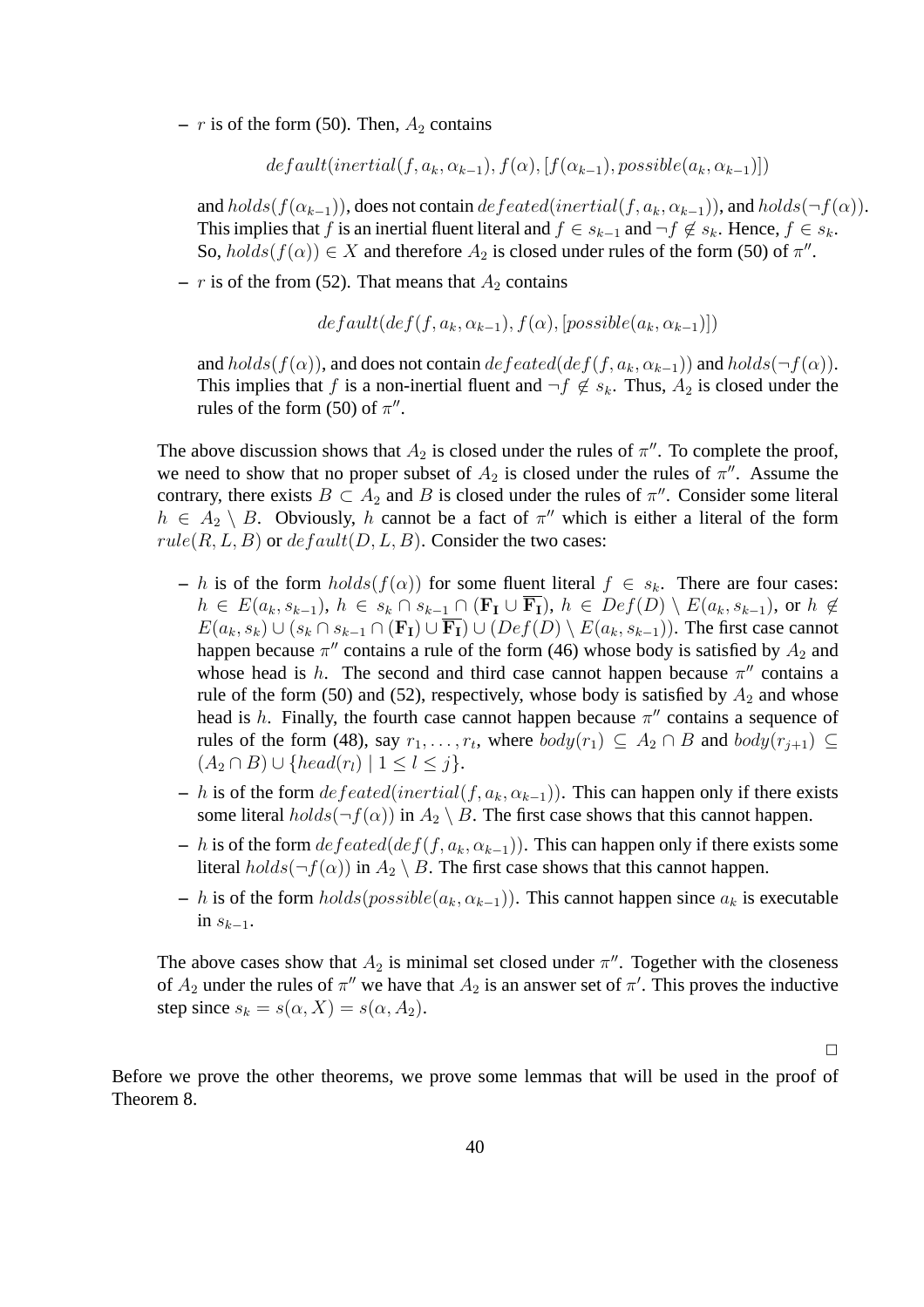– $r$ is of the form (50). Then, $A_2$ contains

$$default(inertial(f, a_k, \alpha_{k-1}), f(\alpha), [f(\alpha_{k-1}), possible(a_k, \alpha_{k-1})])$$

and $holds(f(\alpha_{k-1}))$, does not contain $defeated(inertial(f, a_k, \alpha_{k-1}))$, and $holds(\neg f(\alpha))$. This implies that $f$ is an inertial fluent literal and $f \in s_{k-1}$ and $\neg f \notin s_k$. Hence, $f \in s_k$. So, $holds(f(\alpha)) \in X$ and therefore $A_2$ is closed under rules of the form (50) of $\pi''$.

– $r$ is of the from (52). That means that $A_2$ contains

$$default(def(f, a_k, \alpha_{k-1}), f(\alpha), [possible(a_k, \alpha_{k-1})])$$

and $holds(f(\alpha))$, and does not contain $defeated(def(f, a_k, \alpha_{k-1}))$ and $holds(\neg f(\alpha))$. This implies that $f$ is a non-inertial fluent and $\neg f \notin s_k$. Thus, $A_2$ is closed under the rules of the form (50) of $\pi''$.

The above discussion shows that $A_2$ is closed under the rules of $\pi''$. To complete the proof, we need to show that no proper subset of $A_2$ is closed under the rules of $\pi''$. Assume the contrary, there exists $B \subset A_2$ and $B$ is closed under the rules of $\pi''$. Consider some literal $h \in A_2 \setminus B$. Obviously, $h$ cannot be a fact of $\pi''$ which is either a literal of the form $rule(R, L, B)$ or $default(D, L, B)$. Consider the two cases:

– $h$ is of the form $holds(f(\alpha))$ for some fluent literal $f \in s_k$. There are four cases: $h \in E(a_k, s_{k-1})$, $h \in s_k \cap s_{k-1} \cap (\mathbf{F_I} \cup \overline{\mathbf{F_I}})$, $h \in Def(D) \setminus E(a_k, s_{k-1})$, or $h \notin E(a_k, s_k) \cup (s_k \cap s_{k-1} \cap (\mathbf{F_I}) \cup \overline{\mathbf{F_I}}) \cup (Def(D) \setminus E(a_k, s_{k-1}))$. The first case cannot happen because $\pi''$ contains a rule of the form (46) whose body is satisfied by $A_2$ and whose head is $h$. The second and third case cannot happen because $\pi''$ contains a rule of the form (50) and (52), respectively, whose body is satisfied by $A_2$ and whose head is $h$. Finally, the fourth case cannot happen because $\pi''$ contains a sequence of rules of the form (48), say $r_1, \ldots, r_t$, where $body(r_1) \subseteq A_2 \cap B$ and $body(r_{j+1}) \subseteq (A_2 \cap B) \cup \{head(r_l) \mid 1 \leq l \leq j\}$.

– $h$ is of the form $defeated(inertial(f, a_k, \alpha_{k-1}))$. This can happen only if there exists some literal $holds(\neg f(\alpha))$ in $A_2 \setminus B$. The first case shows that this cannot happen.

– $h$ is of the form $defeated(def(f, a_k, \alpha_{k-1}))$. This can happen only if there exists some literal $holds(\neg f(\alpha))$ in $A_2 \setminus B$. The first case shows that this cannot happen.

– $h$ is of the form $holds(possible(a_k, \alpha_{k-1}))$. This cannot happen since $a_k$ is executable in $s_{k-1}$.

The above cases show that $A_2$ is minimal set closed under $\pi''$. Together with the closeness of $A_2$ under the rules of $\pi''$ we have that $A_2$ is an answer set of $\pi'$. This proves the inductive step since $s_k = s(\alpha, X) = s(\alpha, A_2)$.

□

Before we prove the other theorems, we prove some lemmas that will be used in the proof of Theorem 8.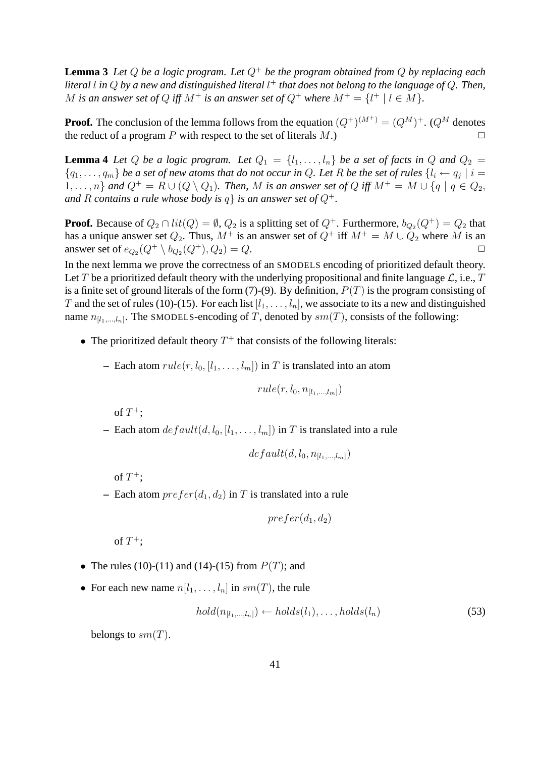**Lemma 3** *Let $Q$ be a logic program. Let $Q^+$ be the program obtained from $Q$ by replacing each literal $l$ in $Q$ by a new and distinguished literal $l^+$ that does not belong to the language of $Q$. Then, $M$ is an answer set of $Q$ iff $M^+$ is an answer set of $Q^+$ where $M^+ = \{l^+ \mid l \in M\}$.*

**Proof.** The conclusion of the lemma follows from the equation $(Q^+)^{(M^+)} = (Q^M)^+$. ($Q^M$ denotes the reduct of a program $P$ with respect to the set of literals $M$.) □

**Lemma 4** *Let $Q$ be a logic program. Let $Q_1 = \{l_1, \ldots, l_n\}$ be a set of facts in $Q$ and $Q_2 = \{q_1, \ldots, q_m\}$ be a set of new atoms that do not occur in $Q$. Let $R$ be the set of rules $\{l_i \leftarrow q_j \mid i = 1, \ldots, n\}$ and $Q^+ = R \cup (Q \setminus Q_1)$. Then, $M$ is an answer set of $Q$ iff $M^+ = M \cup \{q \mid q \in Q_2,$ and $R$ contains a rule whose body is $q\}$ is an answer set of $Q^+$.*

**Proof.** Because of $Q_2 \cap lit(Q) = \emptyset$, $Q_2$ is a splitting set of $Q^+$. Furthermore, $b_{Q_2}(Q^+) = Q_2$ that has a unique answer set $Q_2$. Thus, $M^+$ is an answer set of $Q^+$ iff $M^+ = M \cup Q_2$ where $M$ is an answer set of $e_{Q_2}(Q^+ \setminus b_{Q_2}(Q^+), Q_2) = Q$. □

In the next lemma we prove the correctness of an SMODELS encoding of prioritized default theory. Let $T$ be a prioritized default theory with the underlying propositional and finite language $\mathcal{L}$, i.e., $T$ is a finite set of ground literals of the form (7)-(9). By definition, $P(T)$ is the program consisting of $T$ and the set of rules (10)-(15). For each list $[l_1, \ldots, l_n]$, we associate to its a new and distinguished name $n_{[l_1,\ldots,l_n]}$. The SMODELS-encoding of $T$, denoted by $sm(T)$, consists of the following:

- The prioritized default theory $T^+$ that consists of the following literals:
  - Each atom $rule(r, l_0, [l_1, \ldots, l_m])$ in $T$ is translated into an atom

    $$rule(r, l_0, n_{[l_1,\ldots,l_m]})$$

    of $T^+$;
  - Each atom $default(d, l_0, [l_1, \ldots, l_m])$ in $T$ is translated into a rule

    $$default(d, l_0, n_{[l_1,\ldots,l_m]})$$

    of $T^+$;
  - Each atom $prefer(d_1, d_2)$ in $T$ is translated into a rule

    $$prefer(d_1, d_2)$$

    of $T^+$;
- The rules (10)-(11) and (14)-(15) from $P(T)$; and
- For each new name $n[l_1, \ldots, l_n]$ in $sm(T)$, the rule

  $$hold(n_{[l_1,\ldots,l_n]}) \leftarrow holds(l_1), \ldots, holds(l_n) \tag{53}$$

  belongs to $sm(T)$.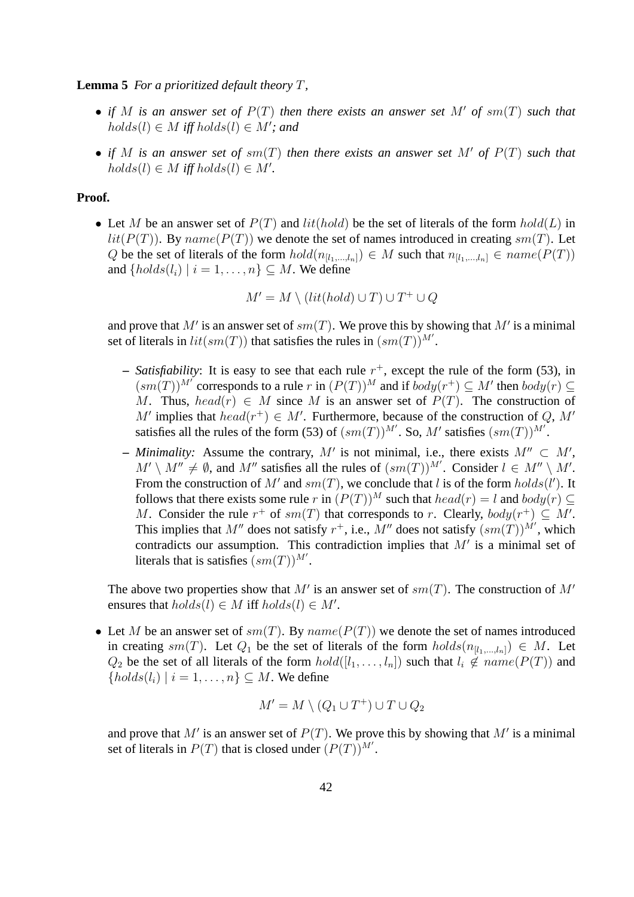**Lemma 5** *For a prioritized default theory $T$,*

- *if $M$ is an answer set of $P(T)$ then there exists an answer set $M'$ of $sm(T)$ such that $holds(l) \in M$ iff $holds(l) \in M'$; and*
- *if $M$ is an answer set of $sm(T)$ then there exists an answer set $M'$ of $P(T)$ such that $holds(l) \in M$ iff $holds(l) \in M'$.*

**Proof.**

- Let $M$ be an answer set of $P(T)$ and $lit(hold)$ be the set of literals of the form $hold(L)$ in $lit(P(T))$. By $name(P(T))$ we denote the set of names introduced in creating $sm(T)$. Let $Q$ be the set of literals of the form $hold(n_{[l_1,\ldots,l_n]}) \in M$ such that $n_{[l_1,\ldots,l_n]} \in name(P(T))$ and $\{holds(l_i) \mid i = 1, \ldots, n\} \subseteq M$. We define

$$M' = M \setminus (lit(hold) \cup T) \cup T^+ \cup Q$$

and prove that $M'$ is an answer set of $sm(T)$. We prove this by showing that $M'$ is a minimal set of literals in $lit(sm(T))$ that satisfies the rules in $(sm(T))^{M'}$.

  – *Satisfiability*: It is easy to see that each rule $r^+$, except the rule of the form (53), in $(sm(T))^{M'}$ corresponds to a rule $r$ in $(P(T))^M$ and if $body(r^+) \subseteq M'$ then $body(r) \subseteq M$. Thus, $head(r) \in M$ since $M$ is an answer set of $P(T)$. The construction of $M'$ implies that $head(r^+) \in M'$. Furthermore, because of the construction of $Q$, $M'$ satisfies all the rules of the form (53) of $(sm(T))^{M'}$. So, $M'$ satisfies $(sm(T))^{M'}$.

  – *Minimality:* Assume the contrary, $M'$ is not minimal, i.e., there exists $M'' \subset M'$, $M' \setminus M'' \neq \emptyset$, and $M''$ satisfies all the rules of $(sm(T))^{M'}$. Consider $l \in M'' \setminus M'$. From the construction of $M'$ and $sm(T)$, we conclude that $l$ is of the form $holds(l')$. It follows that there exists some rule $r$ in $(P(T))^M$ such that $head(r) = l$ and $body(r) \subseteq M$. Consider the rule $r^+$ of $sm(T)$ that corresponds to $r$. Clearly, $body(r^+) \subseteq M'$. This implies that $M''$ does not satisfy $r^+$, i.e., $M''$ does not satisfy $(sm(T))^{M'}$, which contradicts our assumption. This contradiction implies that $M'$ is a minimal set of literals that is satisfies $(sm(T))^{M'}$.

  The above two properties show that $M'$ is an answer set of $sm(T)$. The construction of $M'$ ensures that $holds(l) \in M$ iff $holds(l) \in M'$.

- Let $M$ be an answer set of $sm(T)$. By $name(P(T))$ we denote the set of names introduced in creating $sm(T)$. Let $Q_1$ be the set of literals of the form $holds(n_{[l_1,\ldots,l_n]}) \in M$. Let $Q_2$ be the set of all literals of the form $hold([l_1, \ldots, l_n])$ such that $l_i \not\in name(P(T))$ and $\{holds(l_i) \mid i = 1, \ldots, n\} \subseteq M$. We define

$$M' = M \setminus (Q_1 \cup T^+) \cup T \cup Q_2$$

and prove that $M'$ is an answer set of $P(T)$. We prove this by showing that $M'$ is a minimal set of literals in $P(T)$ that is closed under $(P(T))^{M'}$.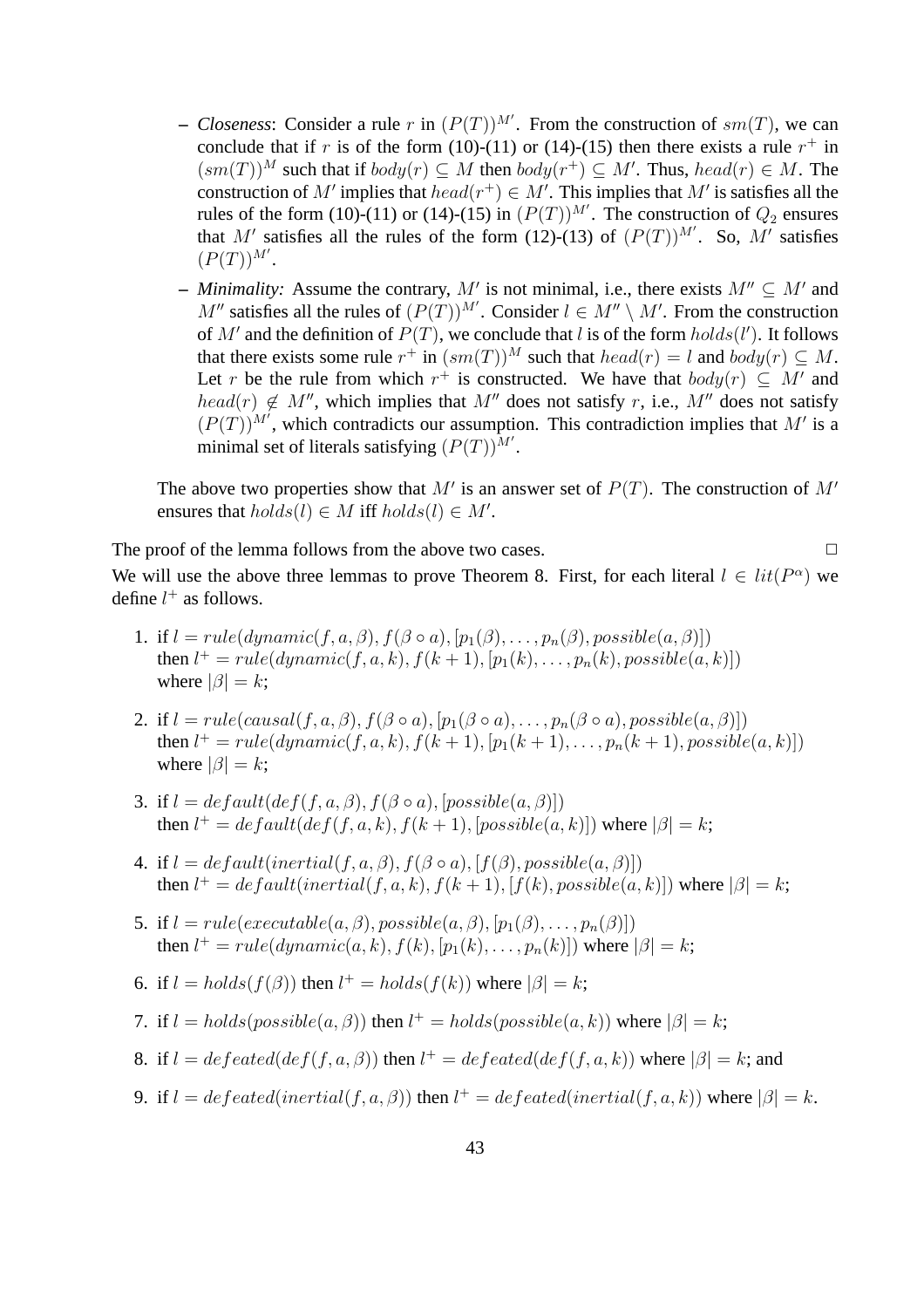- *Closeness*: Consider a rule $r$ in $(P(T))^{M'}$. From the construction of $sm(T)$, we can conclude that if $r$ is of the form (10)-(11) or (14)-(15) then there exists a rule $r^+$ in $(sm(T))^M$ such that if $body(r) \subseteq M$ then $body(r^+) \subseteq M'$. Thus, $head(r) \in M$. The construction of $M'$ implies that $head(r^+) \in M'$. This implies that $M'$ is satisfies all the rules of the form (10)-(11) or (14)-(15) in $(P(T))^{M'}$. The construction of $Q_2$ ensures that $M'$ satisfies all the rules of the form (12)-(13) of $(P(T))^{M'}$. So, $M'$ satisfies $(P(T))^{M'}$.

- *Minimality:* Assume the contrary, $M'$ is not minimal, i.e., there exists $M'' \subseteq M'$ and $M''$ satisfies all the rules of $(P(T))^{M'}$. Consider $l \in M'' \setminus M'$. From the construction of $M'$ and the definition of $P(T)$, we conclude that $l$ is of the form $holds(l')$. It follows that there exists some rule $r^+$ in $(sm(T))^M$ such that $head(r) = l$ and $body(r) \subseteq M$. Let $r$ be the rule from which $r^+$ is constructed. We have that $body(r) \subseteq M'$ and $head(r) \not\in M''$, which implies that $M''$ does not satisfy $r$, i.e., $M''$ does not satisfy $(P(T))^{M'}$, which contradicts our assumption. This contradiction implies that $M'$ is a minimal set of literals satisfying $(P(T))^{M'}$.

The above two properties show that $M'$ is an answer set of $P(T)$. The construction of $M'$ ensures that $holds(l) \in M$ iff $holds(l) \in M'$.

The proof of the lemma follows from the above two cases. □

We will use the above three lemmas to prove Theorem 8. First, for each literal $l \in lit(P^\alpha)$ we define $l^+$ as follows.

1. if $l = rule(dynamic(f, a, \beta), f(\beta \circ a), [p_1(\beta), \ldots, p_n(\beta), possible(a, \beta)])$ then $l^+ = rule(dynamic(f, a, k), f(k + 1), [p_1(k), \ldots, p_n(k), possible(a, k)])$ where $|\beta| = k$;

2. if $l = rule(causal(f, a, \beta), f(\beta \circ a), [p_1(\beta \circ a), \ldots, p_n(\beta \circ a), possible(a, \beta)])$ then $l^+ = rule(dynamic(f, a, k), f(k + 1), [p_1(k + 1), \ldots, p_n(k + 1), possible(a, k)])$ where $|\beta| = k$;

3. if $l = default(def(f, a, \beta), f(\beta \circ a), [possible(a, \beta)])$ then $l^+ = default(def(f, a, k), f(k + 1), [possible(a, k)])$ where $|\beta| = k$;

4. if $l = default(inertial(f, a, \beta), f(\beta \circ a), [f(\beta), possible(a, \beta)])$ then $l^+ = default(inertial(f, a, k), f(k + 1), [f(k), possible(a, k)])$ where $|\beta| = k$;

5. if $l = rule(executable(a, \beta), possible(a, \beta), [p_1(\beta), \ldots, p_n(\beta)])$ then $l^+ = rule(dynamic(a, k), f(k), [p_1(k), \ldots, p_n(k)])$ where $|\beta| = k$;

6. if $l = holds(f(\beta))$ then $l^+ = holds(f(k))$ where $|\beta| = k$;

7. if $l = holds(possible(a, \beta))$ then $l^+ = holds(possible(a, k))$ where $|\beta| = k$;

8. if $l = defeated(def(f, a, \beta))$ then $l^+ = defeated(def(f, a, k))$ where $|\beta| = k$; and

9. if $l = defeated(inertial(f, a, \beta))$ then $l^+ = defeated(inertial(f, a, k))$ where $|\beta| = k$.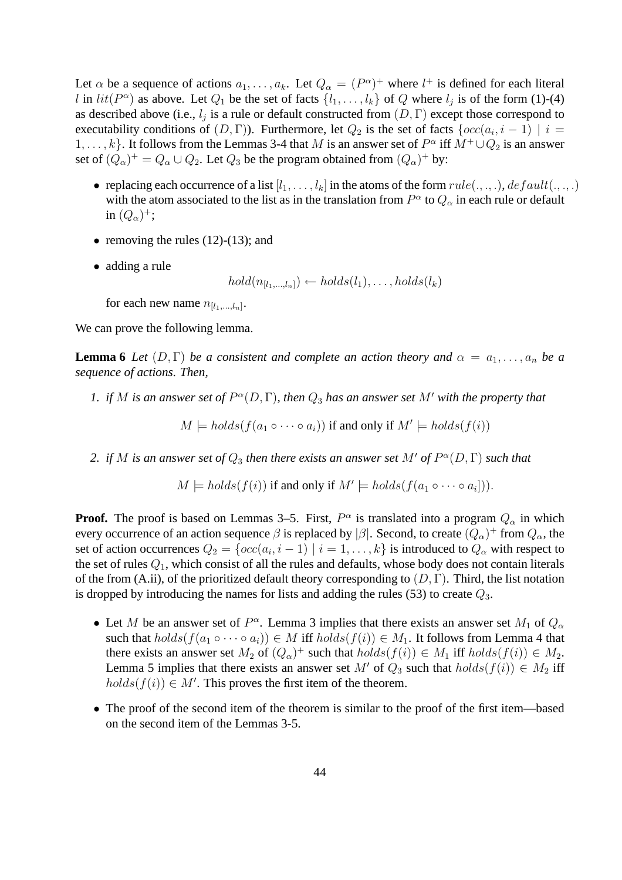Let $\alpha$ be a sequence of actions $a_1, \ldots, a_k$. Let $Q_\alpha = (P^\alpha)^+$ where $l^+$ is defined for each literal $l$ in $lit(P^\alpha)$ as above. Let $Q_1$ be the set of facts $\{l_1, \ldots, l_k\}$ of $Q$ where $l_j$ is of the form (1)-(4) as described above (i.e., $l_j$ is a rule or default constructed from $(D, \Gamma)$ except those correspond to executability conditions of $(D, \Gamma)$). Furthermore, let $Q_2$ is the set of facts $\{occ(a_i, i-1) \mid i = 1, \ldots, k\}$. It follows from the Lemmas 3-4 that $M$ is an answer set of $P^\alpha$ iff $M^+ \cup Q_2$ is an answer set of $(Q_\alpha)^+ = Q_\alpha \cup Q_2$. Let $Q_3$ be the program obtained from $(Q_\alpha)^+$ by:

- replacing each occurrence of a list $[l_1, \ldots, l_k]$ in the atoms of the form $rule(.,.,.)$, $default(.,.,.)$ with the atom associated to the list as in the translation from $P^\alpha$ to $Q_\alpha$ in each rule or default in $(Q_\alpha)^+$;
- removing the rules (12)-(13); and
- adding a rule

$$hold(n_{[l_1,\ldots,l_n]}) \leftarrow holds(l_1), \ldots, holds(l_k)$$

for each new name $n_{[l_1,\ldots,l_n]}$.

We can prove the following lemma.

**Lemma 6** *Let $(D, \Gamma)$ be a consistent and complete an action theory and $\alpha = a_1, \ldots, a_n$ be a sequence of actions. Then,*

1. *if $M$ is an answer set of $P^\alpha(D, \Gamma)$, then $Q_3$ has an answer set $M'$ with the property that*

$$M \models holds(f(a_1 \circ \cdots \circ a_i)) \text{ if and only if } M' \models holds(f(i))$$

2. *if $M$ is an answer set of $Q_3$ then there exists an answer set $M'$ of $P^\alpha(D, \Gamma)$ such that*

$$M \models holds(f(i)) \text{ if and only if } M' \models holds(f(a_1 \circ \cdots \circ a_i])).$$

**Proof.** The proof is based on Lemmas 3–5. First, $P^\alpha$ is translated into a program $Q_\alpha$ in which every occurrence of an action sequence $\beta$ is replaced by $|\beta|$. Second, to create $(Q_\alpha)^+$ from $Q_\alpha$, the set of action occurrences $Q_2 = \{occ(a_i, i-1) \mid i = 1, \ldots, k\}$ is introduced to $Q_\alpha$ with respect to the set of rules $Q_1$, which consist of all the rules and defaults, whose body does not contain literals of the from (A.ii), of the prioritized default theory corresponding to $(D, \Gamma)$. Third, the list notation is dropped by introducing the names for lists and adding the rules (53) to create $Q_3$.

- Let $M$ be an answer set of $P^\alpha$. Lemma 3 implies that there exists an answer set $M_1$ of $Q_\alpha$ such that $holds(f(a_1 \circ \cdots \circ a_i)) \in M$ iff $holds(f(i)) \in M_1$. It follows from Lemma 4 that there exists an answer set $M_2$ of $(Q_\alpha)^+$ such that $holds(f(i)) \in M_1$ iff $holds(f(i)) \in M_2$. Lemma 5 implies that there exists an answer set $M'$ of $Q_3$ such that $holds(f(i)) \in M_2$ iff $holds(f(i)) \in M'$. This proves the first item of the theorem.
- The proof of the second item of the theorem is similar to the proof of the first item—based on the second item of the Lemmas 3-5.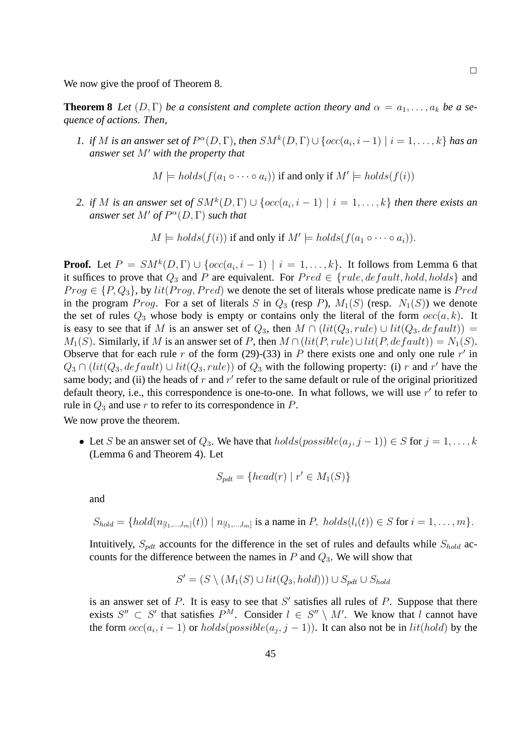□

We now give the proof of Theorem 8.

**Theorem 8** *Let $(D, \Gamma)$ be a consistent and complete action theory and $\alpha = a_1, \ldots, a_k$ be a sequence of actions. Then,*

1. *if $M$ is an answer set of $P^\alpha(D, \Gamma)$, then $SM^k(D, \Gamma) \cup \{occ(a_i, i-1) \mid i = 1, \ldots, k\}$ has an answer set $M'$ with the property that*

$$M \models holds(f(a_1 \circ \cdots \circ a_i)) \text{ if and only if } M' \models holds(f(i))$$

2. *if $M$ is an answer set of $SM^k(D, \Gamma) \cup \{occ(a_i, i-1) \mid i = 1, \ldots, k\}$ then there exists an answer set $M'$ of $P^\alpha(D, \Gamma)$ such that*

$$M \models holds(f(i)) \text{ if and only if } M' \models holds(f(a_1 \circ \cdots \circ a_i)).$$

**Proof.** Let $P = SM^k(D, \Gamma) \cup \{occ(a_i, i-1) \mid i = 1, \ldots, k\}$. It follows from Lemma 6 that it suffices to prove that $Q_3$ and $P$ are equivalent. For $Pred \in \{rule, default, hold, holds\}$ and $Prog \in \{P, Q_3\}$, by $lit(Prog, Pred)$ we denote the set of literals whose predicate name is $Pred$ in the program $Prog$. For a set of literals $S$ in $Q_3$ (resp $P$), $M_1(S)$ (resp. $N_1(S)$) we denote the set of rules $Q_3$ whose body is empty or contains only the literal of the form $occ(a, k)$. It is easy to see that if $M$ is an answer set of $Q_3$, then $M \cap (lit(Q_3, rule) \cup lit(Q_3, default)) = M_1(S)$. Similarly, if $M$ is an answer set of $P$, then $M \cap (lit(P, rule) \cup lit(P, default)) = N_1(S)$. Observe that for each rule $r$ of the form (29)-(33) in $P$ there exists one and only one rule $r'$ in $Q_3 \cap (lit(Q_3, default) \cup lit(Q_3, rule))$ of $Q_3$ with the following property: (i) $r$ and $r'$ have the same body; and (ii) the heads of $r$ and $r'$ refer to the same default or rule of the original prioritized default theory, i.e., this correspondence is one-to-one. In what follows, we will use $r'$ to refer to rule in $Q_3$ and use $r$ to refer to its correspondence in $P$.

We now prove the theorem.

- Let $S$ be an answer set of $Q_3$. We have that $holds(possible(a_j, j-1)) \in S$ for $j = 1, \ldots, k$ (Lemma 6 and Theorem 4). Let

$$S_{pdt} = \{head(r) \mid r' \in M_1(S)\}$$

and

$$S_{hold} = \{hold(n_{[l_1, \ldots, l_m]}(t)) \mid n_{[l_1, \ldots, l_m]} \text{ is a name in } P,\ holds(l_i(t)) \in S \text{ for } i = 1, \ldots, m\}.$$

Intuitively, $S_{pdt}$ accounts for the difference in the set of rules and defaults while $S_{hold}$ accounts for the difference between the names in $P$ and $Q_3$. We will show that

$$S' = (S \setminus (M_1(S) \cup lit(Q_3, hold))) \cup S_{pdt} \cup S_{hold}$$

is an answer set of $P$. It is easy to see that $S'$ satisfies all rules of $P$. Suppose that there exists $S'' \subset S'$ that satisfies $P^M$. Consider $l \in S'' \setminus M'$. We know that $l$ cannot have the form $occ(a_i, i-1)$ or $holds(possible(a_j, j-1))$. It can also not be in $lit(hold)$ by the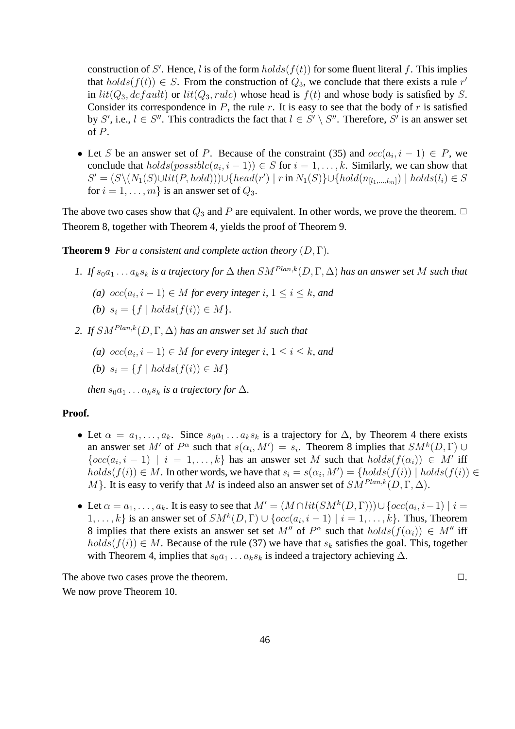construction of $S'$. Hence, $l$ is of the form $holds(f(t))$ for some fluent literal $f$. This implies that $holds(f(t)) \in S$. From the construction of $Q_3$, we conclude that there exists a rule $r'$ in $lit(Q_3, default)$ or $lit(Q_3, rule)$ whose head is $f(t)$ and whose body is satisfied by $S$. Consider its correspondence in $P$, the rule $r$. It is easy to see that the body of $r$ is satisfied by $S'$, i.e., $l \in S''$. This contradicts the fact that $l \in S' \setminus S''$. Therefore, $S'$ is an answer set of $P$.

- Let $S$ be an answer set of $P$. Because of the constraint (35) and $occ(a_i, i-1) \in P$, we conclude that $holds(possible(a_i, i-1)) \in S$ for $i = 1, \ldots, k$. Similarly, we can show that $S' = (S \setminus (N_1(S) \cup lit(P, hold))) \cup \{head(r') \mid r \text{ in } N_1(S)\} \cup \{hold(n_{[l_1,\ldots,l_m]}) \mid holds(l_i) \in S$ for $i = 1, \ldots, m\}$ is an answer set of $Q_3$.

The above two cases show that $Q_3$ and $P$ are equivalent. In other words, we prove the theorem. □
Theorem 8, together with Theorem 4, yields the proof of Theorem 9.

**Theorem 9** *For a consistent and complete action theory* $(D, \Gamma)$.

1. *If* $s_0 a_1 \ldots a_k s_k$ *is a trajectory for* $\Delta$ *then* $SM^{Plan,k}(D, \Gamma, \Delta)$ *has an answer set* $M$ *such that*
   (a) $occ(a_i, i-1) \in M$ *for every integer* $i$, $1 \leq i \leq k$, *and*
   (b) $s_i = \{f \mid holds(f(i)) \in M\}$.
2. *If* $SM^{Plan,k}(D, \Gamma, \Delta)$ *has an answer set* $M$ *such that*
   (a) $occ(a_i, i-1) \in M$ *for every integer* $i$, $1 \leq i \leq k$, *and*
   (b) $s_i = \{f \mid holds(f(i)) \in M\}$

   *then* $s_0 a_1 \ldots a_k s_k$ *is a trajectory for* $\Delta$.

**Proof.**

- Let $\alpha = a_1, \ldots, a_k$. Since $s_0 a_1 \ldots a_k s_k$ is a trajectory for $\Delta$, by Theorem 4 there exists an answer set $M'$ of $P^\alpha$ such that $s(\alpha_i, M') = s_i$. Theorem 8 implies that $SM^k(D, \Gamma) \cup \{occ(a_i, i-1) \mid i = 1, \ldots, k\}$ has an answer set $M$ such that $holds(f(\alpha_i)) \in M'$ iff $holds(f(i)) \in M$. In other words, we have that $s_i = s(\alpha_i, M') = \{holds(f(i)) \mid holds(f(i)) \in M\}$. It is easy to verify that $M$ is indeed also an answer set of $SM^{Plan,k}(D, \Gamma, \Delta)$.
- Let $\alpha = a_1, \ldots, a_k$. It is easy to see that $M' = (M \cap lit(SM^k(D, \Gamma))) \cup \{occ(a_i, i-1) \mid i = 1, \ldots, k\}$ is an answer set of $SM^k(D, \Gamma) \cup \{occ(a_i, i-1) \mid i = 1, \ldots, k\}$. Thus, Theorem 8 implies that there exists an answer set set $M''$ of $P^\alpha$ such that $holds(f(\alpha_i)) \in M''$ iff $holds(f(i)) \in M$. Because of the rule (37) we have that $s_k$ satisfies the goal. This, together with Theorem 4, implies that $s_0 a_1 \ldots a_k s_k$ is indeed a trajectory achieving $\Delta$.

The above two cases prove the theorem. □.

We now prove Theorem 10.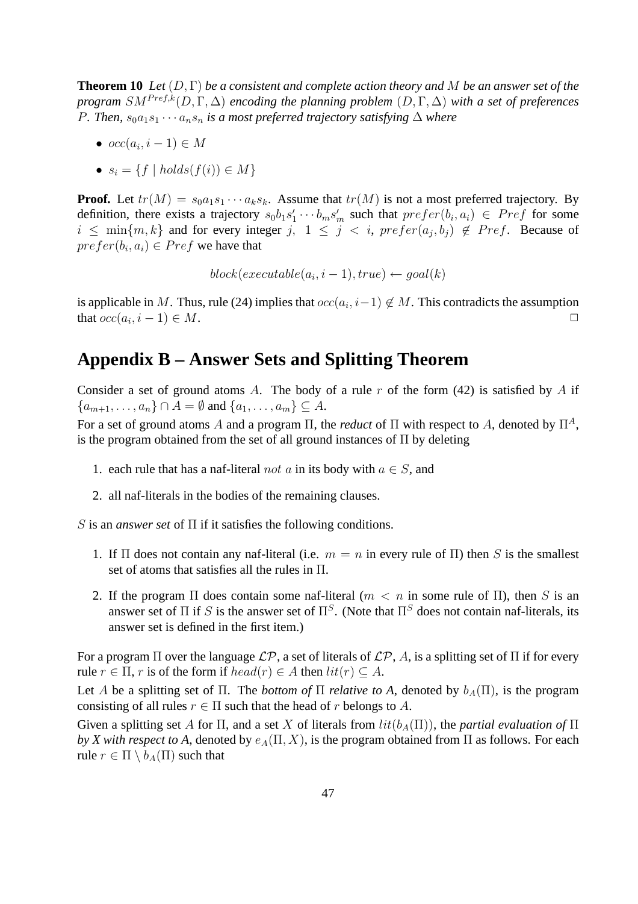**Theorem 10** *Let $(D, \Gamma)$ be a consistent and complete action theory and $M$ be an answer set of the program $SM^{Pref,k}(D, \Gamma, \Delta)$ encoding the planning problem $(D, \Gamma, \Delta)$ with a set of preferences $P$. Then, $s_0 a_1 s_1 \cdots a_n s_n$ is a most preferred trajectory satisfying $\Delta$ where*

- $occ(a_i, i-1) \in M$
- $s_i = \{f \mid holds(f(i)) \in M\}$

**Proof.** Let $tr(M) = s_0 a_1 s_1 \cdots a_k s_k$. Assume that $tr(M)$ is not a most preferred trajectory. By definition, there exists a trajectory $s_0 b_1 s'_1 \cdots b_m s'_m$ such that $prefer(b_i, a_i) \in Pref$ for some $i \leq \min\{m, k\}$ and for every integer $j,\ 1 \leq j < i$, $prefer(a_j, b_j) \notin Pref$. Because of $prefer(b_i, a_i) \in Pref$ we have that

$$block(executable(a_i, i-1), true) \leftarrow goal(k)$$

is applicable in $M$. Thus, rule (24) implies that $occ(a_i, i-1) \notin M$. This contradicts the assumption that $occ(a_i, i-1) \in M$. □

# Appendix B – Answer Sets and Splitting Theorem

Consider a set of ground atoms $A$. The body of a rule $r$ of the form (42) is satisfied by $A$ if $\{a_{m+1}, \ldots, a_n\} \cap A = \emptyset$ and $\{a_1, \ldots, a_m\} \subseteq A$.

For a set of ground atoms $A$ and a program $\Pi$, the *reduct* of $\Pi$ with respect to $A$, denoted by $\Pi^A$, is the program obtained from the set of all ground instances of $\Pi$ by deleting

1. each rule that has a naf-literal $not\ a$ in its body with $a \in S$, and
2. all naf-literals in the bodies of the remaining clauses.

$S$ is an *answer set* of $\Pi$ if it satisfies the following conditions.

1. If $\Pi$ does not contain any naf-literal (i.e. $m = n$ in every rule of $\Pi$) then $S$ is the smallest set of atoms that satisfies all the rules in $\Pi$.
2. If the program $\Pi$ does contain some naf-literal ($m < n$ in some rule of $\Pi$), then $S$ is an answer set of $\Pi$ if $S$ is the answer set of $\Pi^S$. (Note that $\Pi^S$ does not contain naf-literals, its answer set is defined in the first item.)

For a program $\Pi$ over the language $\mathcal{LP}$, a set of literals of $\mathcal{LP}$, $A$, is a splitting set of $\Pi$ if for every rule $r \in \Pi$, $r$ is of the form if $head(r) \in A$ then $lit(r) \subseteq A$.

Let $A$ be a splitting set of $\Pi$. The *bottom of $\Pi$ relative to A*, denoted by $b_A(\Pi)$, is the program consisting of all rules $r \in \Pi$ such that the head of $r$ belongs to $A$.

Given a splitting set $A$ for $\Pi$, and a set $X$ of literals from $lit(b_A(\Pi))$, the *partial evaluation of $\Pi$ by X with respect to A*, denoted by $e_A(\Pi, X)$, is the program obtained from $\Pi$ as follows. For each rule $r \in \Pi \setminus b_A(\Pi)$ such that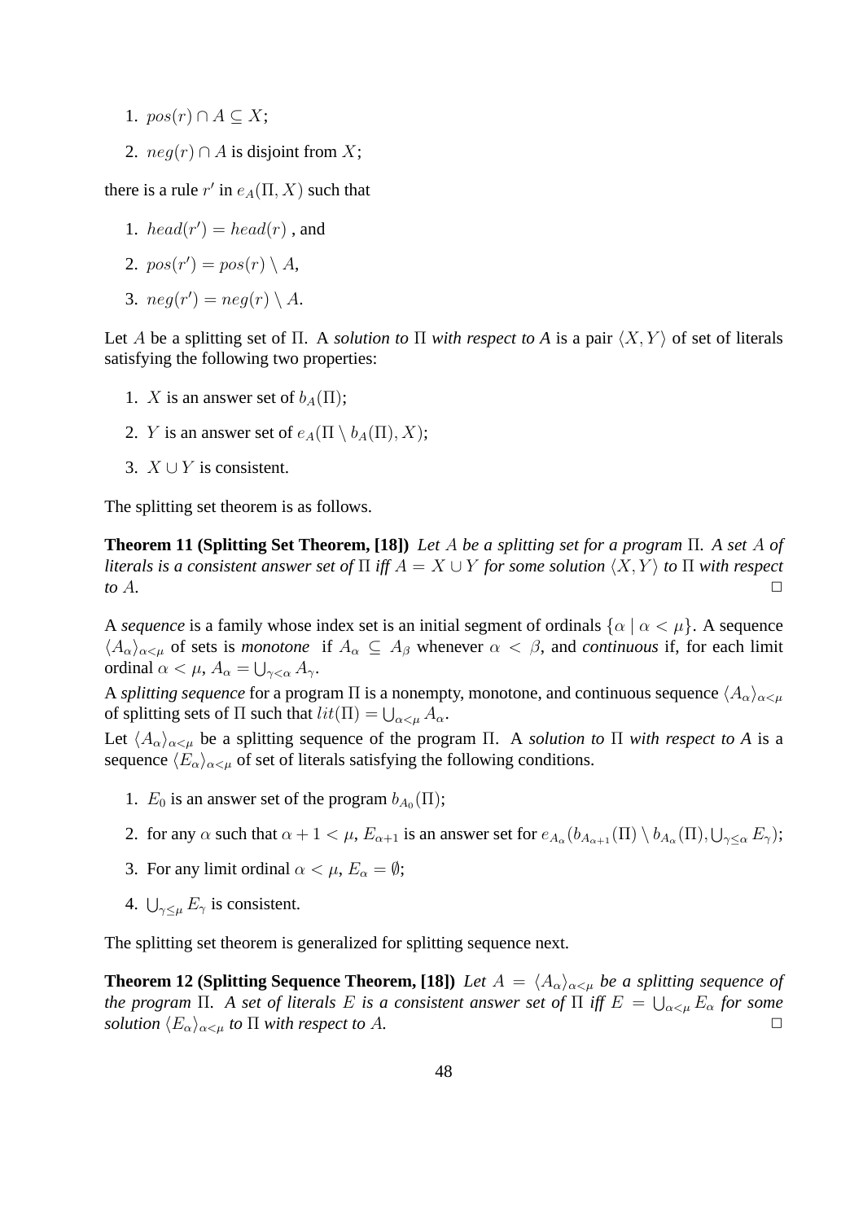1. $pos(r) \cap A \subseteq X$;
2. $neg(r) \cap A$ is disjoint from $X$;

there is a rule $r'$ in $e_A(\Pi, X)$ such that

1. $head(r') = head(r)$ , and
2. $pos(r') = pos(r) \setminus A$,
3. $neg(r') = neg(r) \setminus A$.

Let $A$ be a splitting set of $\Pi$. A *solution to* $\Pi$ *with respect to A* is a pair $\langle X, Y \rangle$ of set of literals satisfying the following two properties:

1. $X$ is an answer set of $b_A(\Pi)$;
2. $Y$ is an answer set of $e_A(\Pi \setminus b_A(\Pi), X)$;
3. $X \cup Y$ is consistent.

The splitting set theorem is as follows.

**Theorem 11 (Splitting Set Theorem, [18])** *Let $A$ be a splitting set for a program $\Pi$. A set $A$ of literals is a consistent answer set of $\Pi$ iff $A = X \cup Y$ for some solution $\langle X, Y \rangle$ to $\Pi$ with respect to $A$.* □

A *sequence* is a family whose index set is an initial segment of ordinals $\{\alpha \mid \alpha < \mu\}$. A sequence $\langle A_\alpha \rangle_{\alpha < \mu}$ of sets is *monotone* if $A_\alpha \subseteq A_\beta$ whenever $\alpha < \beta$, and *continuous* if, for each limit ordinal $\alpha < \mu$, $A_\alpha = \bigcup_{\gamma < \alpha} A_\gamma$.

A *splitting sequence* for a program $\Pi$ is a nonempty, monotone, and continuous sequence $\langle A_\alpha \rangle_{\alpha < \mu}$ of splitting sets of $\Pi$ such that $lit(\Pi) = \bigcup_{\alpha < \mu} A_\alpha$.

Let $\langle A_\alpha \rangle_{\alpha < \mu}$ be a splitting sequence of the program $\Pi$. A *solution to* $\Pi$ *with respect to A* is a sequence $\langle E_\alpha \rangle_{\alpha < \mu}$ of set of literals satisfying the following conditions.

1. $E_0$ is an answer set of the program $b_{A_0}(\Pi)$;
2. for any $\alpha$ such that $\alpha + 1 < \mu$, $E_{\alpha+1}$ is an answer set for $e_{A_\alpha}(b_{A_{\alpha+1}}(\Pi) \setminus b_{A_\alpha}(\Pi), \bigcup_{\gamma \leq \alpha} E_\gamma)$;
3. For any limit ordinal $\alpha < \mu$, $E_\alpha = \emptyset$;
4. $\bigcup_{\gamma \leq \mu} E_\gamma$ is consistent.

The splitting set theorem is generalized for splitting sequence next.

**Theorem 12 (Splitting Sequence Theorem, [18])** *Let $A = \langle A_\alpha \rangle_{\alpha < \mu}$ be a splitting sequence of the program $\Pi$. A set of literals $E$ is a consistent answer set of $\Pi$ iff $E = \bigcup_{\alpha < \mu} E_\alpha$ for some solution $\langle E_\alpha \rangle_{\alpha < \mu}$ to $\Pi$ with respect to $A$.* □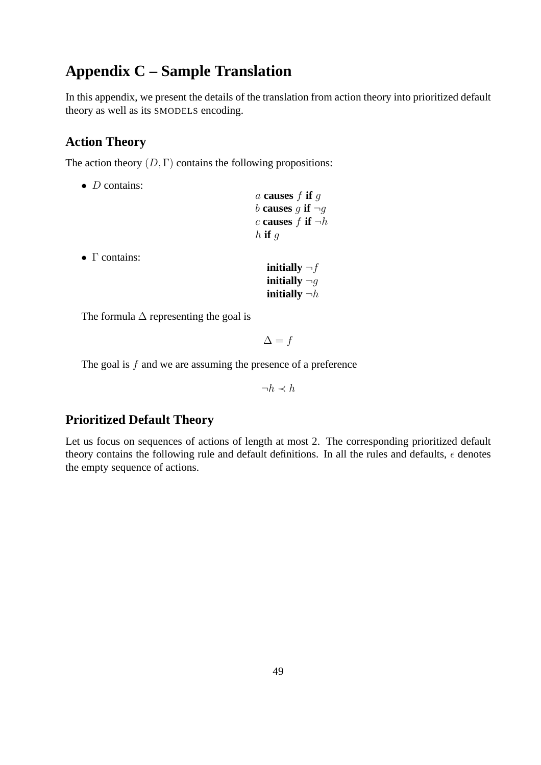## Appendix C – Sample Translation

In this appendix, we present the details of the translation from action theory into prioritized default theory as well as its SMODELS encoding.

### Action Theory

The action theory $(D, \Gamma)$ contains the following propositions:

- $D$ contains:

  $a$ **causes** $f$ **if** $g$
  $b$ **causes** $g$ **if** $\neg g$
  $c$ **causes** $f$ **if** $\neg h$
  $h$ **if** $g$

- $\Gamma$ contains:

  **initially** $\neg f$
  **initially** $\neg g$
  **initially** $\neg h$

  The formula $\Delta$ representing the goal is

  $$\Delta = f$$

  The goal is $f$ and we are assuming the presence of a preference

  $$\neg h \prec h$$

### Prioritized Default Theory

Let us focus on sequences of actions of length at most 2. The corresponding prioritized default theory contains the following rule and default definitions. In all the rules and defaults, $\epsilon$ denotes the empty sequence of actions.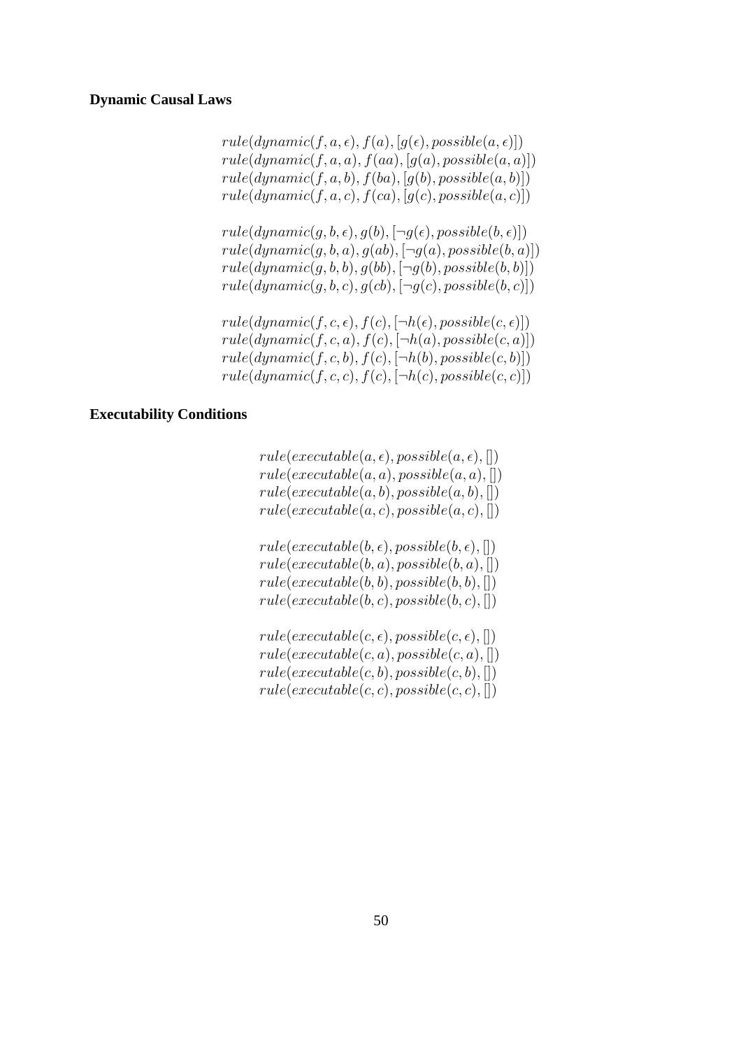**Dynamic Causal Laws**

$$
\begin{array}{l}
rule(dynamic(f,a,\epsilon), f(a), [g(\epsilon), possible(a,\epsilon)]) \\
rule(dynamic(f,a,a), f(aa), [g(a), possible(a,a)]) \\
rule(dynamic(f,a,b), f(ba), [g(b), possible(a,b)]) \\
rule(dynamic(f,a,c), f(ca), [g(c), possible(a,c)])
\end{array}
$$

$$
\begin{array}{l}
rule(dynamic(g,b,\epsilon), g(b), [\neg g(\epsilon), possible(b,\epsilon)]) \\
rule(dynamic(g,b,a), g(ab), [\neg g(a), possible(b,a)]) \\
rule(dynamic(g,b,b), g(bb), [\neg g(b), possible(b,b)]) \\
rule(dynamic(g,b,c), g(cb), [\neg g(c), possible(b,c)])
\end{array}
$$

$$
\begin{array}{l}
rule(dynamic(f,c,\epsilon), f(c), [\neg h(\epsilon), possible(c,\epsilon)]) \\
rule(dynamic(f,c,a), f(c), [\neg h(a), possible(c,a)]) \\
rule(dynamic(f,c,b), f(c), [\neg h(b), possible(c,b)]) \\
rule(dynamic(f,c,c), f(c), [\neg h(c), possible(c,c)])
\end{array}
$$

**Executability Conditions**

$$
\begin{array}{l}
rule(executable(a,\epsilon), possible(a,\epsilon), []) \\
rule(executable(a,a), possible(a,a), []) \\
rule(executable(a,b), possible(a,b), []) \\
rule(executable(a,c), possible(a,c), [])
\end{array}
$$

$$
\begin{array}{l}
rule(executable(b,\epsilon), possible(b,\epsilon), []) \\
rule(executable(b,a), possible(b,a), []) \\
rule(executable(b,b), possible(b,b), []) \\
rule(executable(b,c), possible(b,c), [])
\end{array}
$$

$$
\begin{array}{l}
rule(executable(c,\epsilon), possible(c,\epsilon), []) \\
rule(executable(c,a), possible(c,a), []) \\
rule(executable(c,b), possible(c,b), []) \\
rule(executable(c,c), possible(c,c), [])
\end{array}
$$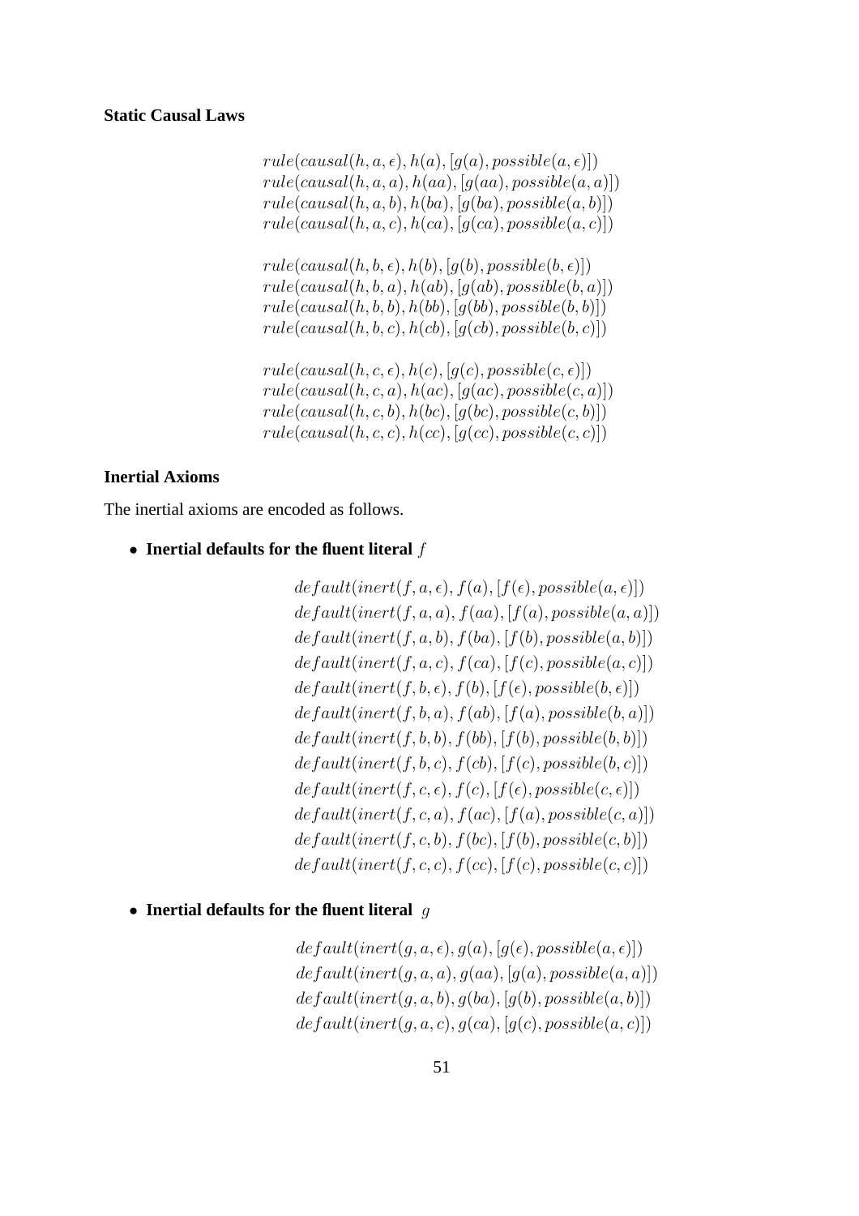**Static Causal Laws**

$$
\begin{array}{l}
rule(causal(h, a, \epsilon), h(a), [g(a), possible(a, \epsilon)]) \\
rule(causal(h, a, a), h(aa), [g(aa), possible(a, a)]) \\
rule(causal(h, a, b), h(ba), [g(ba), possible(a, b)]) \\
rule(causal(h, a, c), h(ca), [g(ca), possible(a, c)])
\end{array}
$$

$$
\begin{array}{l}
rule(causal(h, b, \epsilon), h(b), [g(b), possible(b, \epsilon)]) \\
rule(causal(h, b, a), h(ab), [g(ab), possible(b, a)]) \\
rule(causal(h, b, b), h(bb), [g(bb), possible(b, b)]) \\
rule(causal(h, b, c), h(cb), [g(cb), possible(b, c)])
\end{array}
$$

$$
\begin{array}{l}
rule(causal(h, c, \epsilon), h(c), [g(c), possible(c, \epsilon)]) \\
rule(causal(h, c, a), h(ac), [g(ac), possible(c, a)]) \\
rule(causal(h, c, b), h(bc), [g(bc), possible(c, b)]) \\
rule(causal(h, c, c), h(cc), [g(cc), possible(c, c)])
\end{array}
$$

**Inertial Axioms**

The inertial axioms are encoded as follows.

- **Inertial defaults for the fluent literal $f$**

$$
\begin{array}{l}
default(inert(f, a, \epsilon), f(a), [f(\epsilon), possible(a, \epsilon)]) \\
default(inert(f, a, a), f(aa), [f(a), possible(a, a)]) \\
default(inert(f, a, b), f(ba), [f(b), possible(a, b)]) \\
default(inert(f, a, c), f(ca), [f(c), possible(a, c)]) \\
default(inert(f, b, \epsilon), f(b), [f(\epsilon), possible(b, \epsilon)]) \\
default(inert(f, b, a), f(ab), [f(a), possible(b, a)]) \\
default(inert(f, b, b), f(bb), [f(b), possible(b, b)]) \\
default(inert(f, b, c), f(cb), [f(c), possible(b, c)]) \\
default(inert(f, c, \epsilon), f(c), [f(\epsilon), possible(c, \epsilon)]) \\
default(inert(f, c, a), f(ac), [f(a), possible(c, a)]) \\
default(inert(f, c, b), f(bc), [f(b), possible(c, b)]) \\
default(inert(f, c, c), f(cc), [f(c), possible(c, c)])
\end{array}
$$

- **Inertial defaults for the fluent literal $g$**

$$
\begin{array}{l}
default(inert(g, a, \epsilon), g(a), [g(\epsilon), possible(a, \epsilon)]) \\
default(inert(g, a, a), g(aa), [g(a), possible(a, a)]) \\
default(inert(g, a, b), g(ba), [g(b), possible(a, b)]) \\
default(inert(g, a, c), g(ca), [g(c), possible(a, c)])
\end{array}
$$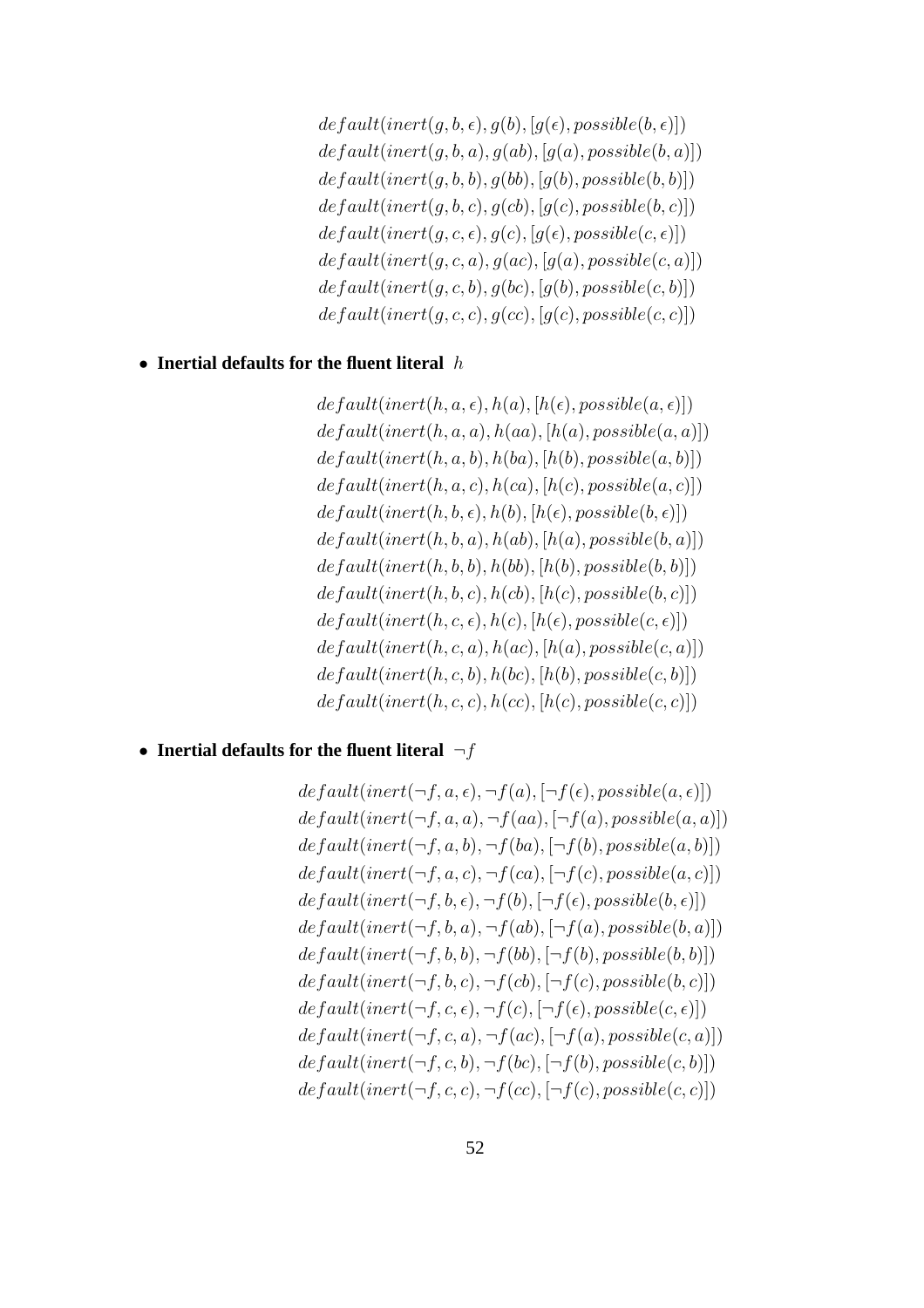$$default(inert(g, b, \epsilon), g(b), [g(\epsilon), possible(b, \epsilon)])$$
$$default(inert(g, b, a), g(ab), [g(a), possible(b, a)])$$
$$default(inert(g, b, b), g(bb), [g(b), possible(b, b)])$$
$$default(inert(g, b, c), g(cb), [g(c), possible(b, c)])$$
$$default(inert(g, c, \epsilon), g(c), [g(\epsilon), possible(c, \epsilon)])$$
$$default(inert(g, c, a), g(ac), [g(a), possible(c, a)])$$
$$default(inert(g, c, b), g(bc), [g(b), possible(c, b)])$$
$$default(inert(g, c, c), g(cc), [g(c), possible(c, c)])$$

- **Inertial defaults for the fluent literal** $h$

$$default(inert(h, a, \epsilon), h(a), [h(\epsilon), possible(a, \epsilon)])$$
$$default(inert(h, a, a), h(aa), [h(a), possible(a, a)])$$
$$default(inert(h, a, b), h(ba), [h(b), possible(a, b)])$$
$$default(inert(h, a, c), h(ca), [h(c), possible(a, c)])$$
$$default(inert(h, b, \epsilon), h(b), [h(\epsilon), possible(b, \epsilon)])$$
$$default(inert(h, b, a), h(ab), [h(a), possible(b, a)])$$
$$default(inert(h, b, b), h(bb), [h(b), possible(b, b)])$$
$$default(inert(h, b, c), h(cb), [h(c), possible(b, c)])$$
$$default(inert(h, c, \epsilon), h(c), [h(\epsilon), possible(c, \epsilon)])$$
$$default(inert(h, c, a), h(ac), [h(a), possible(c, a)])$$
$$default(inert(h, c, b), h(bc), [h(b), possible(c, b)])$$
$$default(inert(h, c, c), h(cc), [h(c), possible(c, c)])$$

- **Inertial defaults for the fluent literal** $\neg f$

$$default(inert(\neg f, a, \epsilon), \neg f(a), [\neg f(\epsilon), possible(a, \epsilon)])$$
$$default(inert(\neg f, a, a), \neg f(aa), [\neg f(a), possible(a, a)])$$
$$default(inert(\neg f, a, b), \neg f(ba), [\neg f(b), possible(a, b)])$$
$$default(inert(\neg f, a, c), \neg f(ca), [\neg f(c), possible(a, c)])$$
$$default(inert(\neg f, b, \epsilon), \neg f(b), [\neg f(\epsilon), possible(b, \epsilon)])$$
$$default(inert(\neg f, b, a), \neg f(ab), [\neg f(a), possible(b, a)])$$
$$default(inert(\neg f, b, b), \neg f(bb), [\neg f(b), possible(b, b)])$$
$$default(inert(\neg f, b, c), \neg f(cb), [\neg f(c), possible(b, c)])$$
$$default(inert(\neg f, c, \epsilon), \neg f(c), [\neg f(\epsilon), possible(c, \epsilon)])$$
$$default(inert(\neg f, c, a), \neg f(ac), [\neg f(a), possible(c, a)])$$
$$default(inert(\neg f, c, b), \neg f(bc), [\neg f(b), possible(c, b)])$$
$$default(inert(\neg f, c, c), \neg f(cc), [\neg f(c), possible(c, c)])$$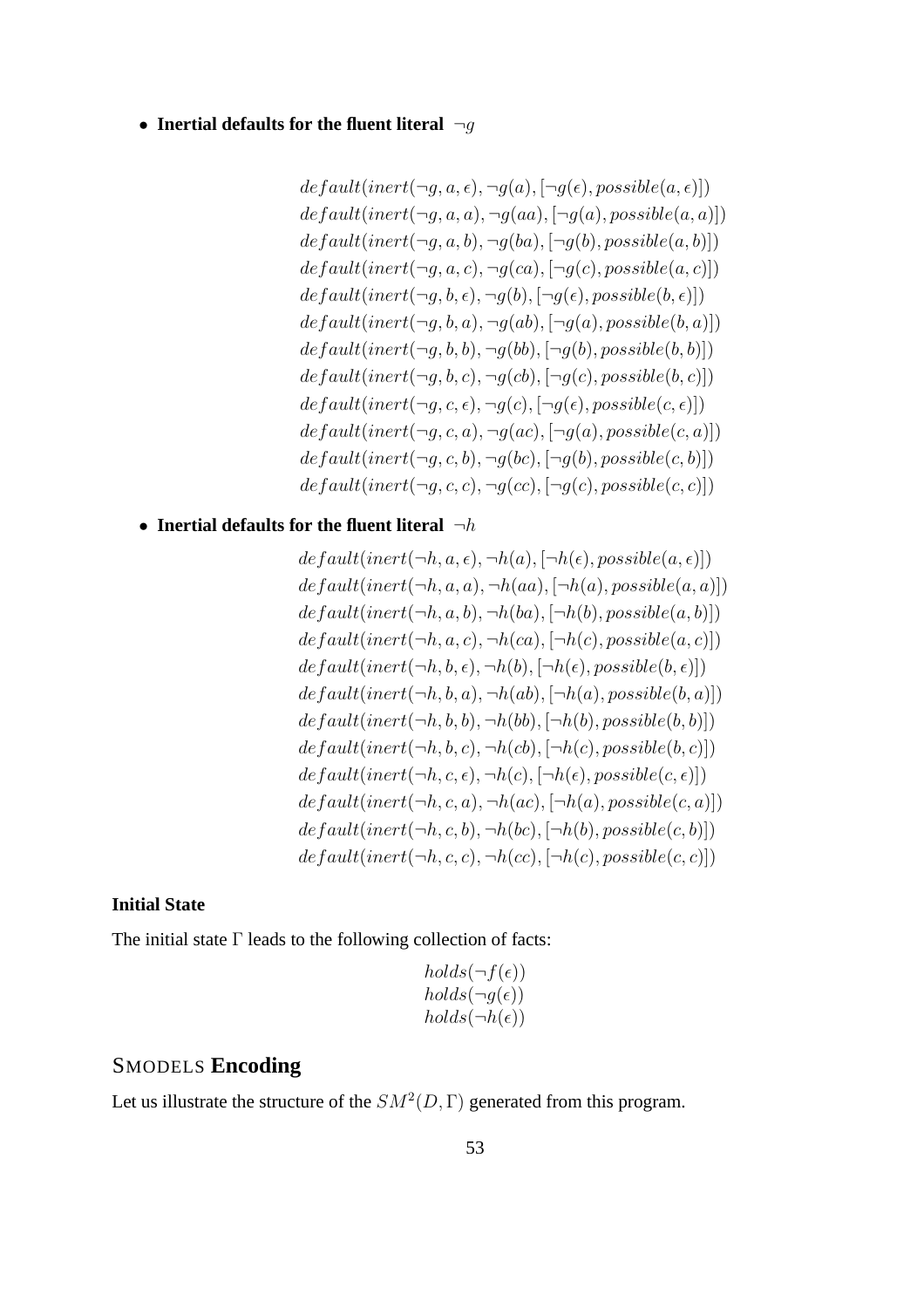- **Inertial defaults for the fluent literal** $\neg g$

$$
\begin{array}{l}
default(inert(\neg g, a, \epsilon), \neg g(a), [\neg g(\epsilon), possible(a, \epsilon)]) \\
default(inert(\neg g, a, a), \neg g(aa), [\neg g(a), possible(a, a)]) \\
default(inert(\neg g, a, b), \neg g(ba), [\neg g(b), possible(a, b)]) \\
default(inert(\neg g, a, c), \neg g(ca), [\neg g(c), possible(a, c)]) \\
default(inert(\neg g, b, \epsilon), \neg g(b), [\neg g(\epsilon), possible(b, \epsilon)]) \\
default(inert(\neg g, b, a), \neg g(ab), [\neg g(a), possible(b, a)]) \\
default(inert(\neg g, b, b), \neg g(bb), [\neg g(b), possible(b, b)]) \\
default(inert(\neg g, b, c), \neg g(cb), [\neg g(c), possible(b, c)]) \\
default(inert(\neg g, c, \epsilon), \neg g(c), [\neg g(\epsilon), possible(c, \epsilon)]) \\
default(inert(\neg g, c, a), \neg g(ac), [\neg g(a), possible(c, a)]) \\
default(inert(\neg g, c, b), \neg g(bc), [\neg g(b), possible(c, b)]) \\
default(inert(\neg g, c, c), \neg g(cc), [\neg g(c), possible(c, c)])
\end{array}
$$

- **Inertial defaults for the fluent literal** $\neg h$

$$
\begin{array}{l}
default(inert(\neg h, a, \epsilon), \neg h(a), [\neg h(\epsilon), possible(a, \epsilon)]) \\
default(inert(\neg h, a, a), \neg h(aa), [\neg h(a), possible(a, a)]) \\
default(inert(\neg h, a, b), \neg h(ba), [\neg h(b), possible(a, b)]) \\
default(inert(\neg h, a, c), \neg h(ca), [\neg h(c), possible(a, c)]) \\
default(inert(\neg h, b, \epsilon), \neg h(b), [\neg h(\epsilon), possible(b, \epsilon)]) \\
default(inert(\neg h, b, a), \neg h(ab), [\neg h(a), possible(b, a)]) \\
default(inert(\neg h, b, b), \neg h(bb), [\neg h(b), possible(b, b)]) \\
default(inert(\neg h, b, c), \neg h(cb), [\neg h(c), possible(b, c)]) \\
default(inert(\neg h, c, \epsilon), \neg h(c), [\neg h(\epsilon), possible(c, \epsilon)]) \\
default(inert(\neg h, c, a), \neg h(ac), [\neg h(a), possible(c, a)]) \\
default(inert(\neg h, c, b), \neg h(bc), [\neg h(b), possible(c, b)]) \\
default(inert(\neg h, c, c), \neg h(cc), [\neg h(c), possible(c, c)])
\end{array}
$$

#### Initial State

The initial state $\Gamma$ leads to the following collection of facts:

$$
\begin{array}{l}
holds(\neg f(\epsilon)) \\
holds(\neg g(\epsilon)) \\
holds(\neg h(\epsilon))
\end{array}
$$

## SMODELS **Encoding**

Let us illustrate the structure of the $SM^2(D, \Gamma)$ generated from this program.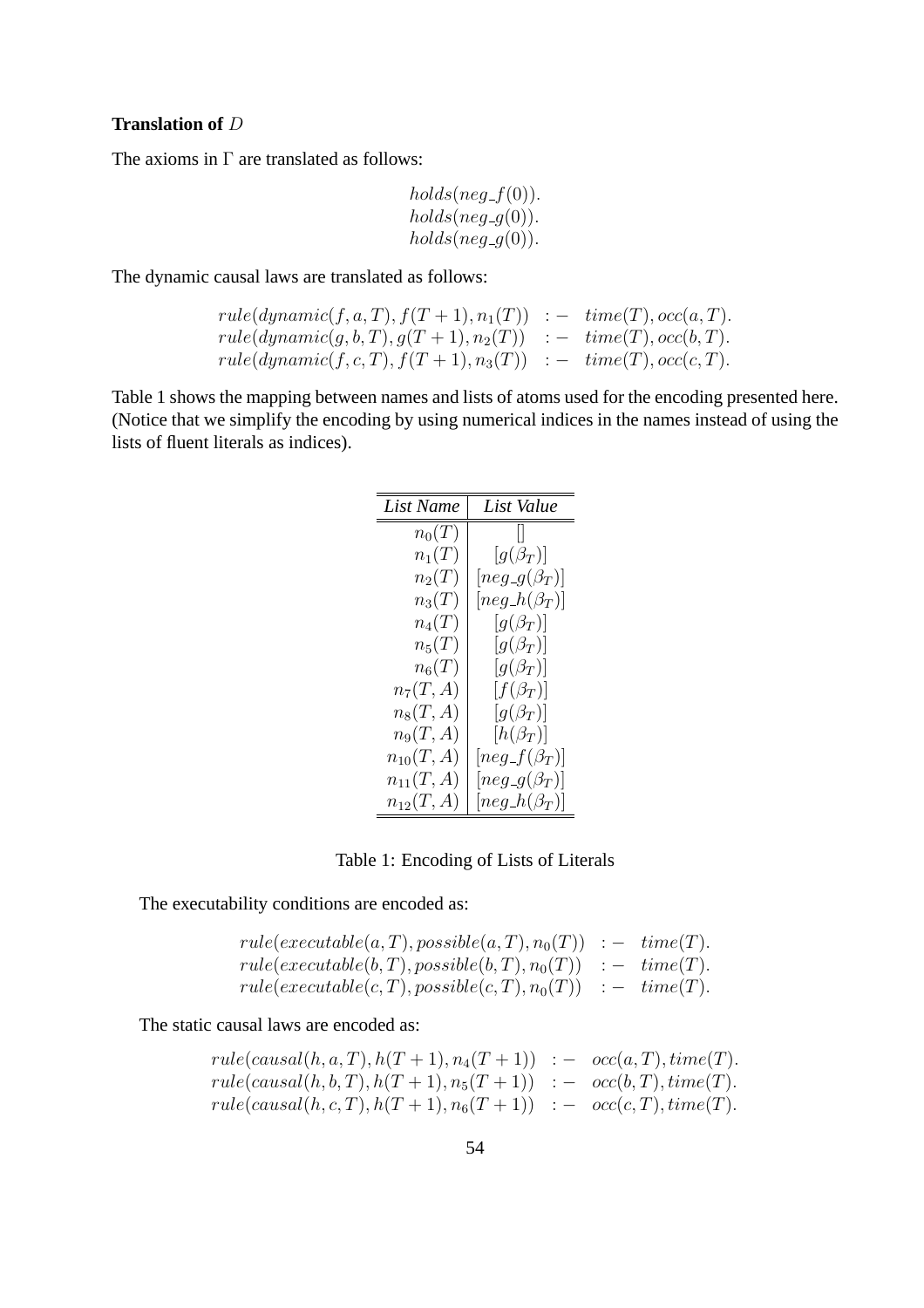**Translation of $D$**

The axioms in $\Gamma$ are translated as follows:

$$holds(neg\_f(0)).$$
$$holds(neg\_g(0)).$$
$$holds(neg\_g(0)).$$

The dynamic causal laws are translated as follows:

$$
\begin{array}{lll}
rule(dynamic(f,a,T), f(T+1), n_1(T)) & :- & time(T), occ(a,T). \\
rule(dynamic(g,b,T), g(T+1), n_2(T)) & :- & time(T), occ(b,T). \\
rule(dynamic(f,c,T), f(T+1), n_3(T)) & :- & time(T), occ(c,T).
\end{array}
$$

Table 1 shows the mapping between names and lists of atoms used for the encoding presented here. (Notice that we simplify the encoding by using numerical indices in the names instead of using the lists of fluent literals as indices).

| *List Name* | *List Value* |
|---|---|
| $n_0(T)$ | $[]$ |
| $n_1(T)$ | $[g(\beta_T)]$ |
| $n_2(T)$ | $[neg\_g(\beta_T)]$ |
| $n_3(T)$ | $[neg\_h(\beta_T)]$ |
| $n_4(T)$ | $[g(\beta_T)]$ |
| $n_5(T)$ | $[g(\beta_T)]$ |
| $n_6(T)$ | $[g(\beta_T)]$ |
| $n_7(T,A)$ | $[f(\beta_T)]$ |
| $n_8(T,A)$ | $[g(\beta_T)]$ |
| $n_9(T,A)$ | $[h(\beta_T)]$ |
| $n_{10}(T,A)$ | $[neg\_f(\beta_T)]$ |
| $n_{11}(T,A)$ | $[neg\_g(\beta_T)]$ |
| $n_{12}(T,A)$ | $[neg\_h(\beta_T)]$ |

Table 1: Encoding of Lists of Literals

The executability conditions are encoded as:

$$
\begin{array}{lll}
rule(executable(a,T), possible(a,T), n_0(T)) & :- & time(T). \\
rule(executable(b,T), possible(b,T), n_0(T)) & :- & time(T). \\
rule(executable(c,T), possible(c,T), n_0(T)) & :- & time(T).
\end{array}
$$

The static causal laws are encoded as:

$$
\begin{array}{lll}
rule(causal(h,a,T), h(T+1), n_4(T+1)) & :- & occ(a,T), time(T). \\
rule(causal(h,b,T), h(T+1), n_5(T+1)) & :- & occ(b,T), time(T). \\
rule(causal(h,c,T), h(T+1), n_6(T+1)) & :- & occ(c,T), time(T).
\end{array}
$$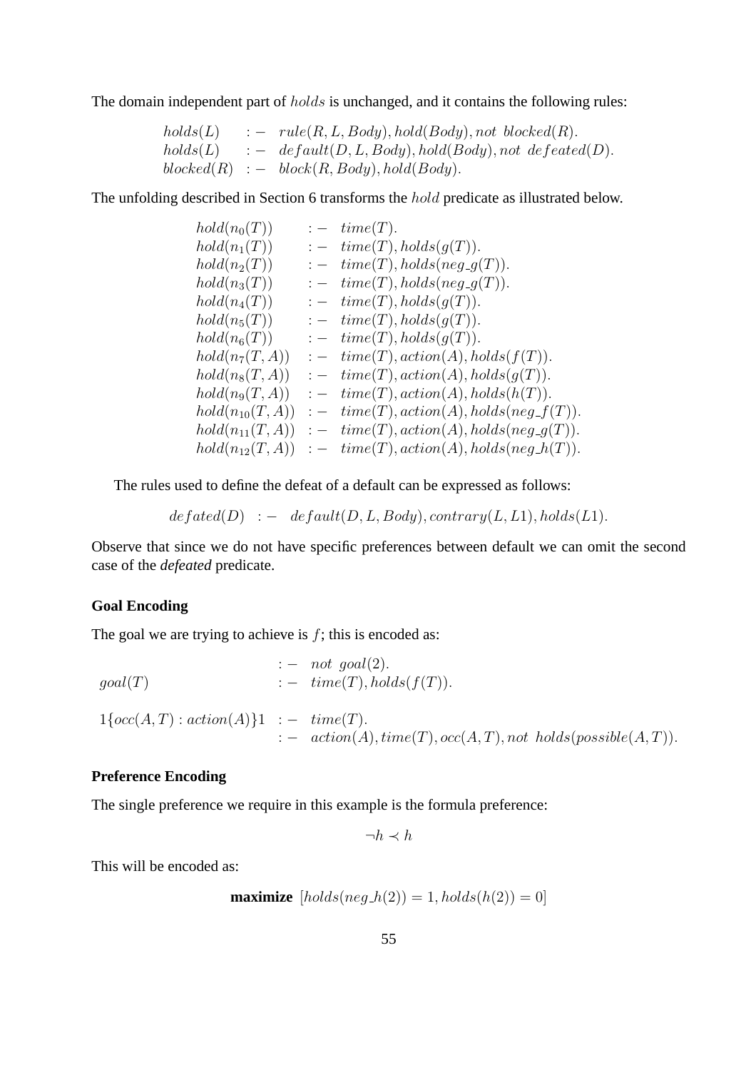The domain independent part of $holds$ is unchanged, and it contains the following rules:

$$
\begin{array}{lll}
holds(L) & :- & rule(R, L, Body), hold(Body), not\ blocked(R). \\
holds(L) & :- & default(D, L, Body), hold(Body), not\ defeated(D). \\
blocked(R) & :- & block(R, Body), hold(Body).
\end{array}
$$

The unfolding described in Section 6 transforms the $hold$ predicate as illustrated below.

$$
\begin{array}{lll}
hold(n_0(T)) & :- & time(T). \\
hold(n_1(T)) & :- & time(T), holds(g(T)). \\
hold(n_2(T)) & :- & time(T), holds(neg\_g(T)). \\
hold(n_3(T)) & :- & time(T), holds(neg\_g(T)). \\
hold(n_4(T)) & :- & time(T), holds(g(T)). \\
hold(n_5(T)) & :- & time(T), holds(g(T)). \\
hold(n_6(T)) & :- & time(T), holds(g(T)). \\
hold(n_7(T, A)) & :- & time(T), action(A), holds(f(T)). \\
hold(n_8(T, A)) & :- & time(T), action(A), holds(g(T)). \\
hold(n_9(T, A)) & :- & time(T), action(A), holds(h(T)). \\
hold(n_{10}(T, A)) & :- & time(T), action(A), holds(neg\_f(T)). \\
hold(n_{11}(T, A)) & :- & time(T), action(A), holds(neg\_g(T)). \\
hold(n_{12}(T, A)) & :- & time(T), action(A), holds(neg\_h(T)).
\end{array}
$$

The rules used to define the defeat of a default can be expressed as follows:

$$
defated(D) \ :- \ default(D, L, Body), contrary(L, L1), holds(L1).
$$

Observe that since we do not have specific preferences between default we can omit the second case of the *defeated* predicate.

### Goal Encoding

The goal we are trying to achieve is $f$; this is encoded as:

$$
\begin{array}{lll}
 & :- & not\ goal(2). \\
goal(T) & :- & time(T), holds(f(T)). \\
 & & \\
1\{occ(A, T) : action(A)\}1 & :- & time(T). \\
 & :- & action(A), time(T), occ(A, T), not\ holds(possible(A, T)).
\end{array}
$$

### Preference Encoding

The single preference we require in this example is the formula preference:

$$
\neg h \prec h
$$

This will be encoded as:

$$
\textbf{maximize}\ [holds(neg\_h(2)) = 1, holds(h(2)) = 0]
$$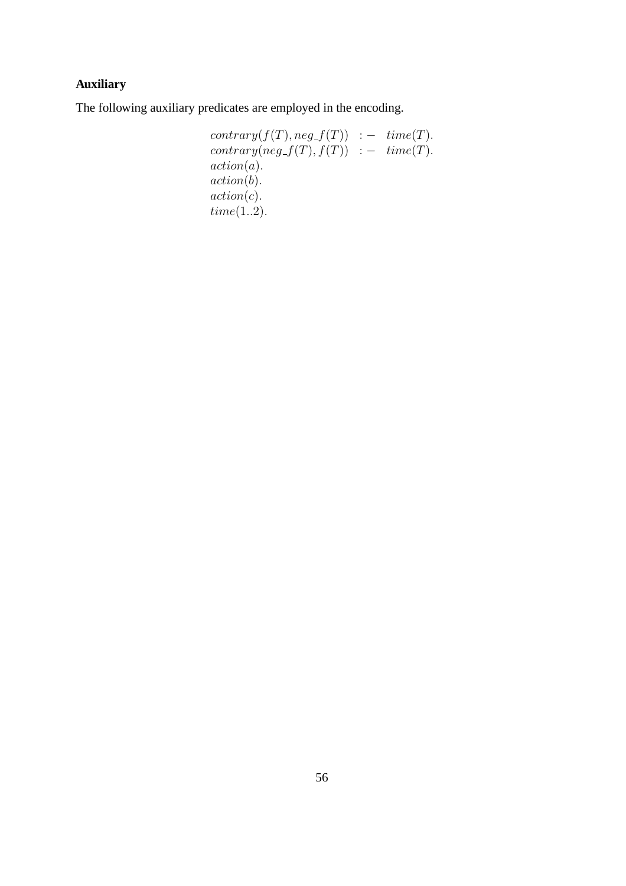**Auxiliary**

The following auxiliary predicates are employed in the encoding.

$$
\begin{array}{lll}
contrary(f(T), neg\_f(T)) & :- & time(T). \\
contrary(neg\_f(T), f(T)) & :- & time(T). \\
action(a). & & \\
action(b). & & \\
action(c). & & \\
time(1..2). & &
\end{array}
$$